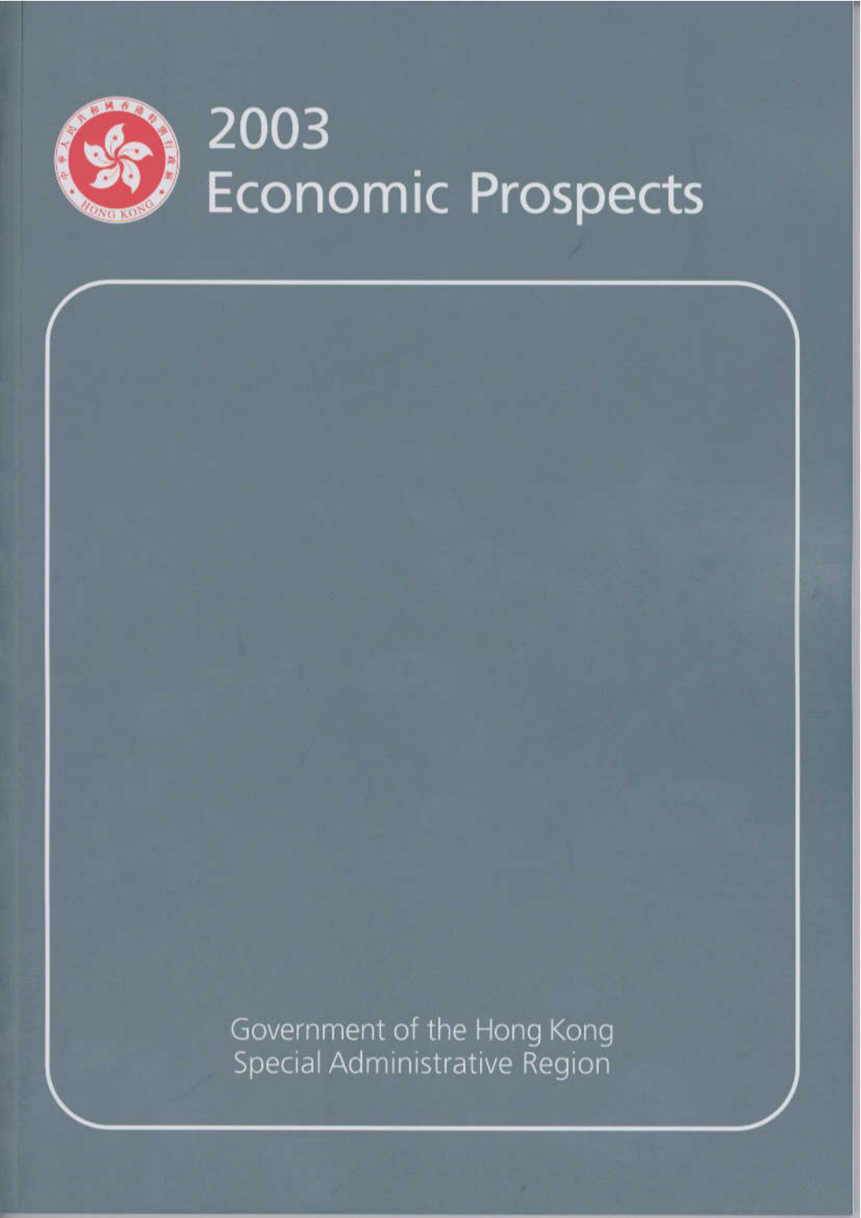# 2003 Economic Prospects

Government of the Hong Kong Special Administrative Region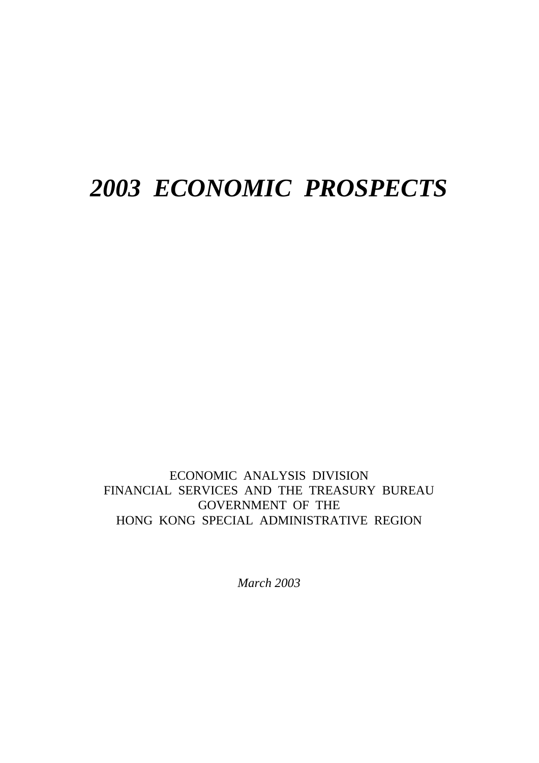# *2003 ECONOMIC PROSPECTS*

ECONOMIC ANALYSIS DIVISION
FINANCIAL SERVICES AND THE TREASURY BUREAU
GOVERNMENT OF THE
HONG KONG SPECIAL ADMINISTRATIVE REGION

*March 2003*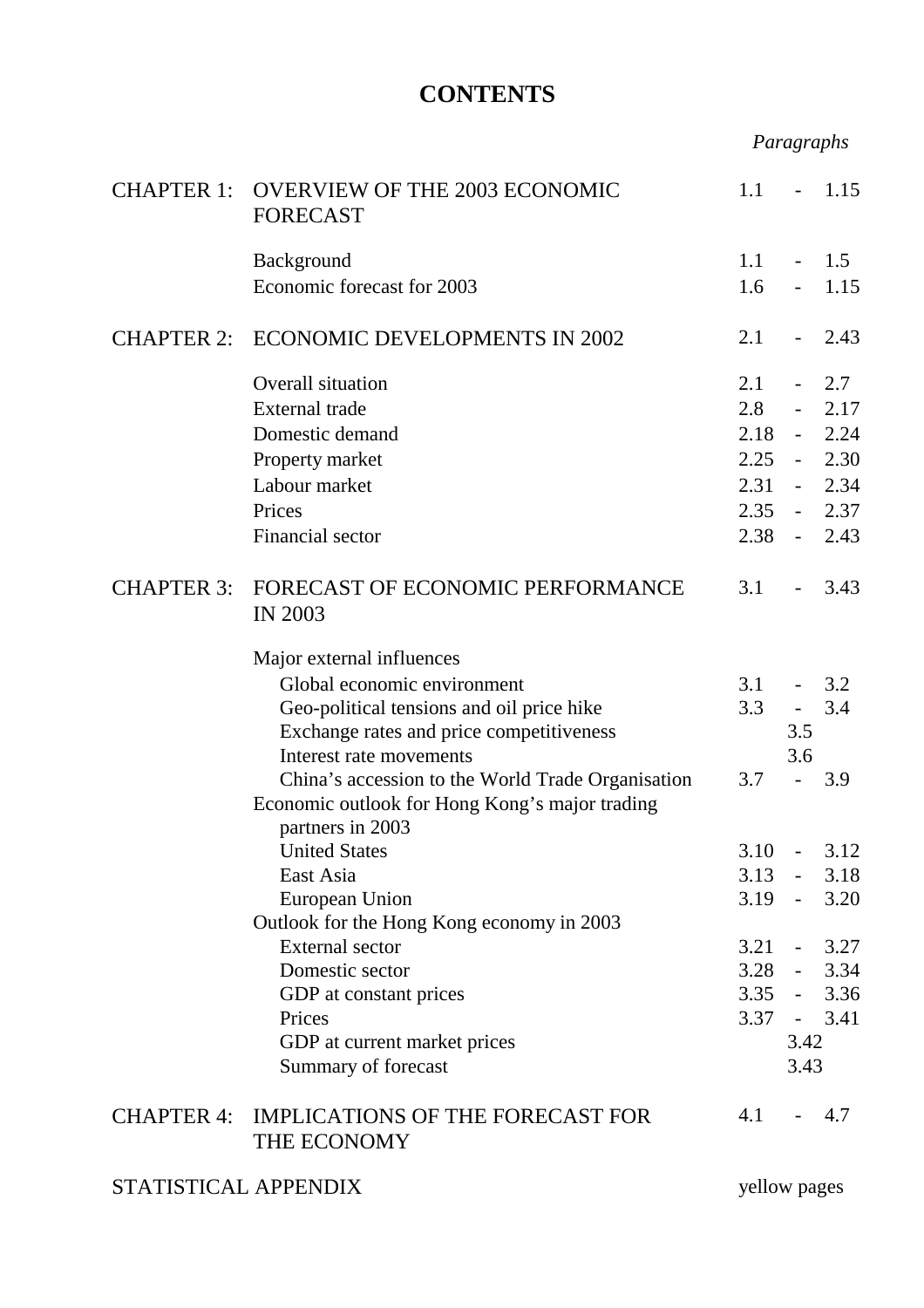# CONTENTS

| | | *Paragraphs* |
|---|---|---|
| CHAPTER 1: | OVERVIEW OF THE 2003 ECONOMIC FORECAST | 1.1 - 1.15 |
| | Background | 1.1 - 1.5 |
| | Economic forecast for 2003 | 1.6 - 1.15 |
| CHAPTER 2: | ECONOMIC DEVELOPMENTS IN 2002 | 2.1 - 2.43 |
| | Overall situation | 2.1 - 2.7 |
| | External trade | 2.8 - 2.17 |
| | Domestic demand | 2.18 - 2.24 |
| | Property market | 2.25 - 2.30 |
| | Labour market | 2.31 - 2.34 |
| | Prices | 2.35 - 2.37 |
| | Financial sector | 2.38 - 2.43 |
| CHAPTER 3: | FORECAST OF ECONOMIC PERFORMANCE IN 2003 | 3.1 - 3.43 |
| | Major external influences | |
| | Global economic environment | 3.1 - 3.2 |
| | Geo-political tensions and oil price hike | 3.3 - 3.4 |
| | Exchange rates and price competitiveness | 3.5 |
| | Interest rate movements | 3.6 |
| | China's accession to the World Trade Organisation | 3.7 - 3.9 |
| | Economic outlook for Hong Kong's major trading partners in 2003 | |
| | United States | 3.10 - 3.12 |
| | East Asia | 3.13 - 3.18 |
| | European Union | 3.19 - 3.20 |
| | Outlook for the Hong Kong economy in 2003 | |
| | External sector | 3.21 - 3.27 |
| | Domestic sector | 3.28 - 3.34 |
| | GDP at constant prices | 3.35 - 3.36 |
| | Prices | 3.37 - 3.41 |
| | GDP at current market prices | 3.42 |
| | Summary of forecast | 3.43 |
| CHAPTER 4: | IMPLICATIONS OF THE FORECAST FOR THE ECONOMY | 4.1 - 4.7 |
| STATISTICAL APPENDIX | | yellow pages |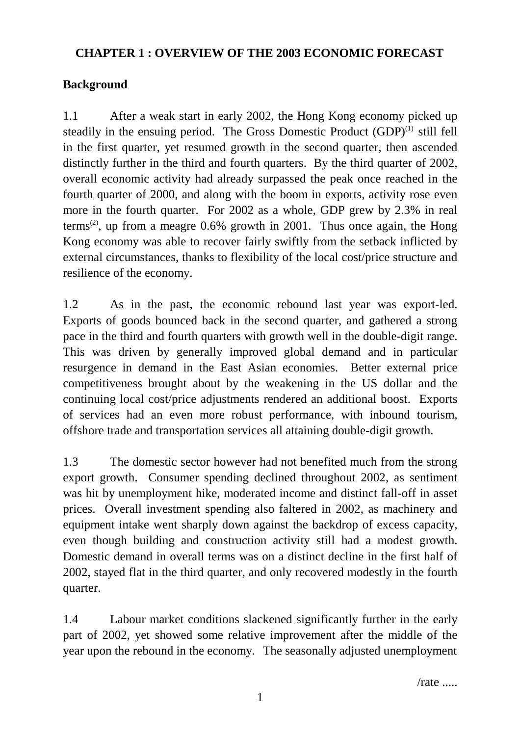## CHAPTER 1 : OVERVIEW OF THE 2003 ECONOMIC FORECAST

### Background

1.1 After a weak start in early 2002, the Hong Kong economy picked up steadily in the ensuing period. The Gross Domestic Product (GDP)[(1)] still fell in the first quarter, yet resumed growth in the second quarter, then ascended distinctly further in the third and fourth quarters. By the third quarter of 2002, overall economic activity had already surpassed the peak once reached in the fourth quarter of 2000, and along with the boom in exports, activity rose even more in the fourth quarter. For 2002 as a whole, GDP grew by 2.3% in real terms[(2)], up from a meagre 0.6% growth in 2001. Thus once again, the Hong Kong economy was able to recover fairly swiftly from the setback inflicted by external circumstances, thanks to flexibility of the local cost/price structure and resilience of the economy.

1.2 As in the past, the economic rebound last year was export-led. Exports of goods bounced back in the second quarter, and gathered a strong pace in the third and fourth quarters with growth well in the double-digit range. This was driven by generally improved global demand and in particular resurgence in demand in the East Asian economies. Better external price competitiveness brought about by the weakening in the US dollar and the continuing local cost/price adjustments rendered an additional boost. Exports of services had an even more robust performance, with inbound tourism, offshore trade and transportation services all attaining double-digit growth.

1.3 The domestic sector however had not benefited much from the strong export growth. Consumer spending declined throughout 2002, as sentiment was hit by unemployment hike, moderated income and distinct fall-off in asset prices. Overall investment spending also faltered in 2002, as machinery and equipment intake went sharply down against the backdrop of excess capacity, even though building and construction activity still had a modest growth. Domestic demand in overall terms was on a distinct decline in the first half of 2002, stayed flat in the third quarter, and only recovered modestly in the fourth quarter.

1.4 Labour market conditions slackened significantly further in the early part of 2002, yet showed some relative improvement after the middle of the year upon the rebound in the economy. The seasonally adjusted unemployment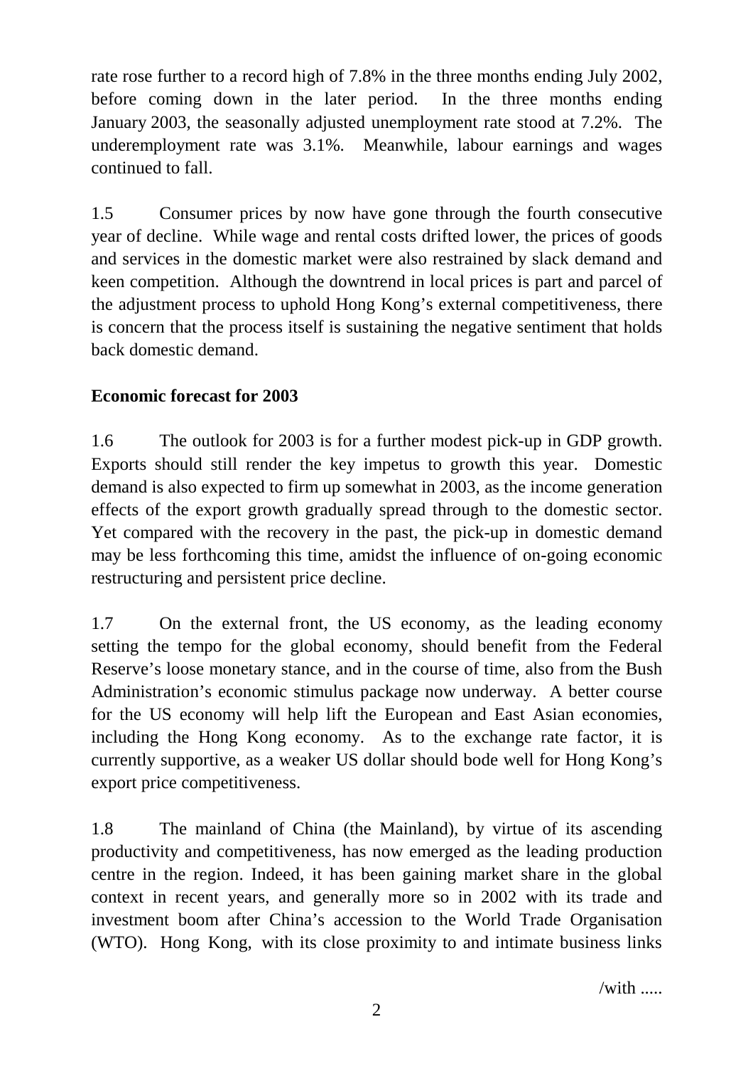rate rose further to a record high of 7.8% in the three months ending July 2002, before coming down in the later period. In the three months ending January 2003, the seasonally adjusted unemployment rate stood at 7.2%. The underemployment rate was 3.1%. Meanwhile, labour earnings and wages continued to fall.

1.5 Consumer prices by now have gone through the fourth consecutive year of decline. While wage and rental costs drifted lower, the prices of goods and services in the domestic market were also restrained by slack demand and keen competition. Although the downtrend in local prices is part and parcel of the adjustment process to uphold Hong Kong's external competitiveness, there is concern that the process itself is sustaining the negative sentiment that holds back domestic demand.

**Economic forecast for 2003**

1.6 The outlook for 2003 is for a further modest pick-up in GDP growth. Exports should still render the key impetus to growth this year. Domestic demand is also expected to firm up somewhat in 2003, as the income generation effects of the export growth gradually spread through to the domestic sector. Yet compared with the recovery in the past, the pick-up in domestic demand may be less forthcoming this time, amidst the influence of on-going economic restructuring and persistent price decline.

1.7 On the external front, the US economy, as the leading economy setting the tempo for the global economy, should benefit from the Federal Reserve's loose monetary stance, and in the course of time, also from the Bush Administration's economic stimulus package now underway. A better course for the US economy will help lift the European and East Asian economies, including the Hong Kong economy. As to the exchange rate factor, it is currently supportive, as a weaker US dollar should bode well for Hong Kong's export price competitiveness.

1.8 The mainland of China (the Mainland), by virtue of its ascending productivity and competitiveness, has now emerged as the leading production centre in the region. Indeed, it has been gaining market share in the global context in recent years, and generally more so in 2002 with its trade and investment boom after China's accession to the World Trade Organisation (WTO). Hong Kong, with its close proximity to and intimate business links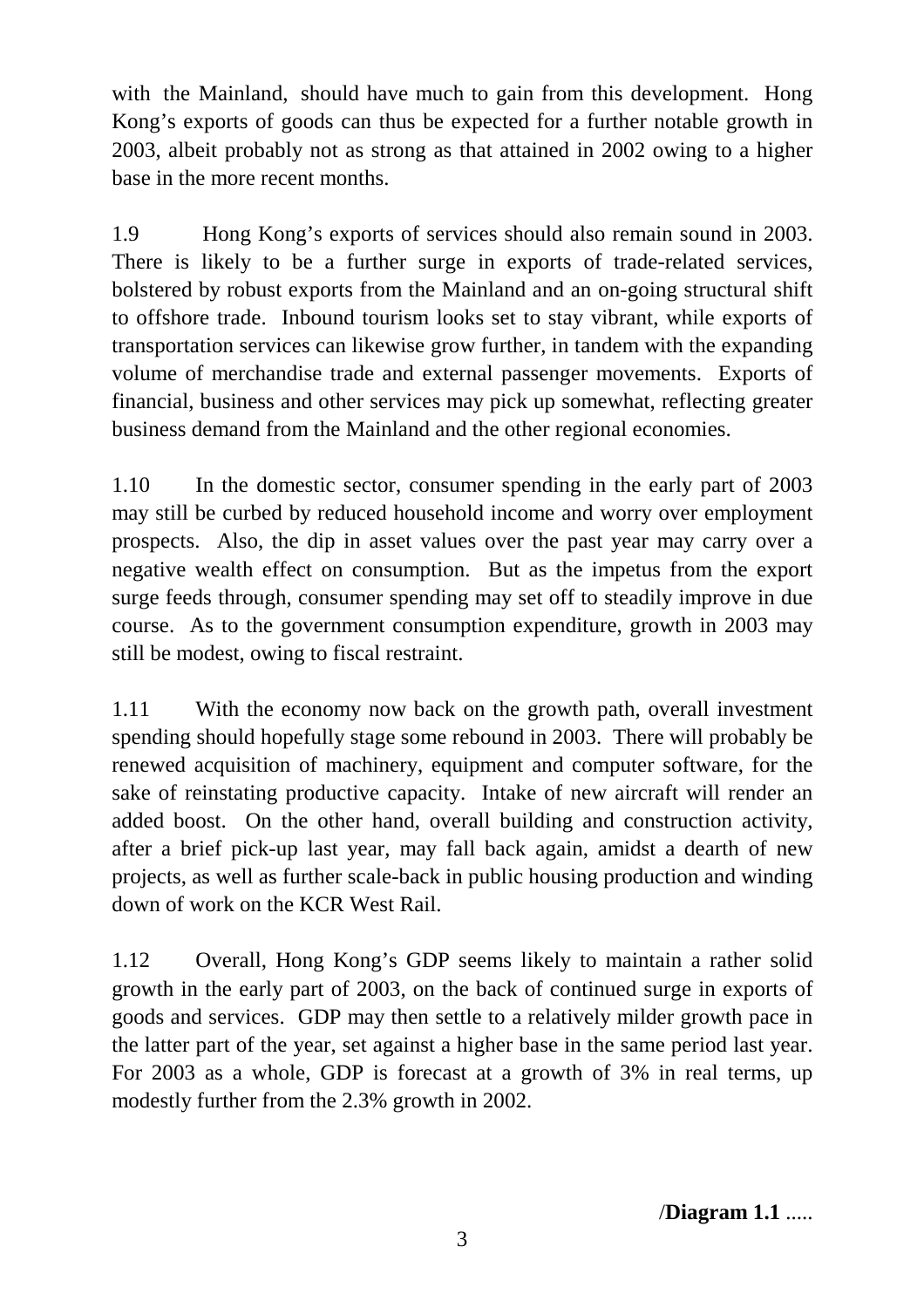with the Mainland, should have much to gain from this development. Hong Kong's exports of goods can thus be expected for a further notable growth in 2003, albeit probably not as strong as that attained in 2002 owing to a higher base in the more recent months.

1.9 Hong Kong's exports of services should also remain sound in 2003. There is likely to be a further surge in exports of trade-related services, bolstered by robust exports from the Mainland and an on-going structural shift to offshore trade. Inbound tourism looks set to stay vibrant, while exports of transportation services can likewise grow further, in tandem with the expanding volume of merchandise trade and external passenger movements. Exports of financial, business and other services may pick up somewhat, reflecting greater business demand from the Mainland and the other regional economies.

1.10 In the domestic sector, consumer spending in the early part of 2003 may still be curbed by reduced household income and worry over employment prospects. Also, the dip in asset values over the past year may carry over a negative wealth effect on consumption. But as the impetus from the export surge feeds through, consumer spending may set off to steadily improve in due course. As to the government consumption expenditure, growth in 2003 may still be modest, owing to fiscal restraint.

1.11 With the economy now back on the growth path, overall investment spending should hopefully stage some rebound in 2003. There will probably be renewed acquisition of machinery, equipment and computer software, for the sake of reinstating productive capacity. Intake of new aircraft will render an added boost. On the other hand, overall building and construction activity, after a brief pick-up last year, may fall back again, amidst a dearth of new projects, as well as further scale-back in public housing production and winding down of work on the KCR West Rail.

1.12 Overall, Hong Kong's GDP seems likely to maintain a rather solid growth in the early part of 2003, on the back of continued surge in exports of goods and services. GDP may then settle to a relatively milder growth pace in the latter part of the year, set against a higher base in the same period last year. For 2003 as a whole, GDP is forecast at a growth of 3% in real terms, up modestly further from the 2.3% growth in 2002.

/**Diagram 1.1** .....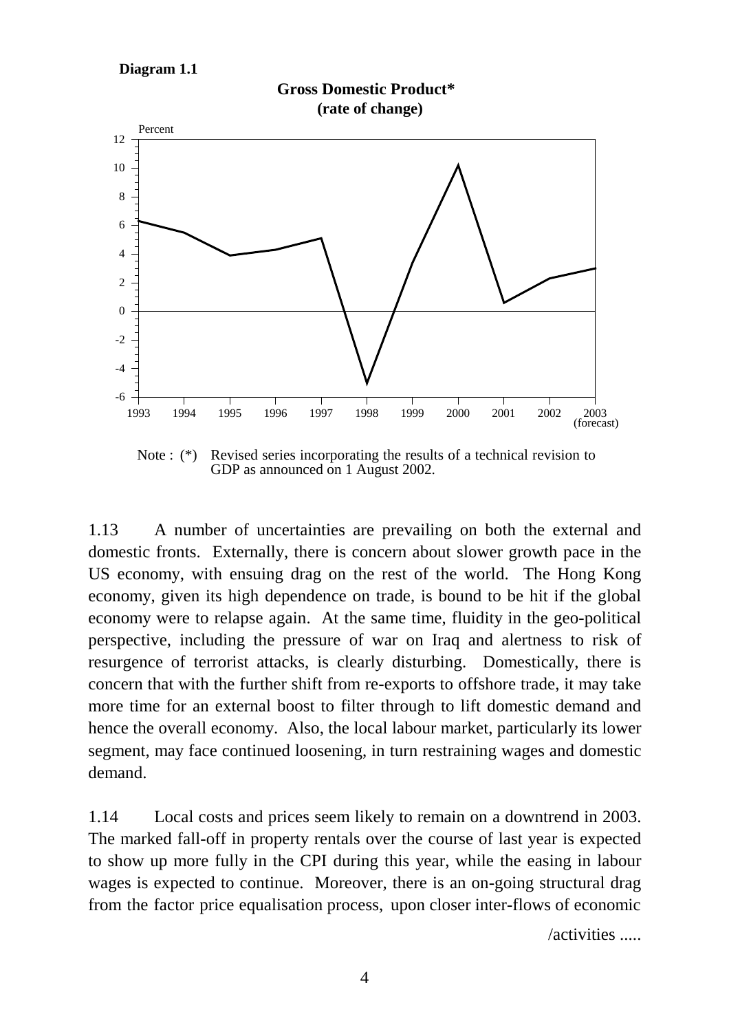**Diagram 1.1**

**Gross Domestic Product***
**(rate of change)**

Note : (*) Revised series incorporating the results of a technical revision to GDP as announced on 1 August 2002.

1.13 A number of uncertainties are prevailing on both the external and domestic fronts. Externally, there is concern about slower growth pace in the US economy, with ensuing drag on the rest of the world. The Hong Kong economy, given its high dependence on trade, is bound to be hit if the global economy were to relapse again. At the same time, fluidity in the geo-political perspective, including the pressure of war on Iraq and alertness to risk of resurgence of terrorist attacks, is clearly disturbing. Domestically, there is concern that with the further shift from re-exports to offshore trade, it may take more time for an external boost to filter through to lift domestic demand and hence the overall economy. Also, the local labour market, particularly its lower segment, may face continued loosening, in turn restraining wages and domestic demand.

1.14 Local costs and prices seem likely to remain on a downtrend in 2003. The marked fall-off in property rentals over the course of last year is expected to show up more fully in the CPI during this year, while the easing in labour wages is expected to continue. Moreover, there is an on-going structural drag from the factor price equalisation process, upon closer inter-flows of economic

/activities .....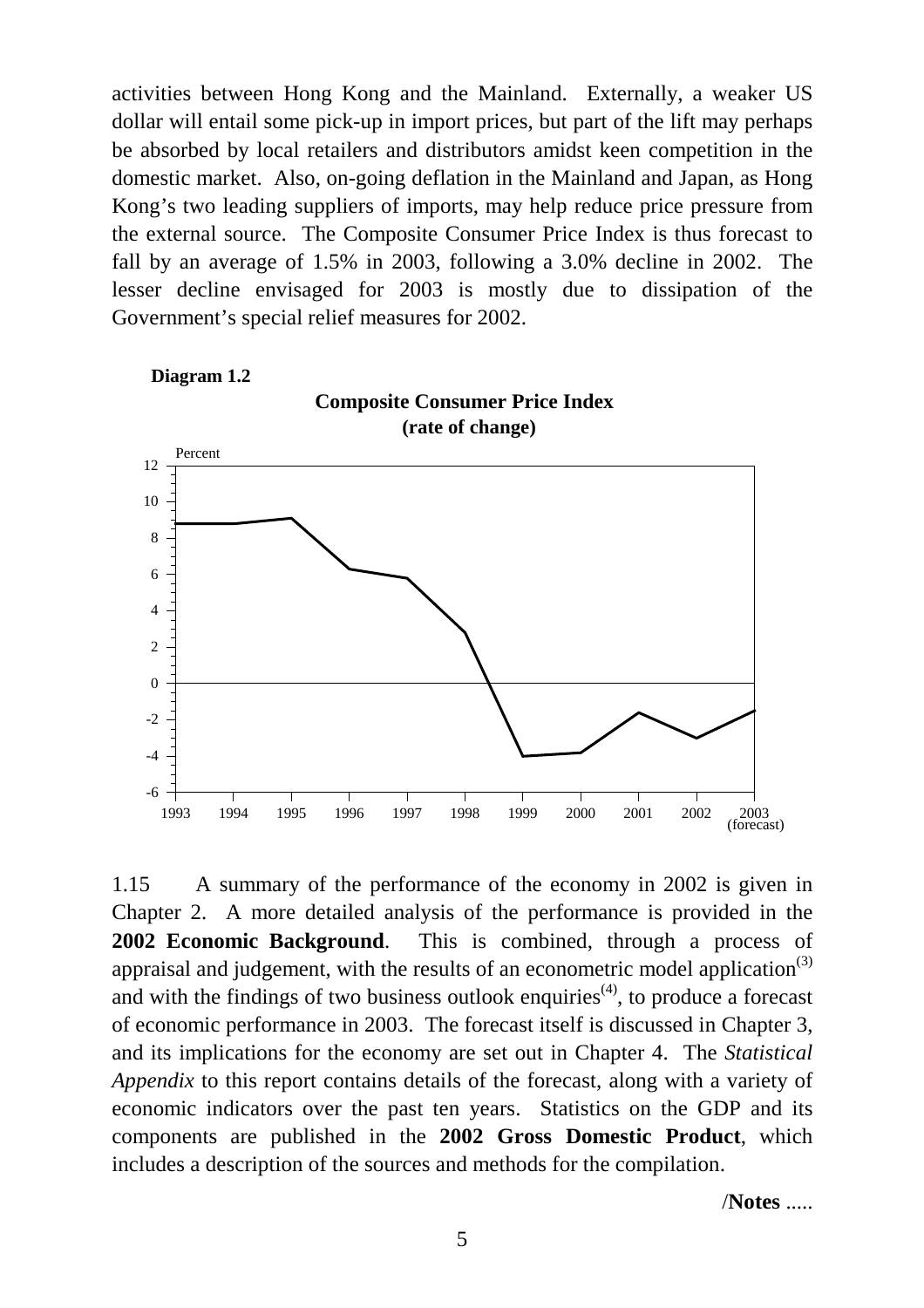activities between Hong Kong and the Mainland. Externally, a weaker US dollar will entail some pick-up in import prices, but part of the lift may perhaps be absorbed by local retailers and distributors amidst keen competition in the domestic market. Also, on-going deflation in the Mainland and Japan, as Hong Kong's two leading suppliers of imports, may help reduce price pressure from the external source. The Composite Consumer Price Index is thus forecast to fall by an average of 1.5% in 2003, following a 3.0% decline in 2002. The lesser decline envisaged for 2003 is mostly due to dissipation of the Government's special relief measures for 2002.

**Diagram 1.2**

**Composite Consumer Price Index (rate of change)**

1.15 A summary of the performance of the economy in 2002 is given in Chapter 2. A more detailed analysis of the performance is provided in the **2002 Economic Background**. This is combined, through a process of appraisal and judgement, with the results of an econometric model application[(3)] and with the findings of two business outlook enquiries[(4)], to produce a forecast of economic performance in 2003. The forecast itself is discussed in Chapter 3, and its implications for the economy are set out in Chapter 4. The *Statistical Appendix* to this report contains details of the forecast, along with a variety of economic indicators over the past ten years. Statistics on the GDP and its components are published in the **2002 Gross Domestic Product**, which includes a description of the sources and methods for the compilation.

/**Notes** .....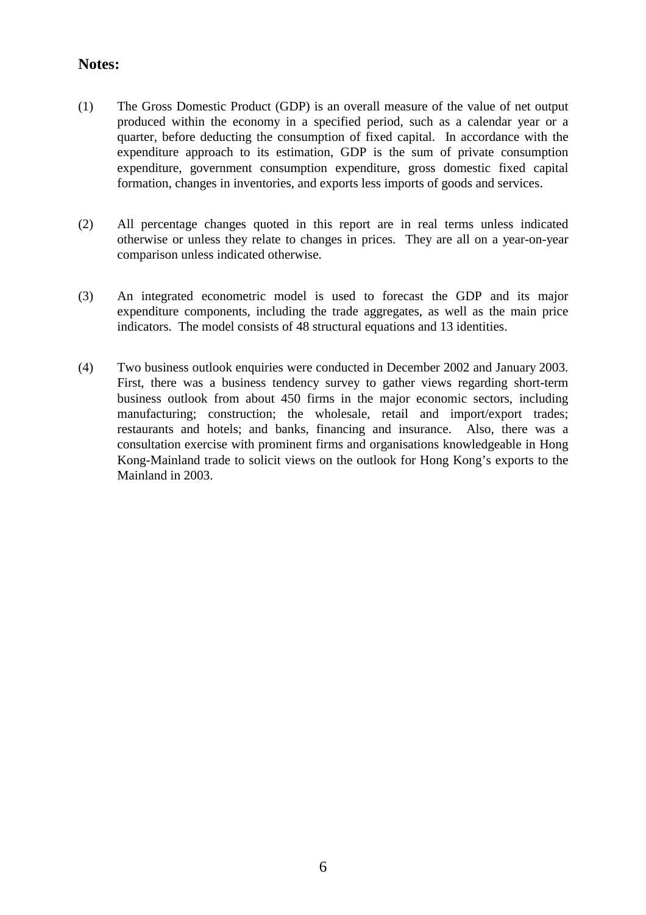**Notes:**

(1) The Gross Domestic Product (GDP) is an overall measure of the value of net output produced within the economy in a specified period, such as a calendar year or a quarter, before deducting the consumption of fixed capital. In accordance with the expenditure approach to its estimation, GDP is the sum of private consumption expenditure, government consumption expenditure, gross domestic fixed capital formation, changes in inventories, and exports less imports of goods and services.

(2) All percentage changes quoted in this report are in real terms unless indicated otherwise or unless they relate to changes in prices. They are all on a year-on-year comparison unless indicated otherwise.

(3) An integrated econometric model is used to forecast the GDP and its major expenditure components, including the trade aggregates, as well as the main price indicators. The model consists of 48 structural equations and 13 identities.

(4) Two business outlook enquiries were conducted in December 2002 and January 2003. First, there was a business tendency survey to gather views regarding short-term business outlook from about 450 firms in the major economic sectors, including manufacturing; construction; the wholesale, retail and import/export trades; restaurants and hotels; and banks, financing and insurance. Also, there was a consultation exercise with prominent firms and organisations knowledgeable in Hong Kong-Mainland trade to solicit views on the outlook for Hong Kong's exports to the Mainland in 2003.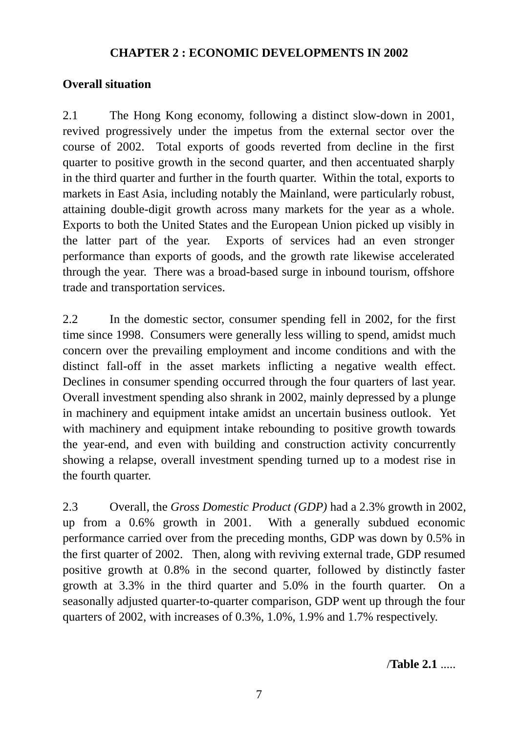# CHAPTER 2 : ECONOMIC DEVELOPMENTS IN 2002

## Overall situation

2.1 The Hong Kong economy, following a distinct slow-down in 2001, revived progressively under the impetus from the external sector over the course of 2002. Total exports of goods reverted from decline in the first quarter to positive growth in the second quarter, and then accentuated sharply in the third quarter and further in the fourth quarter. Within the total, exports to markets in East Asia, including notably the Mainland, were particularly robust, attaining double-digit growth across many markets for the year as a whole. Exports to both the United States and the European Union picked up visibly in the latter part of the year. Exports of services had an even stronger performance than exports of goods, and the growth rate likewise accelerated through the year. There was a broad-based surge in inbound tourism, offshore trade and transportation services.

2.2 In the domestic sector, consumer spending fell in 2002, for the first time since 1998. Consumers were generally less willing to spend, amidst much concern over the prevailing employment and income conditions and with the distinct fall-off in the asset markets inflicting a negative wealth effect. Declines in consumer spending occurred through the four quarters of last year. Overall investment spending also shrank in 2002, mainly depressed by a plunge in machinery and equipment intake amidst an uncertain business outlook. Yet with machinery and equipment intake rebounding to positive growth towards the year-end, and even with building and construction activity concurrently showing a relapse, overall investment spending turned up to a modest rise in the fourth quarter.

2.3 Overall, the *Gross Domestic Product (GDP)* had a 2.3% growth in 2002, up from a 0.6% growth in 2001. With a generally subdued economic performance carried over from the preceding months, GDP was down by 0.5% in the first quarter of 2002. Then, along with reviving external trade, GDP resumed positive growth at 0.8% in the second quarter, followed by distinctly faster growth at 3.3% in the third quarter and 5.0% in the fourth quarter. On a seasonally adjusted quarter-to-quarter comparison, GDP went up through the four quarters of 2002, with increases of 0.3%, 1.0%, 1.9% and 1.7% respectively.

/**Table 2.1** .....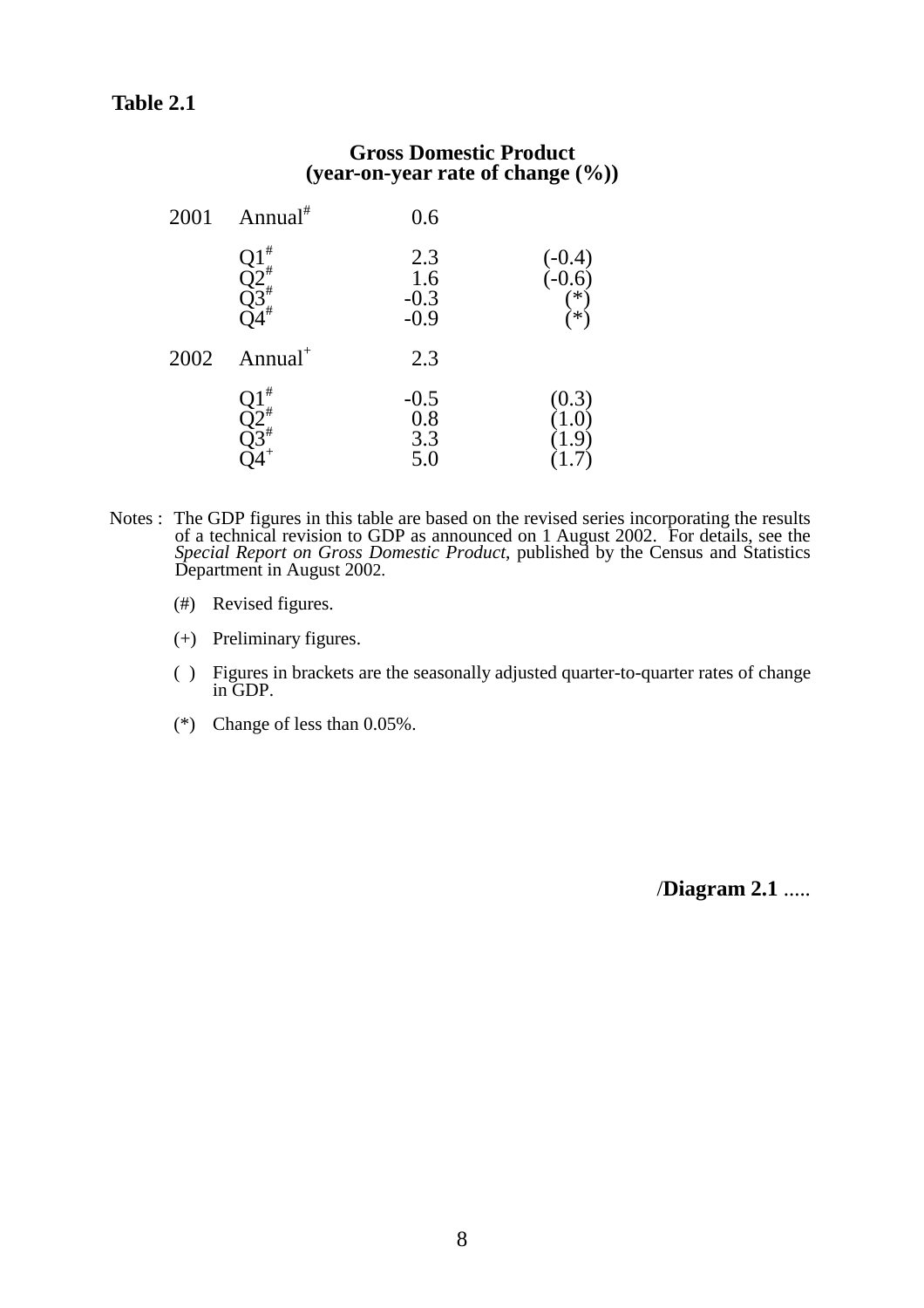**Table 2.1**

**Gross Domestic Product**
**(year-on-year rate of change (%))**

| Year | Period | Year-on-year | Seasonally adjusted q-to-q |
|---|---|---|---|
| 2001 | Annual# | 0.6 | |
| | Q1# | 2.3 | (-0.4) |
| | Q2# | 1.6 | (-0.6) |
| | Q3# | -0.3 | (*) |
| | Q4# | -0.9 | (*) |
| 2002 | Annual+ | 2.3 | |
| | Q1# | -0.5 | (0.3) |
| | Q2# | 0.8 | (1.0) |
| | Q3# | 3.3 | (1.9) |
| | Q4+ | 5.0 | (1.7) |

Notes : The GDP figures in this table are based on the revised series incorporating the results of a technical revision to GDP as announced on 1 August 2002. For details, see the *Special Report on Gross Domestic Product*, published by the Census and Statistics Department in August 2002.

(#) Revised figures.

(+) Preliminary figures.

( ) Figures in brackets are the seasonally adjusted quarter-to-quarter rates of change in GDP.

(*) Change of less than 0.05%.

/**Diagram 2.1** .....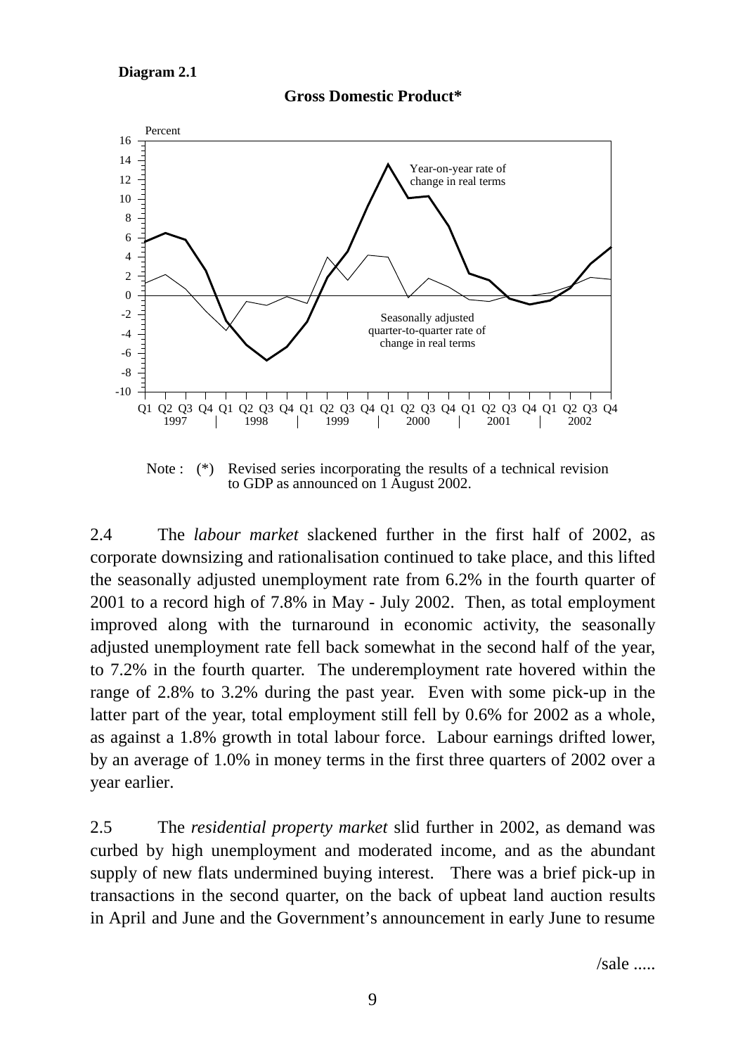**Diagram 2.1**

**Gross Domestic Product***

Note : (*) Revised series incorporating the results of a technical revision to GDP as announced on 1 August 2002.

2.4 The *labour market* slackened further in the first half of 2002, as corporate downsizing and rationalisation continued to take place, and this lifted the seasonally adjusted unemployment rate from 6.2% in the fourth quarter of 2001 to a record high of 7.8% in May - July 2002. Then, as total employment improved along with the turnaround in economic activity, the seasonally adjusted unemployment rate fell back somewhat in the second half of the year, to 7.2% in the fourth quarter. The underemployment rate hovered within the range of 2.8% to 3.2% during the past year. Even with some pick-up in the latter part of the year, total employment still fell by 0.6% for 2002 as a whole, as against a 1.8% growth in total labour force. Labour earnings drifted lower, by an average of 1.0% in money terms in the first three quarters of 2002 over a year earlier.

2.5 The *residential property market* slid further in 2002, as demand was curbed by high unemployment and moderated income, and as the abundant supply of new flats undermined buying interest. There was a brief pick-up in transactions in the second quarter, on the back of upbeat land auction results in April and June and the Government's announcement in early June to resume

/sale .....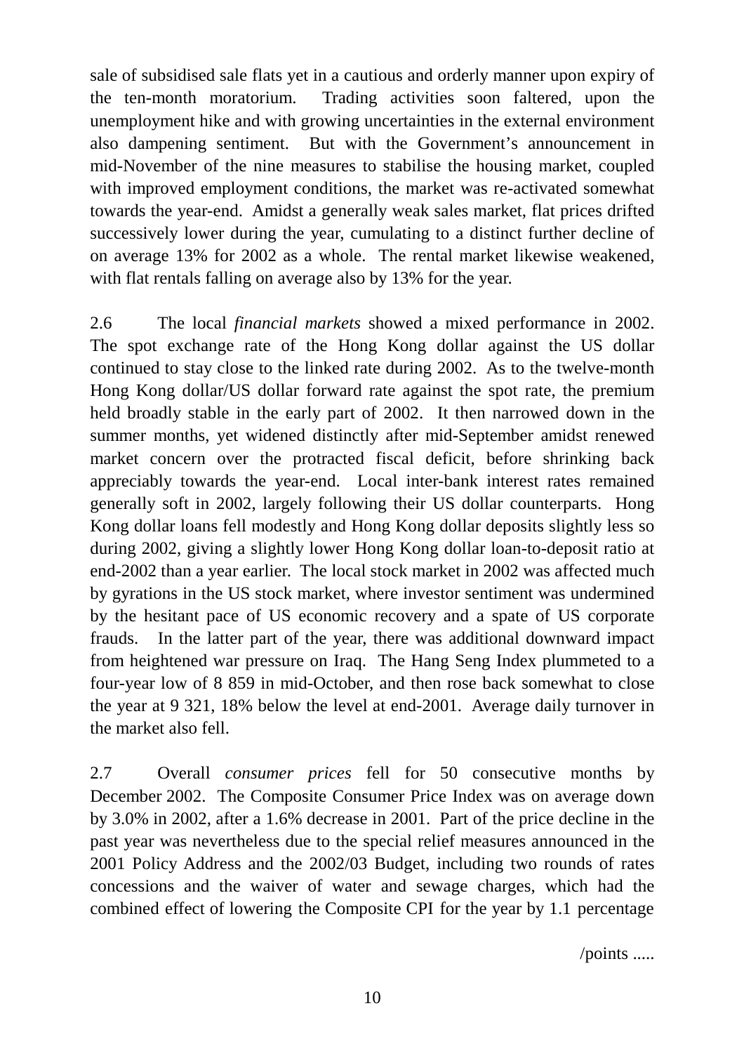sale of subsidised sale flats yet in a cautious and orderly manner upon expiry of the ten-month moratorium. Trading activities soon faltered, upon the unemployment hike and with growing uncertainties in the external environment also dampening sentiment. But with the Government's announcement in mid-November of the nine measures to stabilise the housing market, coupled with improved employment conditions, the market was re-activated somewhat towards the year-end. Amidst a generally weak sales market, flat prices drifted successively lower during the year, cumulating to a distinct further decline of on average 13% for 2002 as a whole. The rental market likewise weakened, with flat rentals falling on average also by 13% for the year.

2.6 The local *financial markets* showed a mixed performance in 2002. The spot exchange rate of the Hong Kong dollar against the US dollar continued to stay close to the linked rate during 2002. As to the twelve-month Hong Kong dollar/US dollar forward rate against the spot rate, the premium held broadly stable in the early part of 2002. It then narrowed down in the summer months, yet widened distinctly after mid-September amidst renewed market concern over the protracted fiscal deficit, before shrinking back appreciably towards the year-end. Local inter-bank interest rates remained generally soft in 2002, largely following their US dollar counterparts. Hong Kong dollar loans fell modestly and Hong Kong dollar deposits slightly less so during 2002, giving a slightly lower Hong Kong dollar loan-to-deposit ratio at end-2002 than a year earlier. The local stock market in 2002 was affected much by gyrations in the US stock market, where investor sentiment was undermined by the hesitant pace of US economic recovery and a spate of US corporate frauds. In the latter part of the year, there was additional downward impact from heightened war pressure on Iraq. The Hang Seng Index plummeted to a four-year low of 8 859 in mid-October, and then rose back somewhat to close the year at 9 321, 18% below the level at end-2001. Average daily turnover in the market also fell.

2.7 Overall *consumer prices* fell for 50 consecutive months by December 2002. The Composite Consumer Price Index was on average down by 3.0% in 2002, after a 1.6% decrease in 2001. Part of the price decline in the past year was nevertheless due to the special relief measures announced in the 2001 Policy Address and the 2002/03 Budget, including two rounds of rates concessions and the waiver of water and sewage charges, which had the combined effect of lowering the Composite CPI for the year by 1.1 percentage

/points .....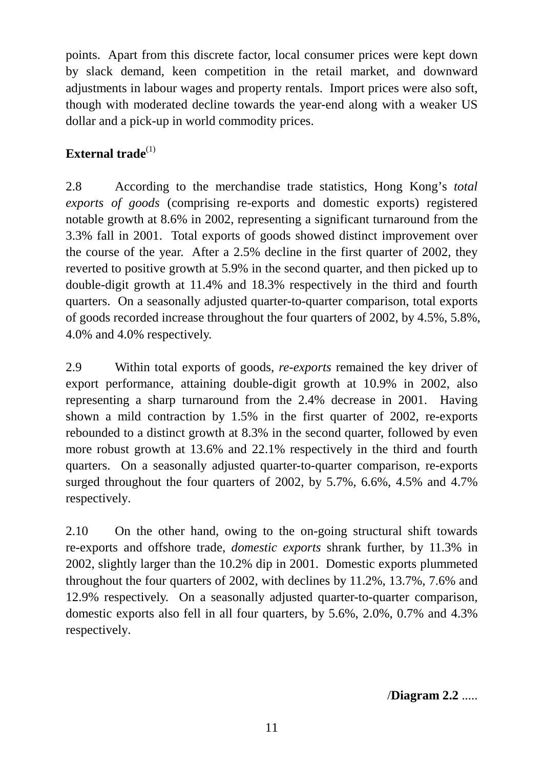points. Apart from this discrete factor, local consumer prices were kept down by slack demand, keen competition in the retail market, and downward adjustments in labour wages and property rentals. Import prices were also soft, though with moderated decline towards the year-end along with a weaker US dollar and a pick-up in world commodity prices.

**External trade**[(1)]

2.8 According to the merchandise trade statistics, Hong Kong's *total exports of goods* (comprising re-exports and domestic exports) registered notable growth at 8.6% in 2002, representing a significant turnaround from the 3.3% fall in 2001. Total exports of goods showed distinct improvement over the course of the year. After a 2.5% decline in the first quarter of 2002, they reverted to positive growth at 5.9% in the second quarter, and then picked up to double-digit growth at 11.4% and 18.3% respectively in the third and fourth quarters. On a seasonally adjusted quarter-to-quarter comparison, total exports of goods recorded increase throughout the four quarters of 2002, by 4.5%, 5.8%, 4.0% and 4.0% respectively.

2.9 Within total exports of goods, *re-exports* remained the key driver of export performance, attaining double-digit growth at 10.9% in 2002, also representing a sharp turnaround from the 2.4% decrease in 2001. Having shown a mild contraction by 1.5% in the first quarter of 2002, re-exports rebounded to a distinct growth at 8.3% in the second quarter, followed by even more robust growth at 13.6% and 22.1% respectively in the third and fourth quarters. On a seasonally adjusted quarter-to-quarter comparison, re-exports surged throughout the four quarters of 2002, by 5.7%, 6.6%, 4.5% and 4.7% respectively.

2.10 On the other hand, owing to the on-going structural shift towards re-exports and offshore trade, *domestic exports* shrank further, by 11.3% in 2002, slightly larger than the 10.2% dip in 2001. Domestic exports plummeted throughout the four quarters of 2002, with declines by 11.2%, 13.7%, 7.6% and 12.9% respectively. On a seasonally adjusted quarter-to-quarter comparison, domestic exports also fell in all four quarters, by 5.6%, 2.0%, 0.7% and 4.3% respectively.

/**Diagram 2.2** .....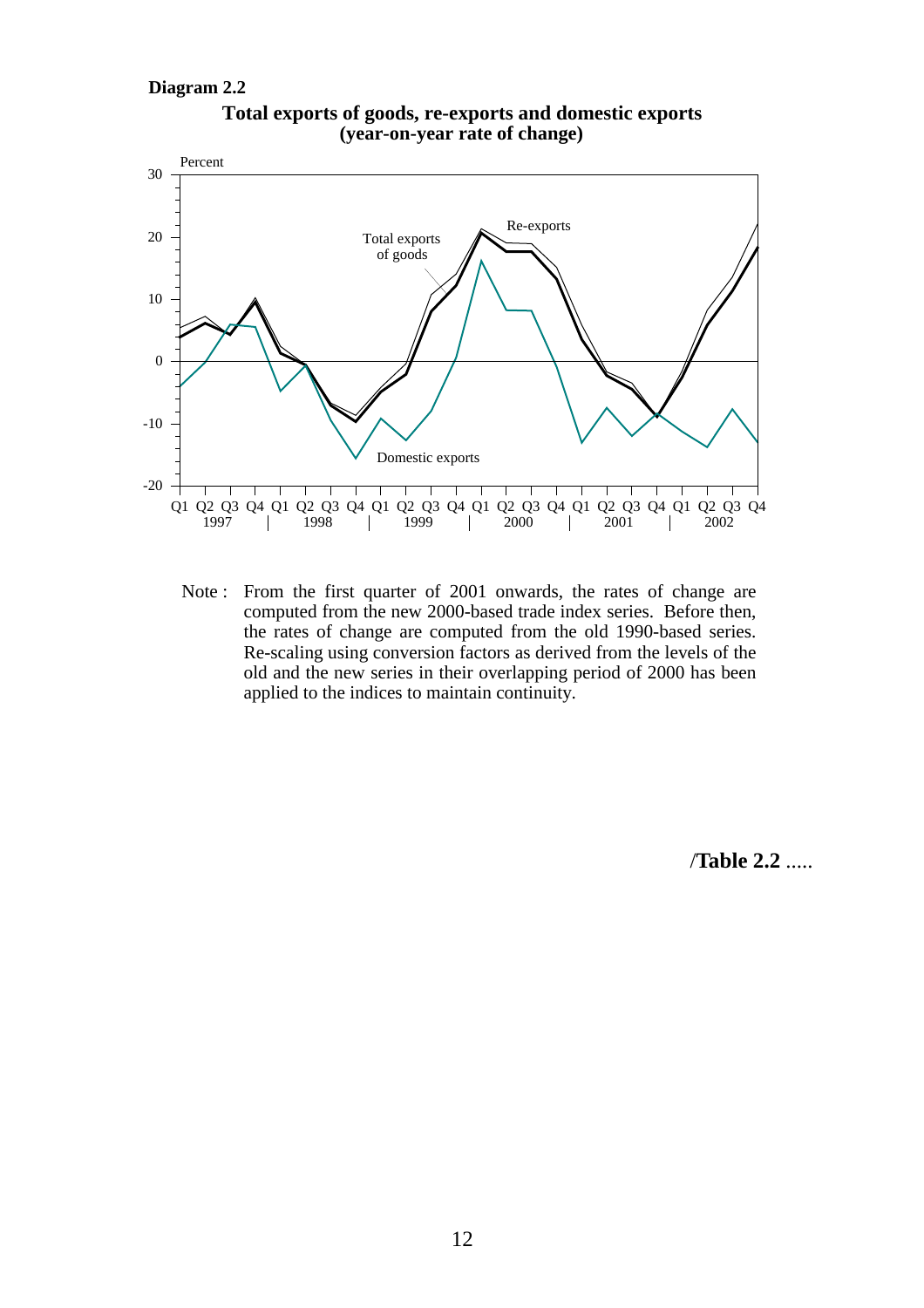**Diagram 2.2**

**Total exports of goods, re-exports and domestic exports (year-on-year rate of change)**

Note : From the first quarter of 2001 onwards, the rates of change are computed from the new 2000-based trade index series. Before then, the rates of change are computed from the old 1990-based series. Re-scaling using conversion factors as derived from the levels of the old and the new series in their overlapping period of 2000 has been applied to the indices to maintain continuity.

/**Table 2.2** .....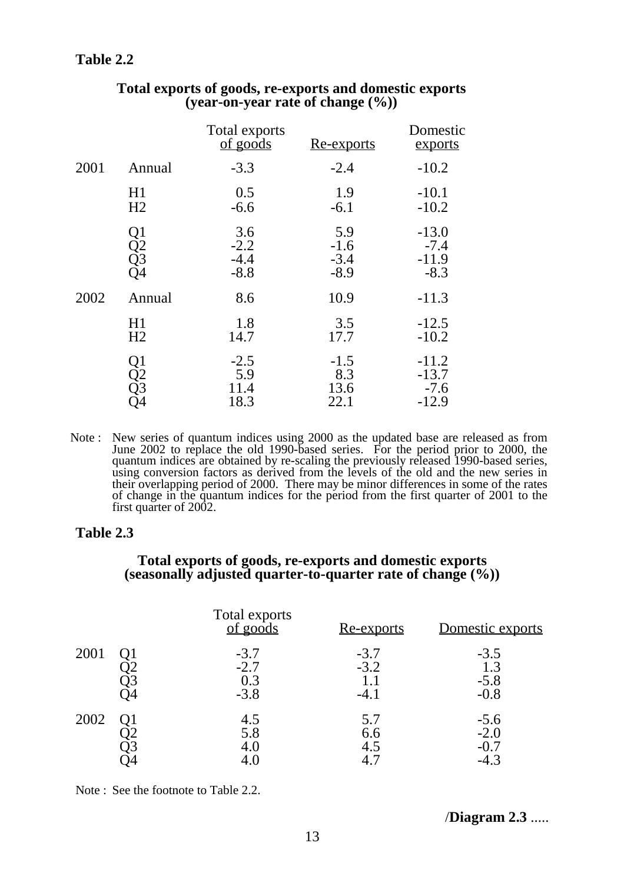**Table 2.2**

**Total exports of goods, re-exports and domestic exports (year-on-year rate of change (%))**

| | | Total exports of goods | Re-exports | Domestic exports |
|---|---|---|---|---|
| 2001 | Annual | -3.3 | -2.4 | -10.2 |
| | H1 | 0.5 | 1.9 | -10.1 |
| | H2 | -6.6 | -6.1 | -10.2 |
| | Q1 | 3.6 | 5.9 | -13.0 |
| | Q2 | -2.2 | -1.6 | -7.4 |
| | Q3 | -4.4 | -3.4 | -11.9 |
| | Q4 | -8.8 | -8.9 | -8.3 |
| 2002 | Annual | 8.6 | 10.9 | -11.3 |
| | H1 | 1.8 | 3.5 | -12.5 |
| | H2 | 14.7 | 17.7 | -10.2 |
| | Q1 | -2.5 | -1.5 | -11.2 |
| | Q2 | 5.9 | 8.3 | -13.7 |
| | Q3 | 11.4 | 13.6 | -7.6 |
| | Q4 | 18.3 | 22.1 | -12.9 |

Note : New series of quantum indices using 2000 as the updated base are released as from June 2002 to replace the old 1990-based series. For the period prior to 2000, the quantum indices are obtained by re-scaling the previously released 1990-based series, using conversion factors as derived from the levels of the old and the new series in their overlapping period of 2000. There may be minor differences in some of the rates of change in the quantum indices for the period from the first quarter of 2001 to the first quarter of 2002.

**Table 2.3**

**Total exports of goods, re-exports and domestic exports (seasonally adjusted quarter-to-quarter rate of change (%))**

| | | Total exports of goods | Re-exports | Domestic exports |
|---|---|---|---|---|
| 2001 | Q1 | -3.7 | -3.7 | -3.5 |
| | Q2 | -2.7 | -3.2 | 1.3 |
| | Q3 | 0.3 | 1.1 | -5.8 |
| | Q4 | -3.8 | -4.1 | -0.8 |
| 2002 | Q1 | 4.5 | 5.7 | -5.6 |
| | Q2 | 5.8 | 6.6 | -2.0 |
| | Q3 | 4.0 | 4.5 | -0.7 |
| | Q4 | 4.0 | 4.7 | -4.3 |

Note : See the footnote to Table 2.2.

/**Diagram 2.3** .....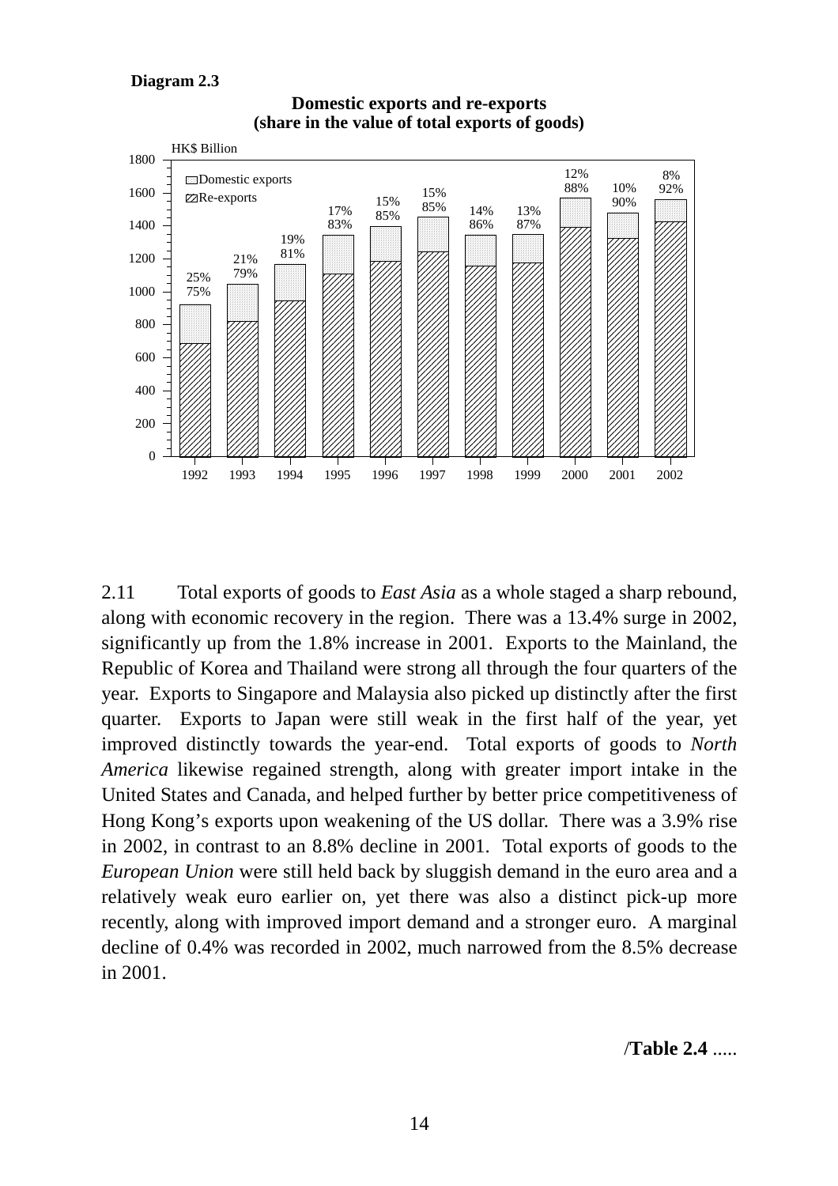**Diagram 2.3**

**Domestic exports and re-exports (share in the value of total exports of goods)**

| Year | Domestic exports | Re-exports |
|---|---|---|
| 1992 | 25% | 75% |
| 1993 | 21% | 79% |
| 1994 | 19% | 81% |
| 1995 | 17% | 83% |
| 1996 | 15% | 85% |
| 1997 | 15% | 85% |
| 1998 | 14% | 86% |
| 1999 | 13% | 87% |
| 2000 | 12% | 88% |
| 2001 | 10% | 90% |
| 2002 | 8% | 92% |

(HK$ Billion)

2.11 Total exports of goods to *East Asia* as a whole staged a sharp rebound, along with economic recovery in the region. There was a 13.4% surge in 2002, significantly up from the 1.8% increase in 2001. Exports to the Mainland, the Republic of Korea and Thailand were strong all through the four quarters of the year. Exports to Singapore and Malaysia also picked up distinctly after the first quarter. Exports to Japan were still weak in the first half of the year, yet improved distinctly towards the year-end. Total exports of goods to *North America* likewise regained strength, along with greater import intake in the United States and Canada, and helped further by better price competitiveness of Hong Kong's exports upon weakening of the US dollar. There was a 3.9% rise in 2002, in contrast to an 8.8% decline in 2001. Total exports of goods to the *European Union* were still held back by sluggish demand in the euro area and a relatively weak euro earlier on, yet there was also a distinct pick-up more recently, along with improved import demand and a stronger euro. A marginal decline of 0.4% was recorded in 2002, much narrowed from the 8.5% decrease in 2001.

/**Table 2.4** .....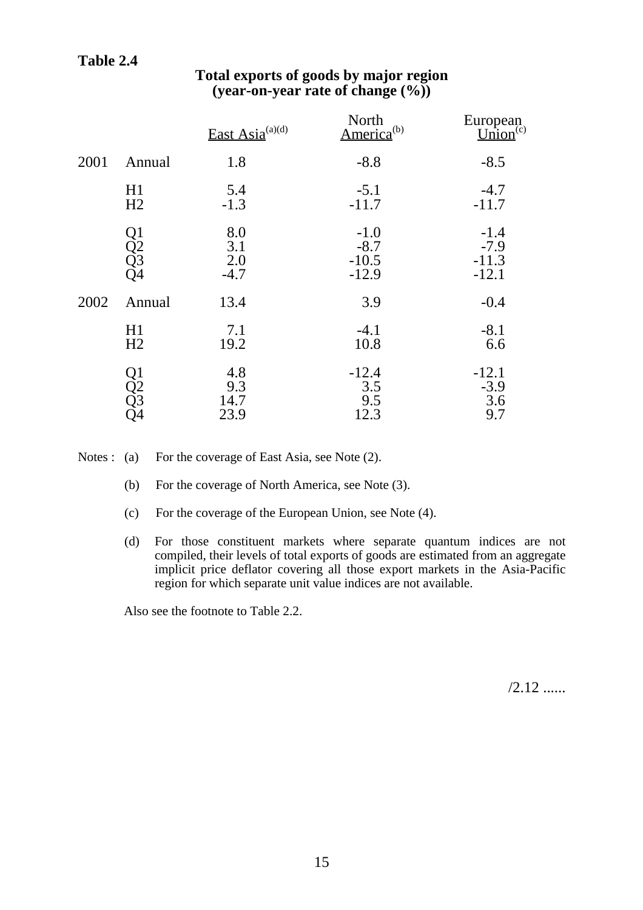**Table 2.4**

**Total exports of goods by major region**
**(year-on-year rate of change (%))**

| | | East Asia[(a)(d)] | North America[(b)] | European Union[(c)] |
|---|---|---|---|---|
| 2001 | Annual | 1.8 | -8.8 | -8.5 |
| | H1 | 5.4 | -5.1 | -4.7 |
| | H2 | -1.3 | -11.7 | -11.7 |
| | Q1 | 8.0 | -1.0 | -1.4 |
| | Q2 | 3.1 | -8.7 | -7.9 |
| | Q3 | 2.0 | -10.5 | -11.3 |
| | Q4 | -4.7 | -12.9 | -12.1 |
| 2002 | Annual | 13.4 | 3.9 | -0.4 |
| | H1 | 7.1 | -4.1 | -8.1 |
| | H2 | 19.2 | 10.8 | 6.6 |
| | Q1 | 4.8 | -12.4 | -12.1 |
| | Q2 | 9.3 | 3.5 | -3.9 |
| | Q3 | 14.7 | 9.5 | 3.6 |
| | Q4 | 23.9 | 12.3 | 9.7 |

Notes : (a) For the coverage of East Asia, see Note (2).

(b) For the coverage of North America, see Note (3).

(c) For the coverage of the European Union, see Note (4).

(d) For those constituent markets where separate quantum indices are not compiled, their levels of total exports of goods are estimated from an aggregate implicit price deflator covering all those export markets in the Asia-Pacific region for which separate unit value indices are not available.

Also see the footnote to Table 2.2.

/2.12 ......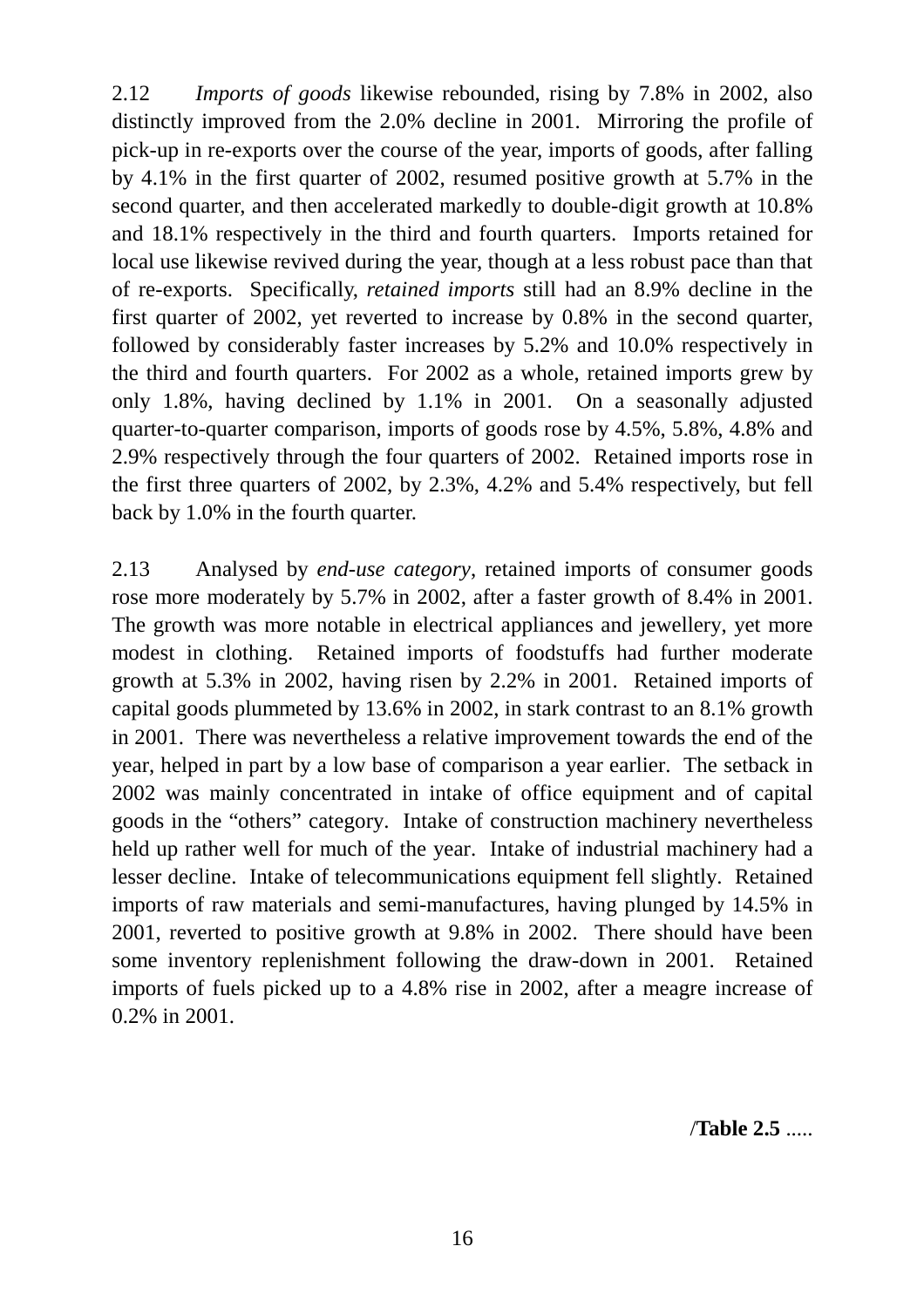2.12 *Imports of goods* likewise rebounded, rising by 7.8% in 2002, also distinctly improved from the 2.0% decline in 2001. Mirroring the profile of pick-up in re-exports over the course of the year, imports of goods, after falling by 4.1% in the first quarter of 2002, resumed positive growth at 5.7% in the second quarter, and then accelerated markedly to double-digit growth at 10.8% and 18.1% respectively in the third and fourth quarters. Imports retained for local use likewise revived during the year, though at a less robust pace than that of re-exports. Specifically, *retained imports* still had an 8.9% decline in the first quarter of 2002, yet reverted to increase by 0.8% in the second quarter, followed by considerably faster increases by 5.2% and 10.0% respectively in the third and fourth quarters. For 2002 as a whole, retained imports grew by only 1.8%, having declined by 1.1% in 2001. On a seasonally adjusted quarter-to-quarter comparison, imports of goods rose by 4.5%, 5.8%, 4.8% and 2.9% respectively through the four quarters of 2002. Retained imports rose in the first three quarters of 2002, by 2.3%, 4.2% and 5.4% respectively, but fell back by 1.0% in the fourth quarter.

2.13 Analysed by *end-use category*, retained imports of consumer goods rose more moderately by 5.7% in 2002, after a faster growth of 8.4% in 2001. The growth was more notable in electrical appliances and jewellery, yet more modest in clothing. Retained imports of foodstuffs had further moderate growth at 5.3% in 2002, having risen by 2.2% in 2001. Retained imports of capital goods plummeted by 13.6% in 2002, in stark contrast to an 8.1% growth in 2001. There was nevertheless a relative improvement towards the end of the year, helped in part by a low base of comparison a year earlier. The setback in 2002 was mainly concentrated in intake of office equipment and of capital goods in the "others" category. Intake of construction machinery nevertheless held up rather well for much of the year. Intake of industrial machinery had a lesser decline. Intake of telecommunications equipment fell slightly. Retained imports of raw materials and semi-manufactures, having plunged by 14.5% in 2001, reverted to positive growth at 9.8% in 2002. There should have been some inventory replenishment following the draw-down in 2001. Retained imports of fuels picked up to a 4.8% rise in 2002, after a meagre increase of 0.2% in 2001.

/**Table 2.5** .....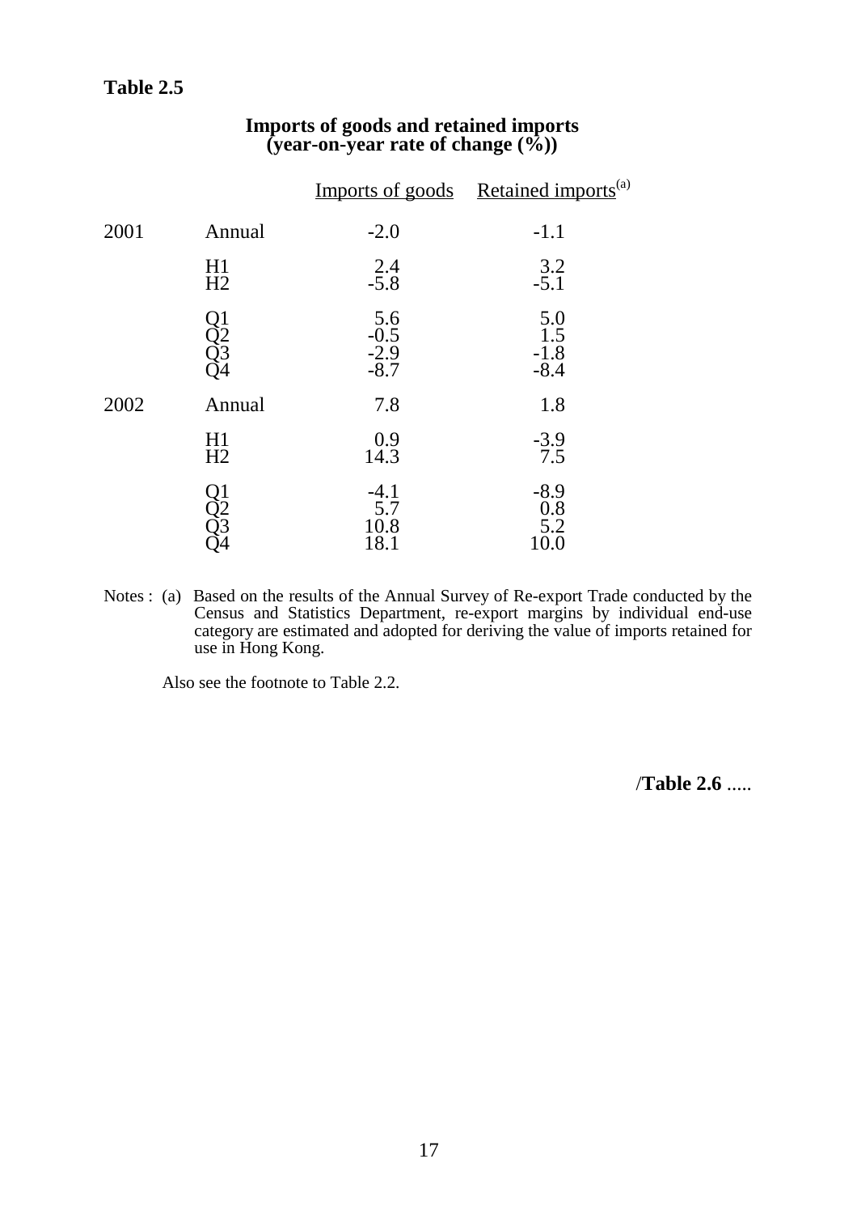**Table 2.5**

**Imports of goods and retained imports**
**(year-on-year rate of change (%))**

| | | Imports of goods | Retained imports[(a)] |
|---|---|---|---|
| 2001 | Annual | -2.0 | -1.1 |
| | H1 | 2.4 | 3.2 |
| | H2 | -5.8 | -5.1 |
| | Q1 | 5.6 | 5.0 |
| | Q2 | -0.5 | 1.5 |
| | Q3 | -2.9 | -1.8 |
| | Q4 | -8.7 | -8.4 |
| 2002 | Annual | 7.8 | 1.8 |
| | H1 | 0.9 | -3.9 |
| | H2 | 14.3 | 7.5 |
| | Q1 | -4.1 | -8.9 |
| | Q2 | 5.7 | 0.8 |
| | Q3 | 10.8 | 5.2 |
| | Q4 | 18.1 | 10.0 |

Notes : (a) Based on the results of the Annual Survey of Re-export Trade conducted by the Census and Statistics Department, re-export margins by individual end-use category are estimated and adopted for deriving the value of imports retained for use in Hong Kong.

Also see the footnote to Table 2.2.

/**Table 2.6** .....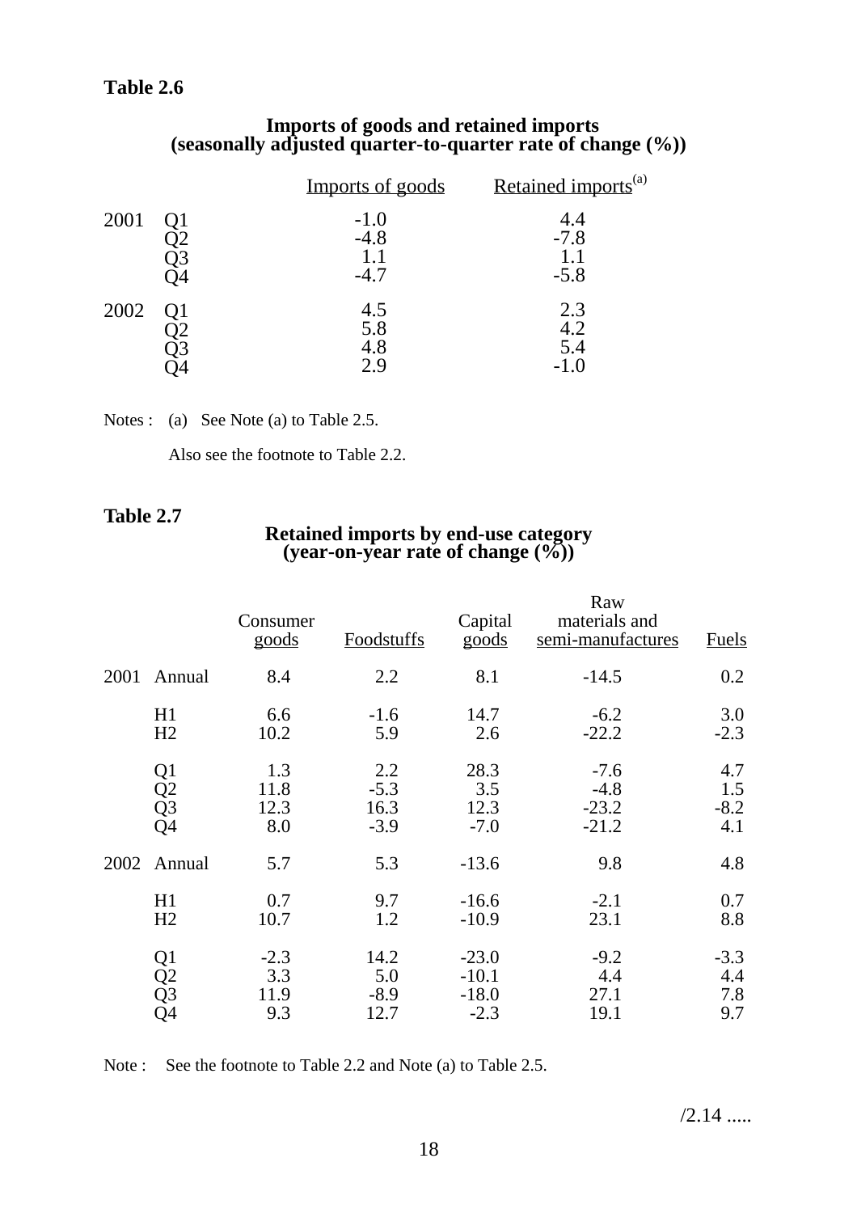**Table 2.6**

**Imports of goods and retained imports (seasonally adjusted quarter-to-quarter rate of change (%))**

| | | Imports of goods | Retained imports[(a)] |
|---|---|---|---|
| 2001 | Q1 | -1.0 | 4.4 |
| | Q2 | -4.8 | -7.8 |
| | Q3 | 1.1 | 1.1 |
| | Q4 | -4.7 | -5.8 |
| 2002 | Q1 | 4.5 | 2.3 |
| | Q2 | 5.8 | 4.2 |
| | Q3 | 4.8 | 5.4 |
| | Q4 | 2.9 | -1.0 |

Notes : (a) See Note (a) to Table 2.5.

Also see the footnote to Table 2.2.

**Table 2.7**

**Retained imports by end-use category (year-on-year rate of change (%))**

| | | Consumer goods | Foodstuffs | Capital goods | Raw materials and semi-manufactures | Fuels |
|---|---|---|---|---|---|---|
| 2001 | Annual | 8.4 | 2.2 | 8.1 | -14.5 | 0.2 |
| | H1 | 6.6 | -1.6 | 14.7 | -6.2 | 3.0 |
| | H2 | 10.2 | 5.9 | 2.6 | -22.2 | -2.3 |
| | Q1 | 1.3 | 2.2 | 28.3 | -7.6 | 4.7 |
| | Q2 | 11.8 | -5.3 | 3.5 | -4.8 | 1.5 |
| | Q3 | 12.3 | 16.3 | 12.3 | -23.2 | -8.2 |
| | Q4 | 8.0 | -3.9 | -7.0 | -21.2 | 4.1 |
| 2002 | Annual | 5.7 | 5.3 | -13.6 | 9.8 | 4.8 |
| | H1 | 0.7 | 9.7 | -16.6 | -2.1 | 0.7 |
| | H2 | 10.7 | 1.2 | -10.9 | 23.1 | 8.8 |
| | Q1 | -2.3 | 14.2 | -23.0 | -9.2 | -3.3 |
| | Q2 | 3.3 | 5.0 | -10.1 | 4.4 | 4.4 |
| | Q3 | 11.9 | -8.9 | -18.0 | 27.1 | 7.8 |
| | Q4 | 9.3 | 12.7 | -2.3 | 19.1 | 9.7 |

Note : See the footnote to Table 2.2 and Note (a) to Table 2.5.

/2.14 .....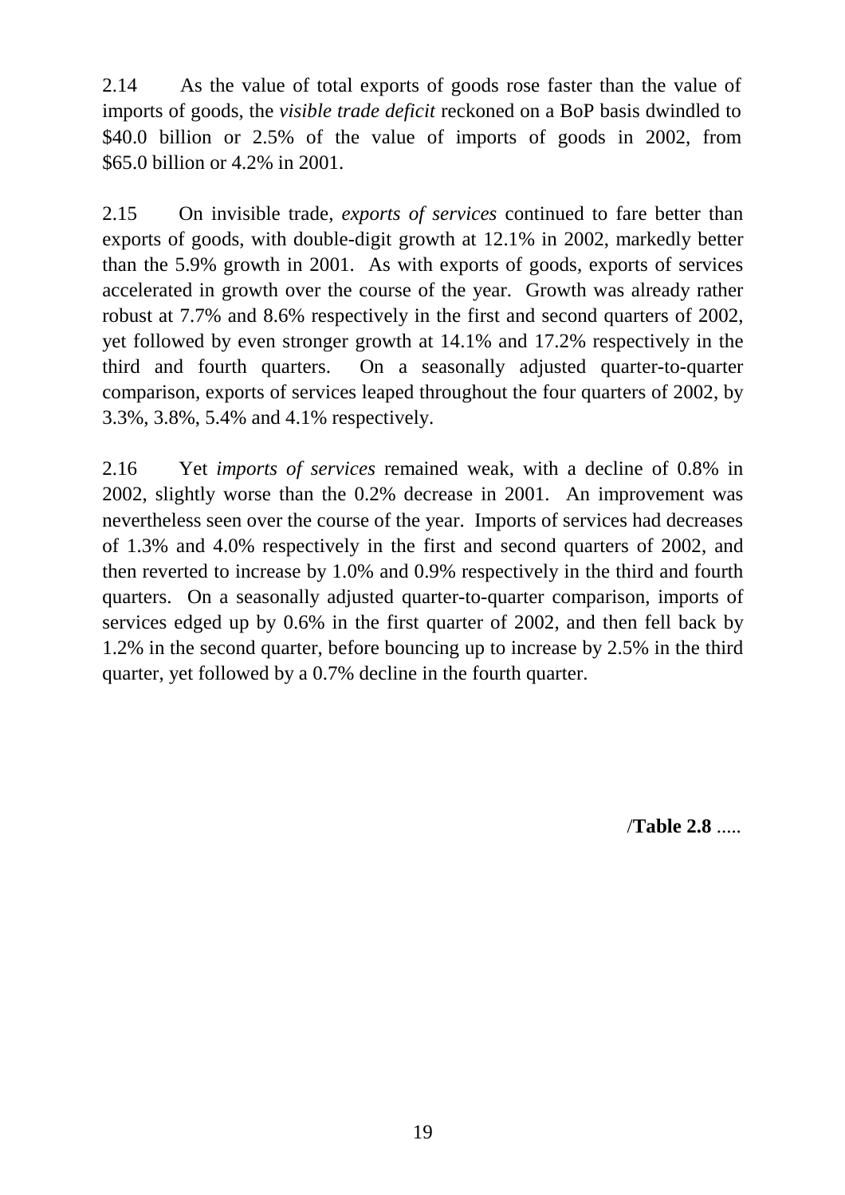2.14 As the value of total exports of goods rose faster than the value of imports of goods, the *visible trade deficit* reckoned on a BoP basis dwindled to $40.0 billion or 2.5% of the value of imports of goods in 2002, from $65.0 billion or 4.2% in 2001.

2.15 On invisible trade, *exports of services* continued to fare better than exports of goods, with double-digit growth at 12.1% in 2002, markedly better than the 5.9% growth in 2001. As with exports of goods, exports of services accelerated in growth over the course of the year. Growth was already rather robust at 7.7% and 8.6% respectively in the first and second quarters of 2002, yet followed by even stronger growth at 14.1% and 17.2% respectively in the third and fourth quarters. On a seasonally adjusted quarter-to-quarter comparison, exports of services leaped throughout the four quarters of 2002, by 3.3%, 3.8%, 5.4% and 4.1% respectively.

2.16 Yet *imports of services* remained weak, with a decline of 0.8% in 2002, slightly worse than the 0.2% decrease in 2001. An improvement was nevertheless seen over the course of the year. Imports of services had decreases of 1.3% and 4.0% respectively in the first and second quarters of 2002, and then reverted to increase by 1.0% and 0.9% respectively in the third and fourth quarters. On a seasonally adjusted quarter-to-quarter comparison, imports of services edged up by 0.6% in the first quarter of 2002, and then fell back by 1.2% in the second quarter, before bouncing up to increase by 2.5% in the third quarter, yet followed by a 0.7% decline in the fourth quarter.

/**Table 2.8** .....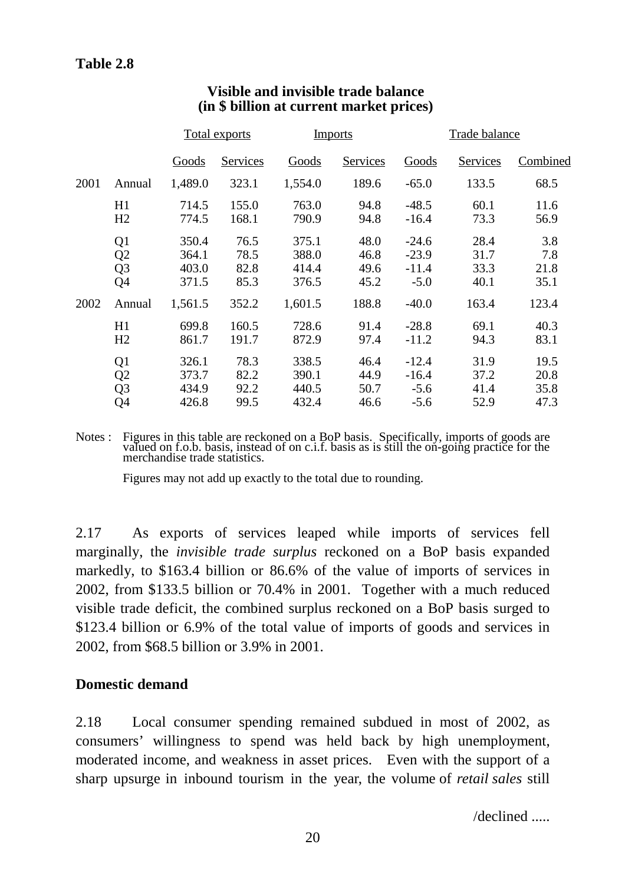**Table 2.8**

**Visible and invisible trade balance**
**(in $ billion at current market prices)**

| | | Total exports | | Imports | | Trade balance | | |
|---|---|---|---|---|---|---|---|---|
| | | Goods | Services | Goods | Services | Goods | Services | Combined |
| 2001 | Annual | 1,489.0 | 323.1 | 1,554.0 | 189.6 | -65.0 | 133.5 | 68.5 |
| | H1 | 714.5 | 155.0 | 763.0 | 94.8 | -48.5 | 60.1 | 11.6 |
| | H2 | 774.5 | 168.1 | 790.9 | 94.8 | -16.4 | 73.3 | 56.9 |
| | Q1 | 350.4 | 76.5 | 375.1 | 48.0 | -24.6 | 28.4 | 3.8 |
| | Q2 | 364.1 | 78.5 | 388.0 | 46.8 | -23.9 | 31.7 | 7.8 |
| | Q3 | 403.0 | 82.8 | 414.4 | 49.6 | -11.4 | 33.3 | 21.8 |
| | Q4 | 371.5 | 85.3 | 376.5 | 45.2 | -5.0 | 40.1 | 35.1 |
| 2002 | Annual | 1,561.5 | 352.2 | 1,601.5 | 188.8 | -40.0 | 163.4 | 123.4 |
| | H1 | 699.8 | 160.5 | 728.6 | 91.4 | -28.8 | 69.1 | 40.3 |
| | H2 | 861.7 | 191.7 | 872.9 | 97.4 | -11.2 | 94.3 | 83.1 |
| | Q1 | 326.1 | 78.3 | 338.5 | 46.4 | -12.4 | 31.9 | 19.5 |
| | Q2 | 373.7 | 82.2 | 390.1 | 44.9 | -16.4 | 37.2 | 20.8 |
| | Q3 | 434.9 | 92.2 | 440.5 | 50.7 | -5.6 | 41.4 | 35.8 |
| | Q4 | 426.8 | 99.5 | 432.4 | 46.6 | -5.6 | 52.9 | 47.3 |

Notes : Figures in this table are reckoned on a BoP basis. Specifically, imports of goods are valued on f.o.b. basis, instead of on c.i.f. basis as is still the on-going practice for the merchandise trade statistics.

Figures may not add up exactly to the total due to rounding.

2.17 As exports of services leaped while imports of services fell marginally, the *invisible trade surplus* reckoned on a BoP basis expanded markedly, to $163.4 billion or 86.6% of the value of imports of services in 2002, from $133.5 billion or 70.4% in 2001. Together with a much reduced visible trade deficit, the combined surplus reckoned on a BoP basis surged to $123.4 billion or 6.9% of the total value of imports of goods and services in 2002, from $68.5 billion or 3.9% in 2001.

**Domestic demand**

2.18 Local consumer spending remained subdued in most of 2002, as consumers' willingness to spend was held back by high unemployment, moderated income, and weakness in asset prices. Even with the support of a sharp upsurge in inbound tourism in the year, the volume of *retail sales* still

/declined .....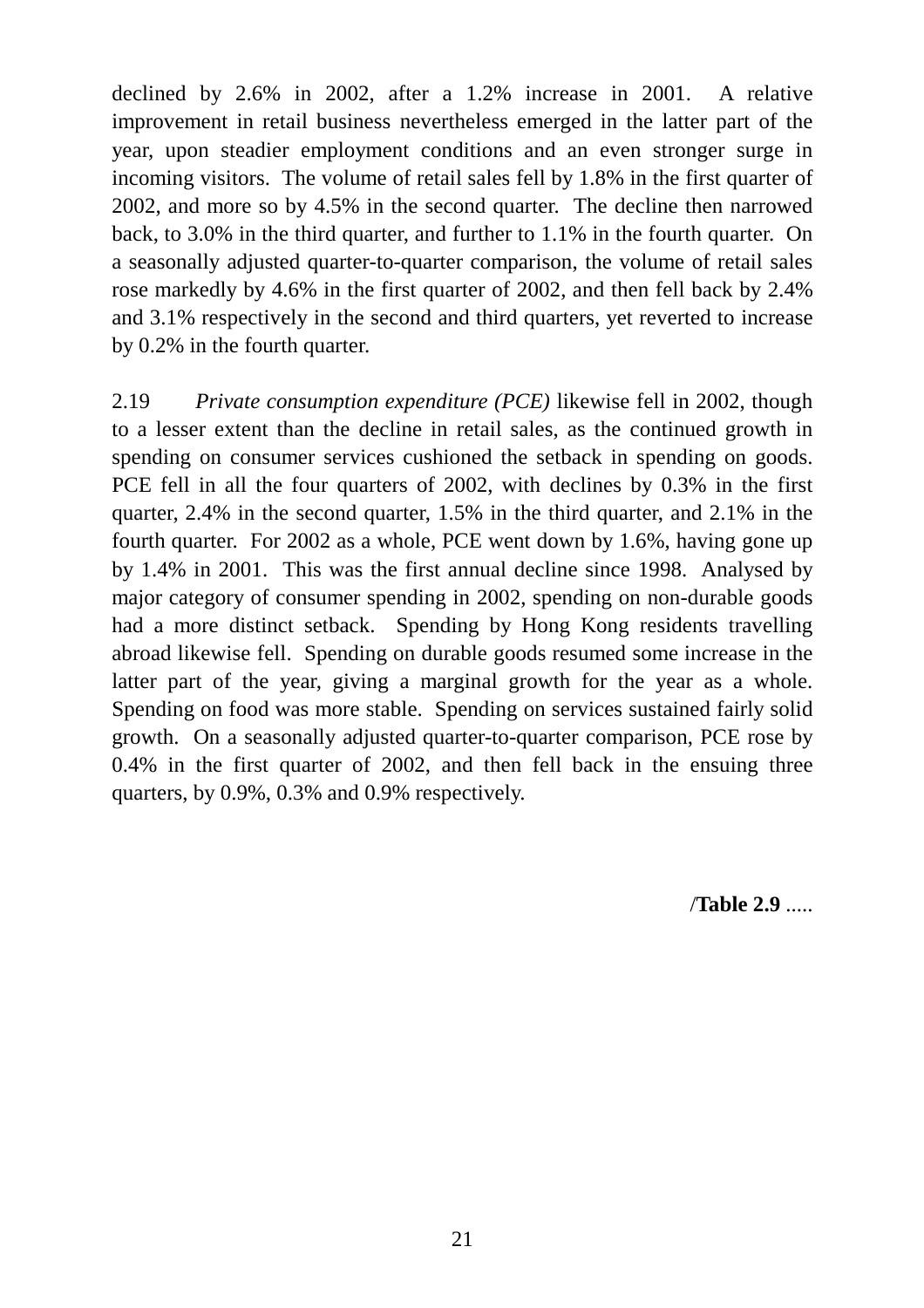declined by 2.6% in 2002, after a 1.2% increase in 2001. A relative improvement in retail business nevertheless emerged in the latter part of the year, upon steadier employment conditions and an even stronger surge in incoming visitors. The volume of retail sales fell by 1.8% in the first quarter of 2002, and more so by 4.5% in the second quarter. The decline then narrowed back, to 3.0% in the third quarter, and further to 1.1% in the fourth quarter. On a seasonally adjusted quarter-to-quarter comparison, the volume of retail sales rose markedly by 4.6% in the first quarter of 2002, and then fell back by 2.4% and 3.1% respectively in the second and third quarters, yet reverted to increase by 0.2% in the fourth quarter.

2.19 *Private consumption expenditure (PCE)* likewise fell in 2002, though to a lesser extent than the decline in retail sales, as the continued growth in spending on consumer services cushioned the setback in spending on goods. PCE fell in all the four quarters of 2002, with declines by 0.3% in the first quarter, 2.4% in the second quarter, 1.5% in the third quarter, and 2.1% in the fourth quarter. For 2002 as a whole, PCE went down by 1.6%, having gone up by 1.4% in 2001. This was the first annual decline since 1998. Analysed by major category of consumer spending in 2002, spending on non-durable goods had a more distinct setback. Spending by Hong Kong residents travelling abroad likewise fell. Spending on durable goods resumed some increase in the latter part of the year, giving a marginal growth for the year as a whole. Spending on food was more stable. Spending on services sustained fairly solid growth. On a seasonally adjusted quarter-to-quarter comparison, PCE rose by 0.4% in the first quarter of 2002, and then fell back in the ensuing three quarters, by 0.9%, 0.3% and 0.9% respectively.

/**Table 2.9** .....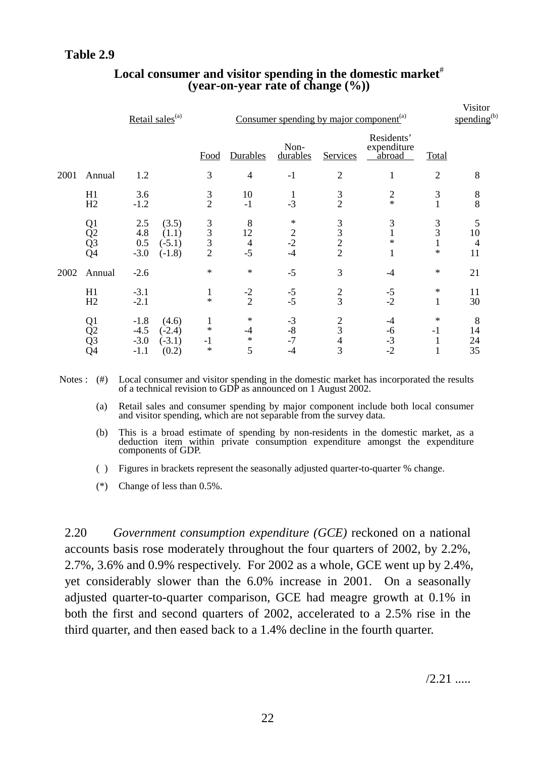**Table 2.9**

**Local consumer and visitor spending in the domestic market[#]**
**(year-on-year rate of change (%))**

| | | Retail sales[(a)] | | Consumer spending by major component[(a)] | | | | | | Visitor spending[(b)] |
|---|---|---|---|---|---|---|---|---|---|---|
| | | | | Food | Durables | Non-durables | Services | Residents' expenditure abroad | Total | |
| 2001 | Annual | 1.2 | | 3 | 4 | -1 | 2 | 1 | 2 | 8 |
| | H1 | 3.6 | | 3 | 10 | 1 | 3 | 2 | 3 | 8 |
| | H2 | -1.2 | | 2 | -1 | -3 | 2 | * | 1 | 8 |
| | Q1 | 2.5 | (3.5) | 3 | 8 | * | 3 | 3 | 3 | 5 |
| | Q2 | 4.8 | (1.1) | 3 | 12 | 2 | 3 | 1 | 3 | 10 |
| | Q3 | 0.5 | (-5.1) | 3 | 4 | -2 | 2 | * | 1 | 4 |
| | Q4 | -3.0 | (-1.8) | 2 | -5 | -4 | 2 | 1 | * | 11 |
| 2002 | Annual | -2.6 | | * | * | -5 | 3 | -4 | * | 21 |
| | H1 | -3.1 | | 1 | -2 | -5 | 2 | -5 | * | 11 |
| | H2 | -2.1 | | * | 2 | -5 | 3 | -2 | 1 | 30 |
| | Q1 | -1.8 | (4.6) | 1 | * | -3 | 2 | -4 | * | 8 |
| | Q2 | -4.5 | (-2.4) | * | -4 | -8 | 3 | -6 | -1 | 14 |
| | Q3 | -3.0 | (-3.1) | -1 | * | -7 | 4 | -3 | 1 | 24 |
| | Q4 | -1.1 | (0.2) | * | 5 | -4 | 3 | -2 | 1 | 35 |

Notes :
- (#) Local consumer and visitor spending in the domestic market has incorporated the results of a technical revision to GDP as announced on 1 August 2002.
- (a) Retail sales and consumer spending by major component include both local consumer and visitor spending, which are not separable from the survey data.
- (b) This is a broad estimate of spending by non-residents in the domestic market, as a deduction item within private consumption expenditure amongst the expenditure components of GDP.
- ( ) Figures in brackets represent the seasonally adjusted quarter-to-quarter % change.
- (*) Change of less than 0.5%.

2.20 *Government consumption expenditure (GCE)* reckoned on a national accounts basis rose moderately throughout the four quarters of 2002, by 2.2%, 2.7%, 3.6% and 0.9% respectively. For 2002 as a whole, GCE went up by 2.4%, yet considerably slower than the 6.0% increase in 2001. On a seasonally adjusted quarter-to-quarter comparison, GCE had meagre growth at 0.1% in both the first and second quarters of 2002, accelerated to a 2.5% rise in the third quarter, and then eased back to a 1.4% decline in the fourth quarter.

/2.21 .....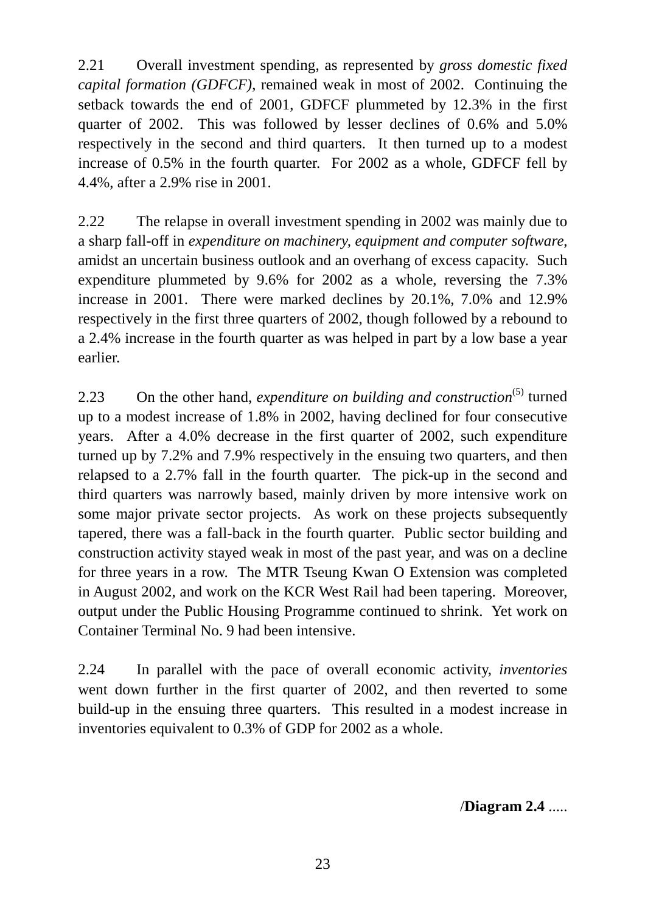2.21 Overall investment spending, as represented by *gross domestic fixed capital formation (GDFCF)*, remained weak in most of 2002. Continuing the setback towards the end of 2001, GDFCF plummeted by 12.3% in the first quarter of 2002. This was followed by lesser declines of 0.6% and 5.0% respectively in the second and third quarters. It then turned up to a modest increase of 0.5% in the fourth quarter. For 2002 as a whole, GDFCF fell by 4.4%, after a 2.9% rise in 2001.

2.22 The relapse in overall investment spending in 2002 was mainly due to a sharp fall-off in *expenditure on machinery, equipment and computer software*, amidst an uncertain business outlook and an overhang of excess capacity. Such expenditure plummeted by 9.6% for 2002 as a whole, reversing the 7.3% increase in 2001. There were marked declines by 20.1%, 7.0% and 12.9% respectively in the first three quarters of 2002, though followed by a rebound to a 2.4% increase in the fourth quarter as was helped in part by a low base a year earlier.

2.23 On the other hand, *expenditure on building and construction*(5) turned up to a modest increase of 1.8% in 2002, having declined for four consecutive years. After a 4.0% decrease in the first quarter of 2002, such expenditure turned up by 7.2% and 7.9% respectively in the ensuing two quarters, and then relapsed to a 2.7% fall in the fourth quarter. The pick-up in the second and third quarters was narrowly based, mainly driven by more intensive work on some major private sector projects. As work on these projects subsequently tapered, there was a fall-back in the fourth quarter. Public sector building and construction activity stayed weak in most of the past year, and was on a decline for three years in a row. The MTR Tseung Kwan O Extension was completed in August 2002, and work on the KCR West Rail had been tapering. Moreover, output under the Public Housing Programme continued to shrink. Yet work on Container Terminal No. 9 had been intensive.

2.24 In parallel with the pace of overall economic activity, *inventories* went down further in the first quarter of 2002, and then reverted to some build-up in the ensuing three quarters. This resulted in a modest increase in inventories equivalent to 0.3% of GDP for 2002 as a whole.

/**Diagram 2.4** .....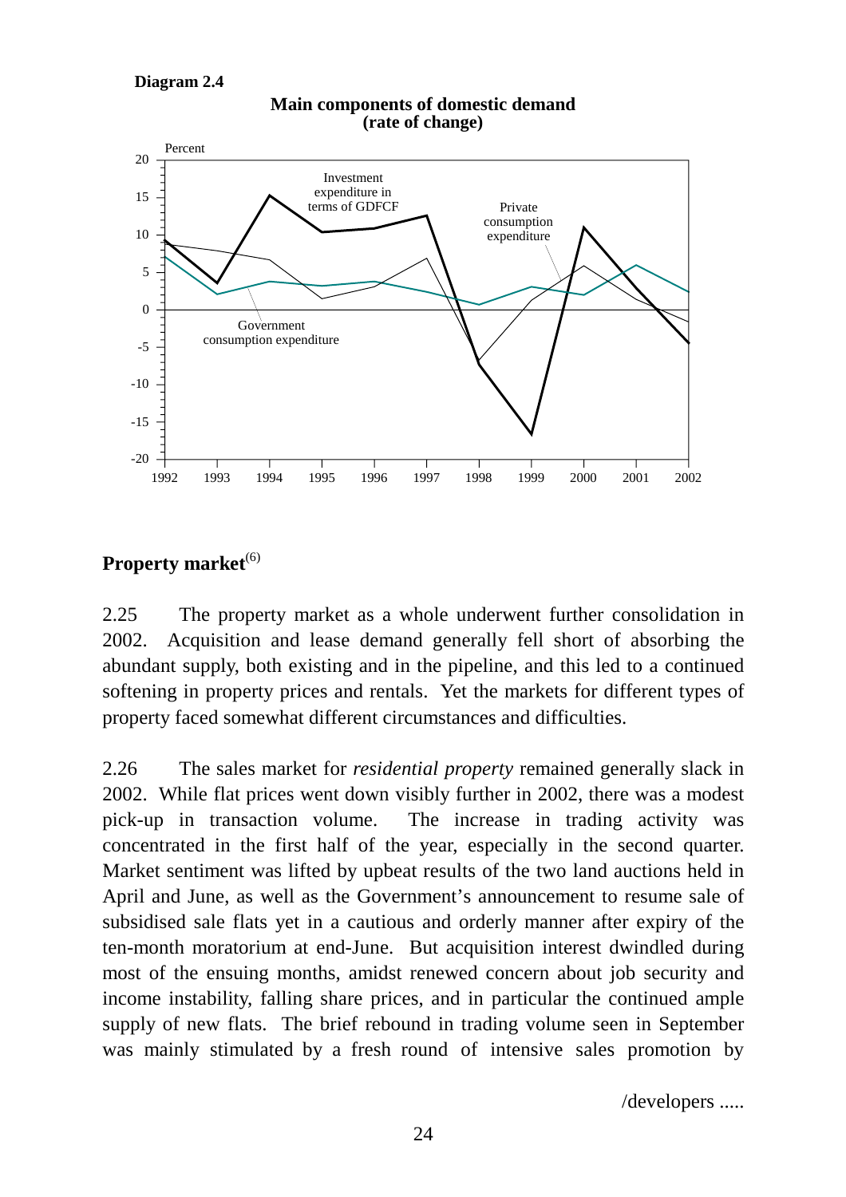**Diagram 2.4**

**Main components of domestic demand (rate of change)**

## Property market(6)

2.25 The property market as a whole underwent further consolidation in 2002. Acquisition and lease demand generally fell short of absorbing the abundant supply, both existing and in the pipeline, and this led to a continued softening in property prices and rentals. Yet the markets for different types of property faced somewhat different circumstances and difficulties.

2.26 The sales market for *residential property* remained generally slack in 2002. While flat prices went down visibly further in 2002, there was a modest pick-up in transaction volume. The increase in trading activity was concentrated in the first half of the year, especially in the second quarter. Market sentiment was lifted by upbeat results of the two land auctions held in April and June, as well as the Government's announcement to resume sale of subsidised sale flats yet in a cautious and orderly manner after expiry of the ten-month moratorium at end-June. But acquisition interest dwindled during most of the ensuing months, amidst renewed concern about job security and income instability, falling share prices, and in particular the continued ample supply of new flats. The brief rebound in trading volume seen in September was mainly stimulated by a fresh round of intensive sales promotion by

/developers .....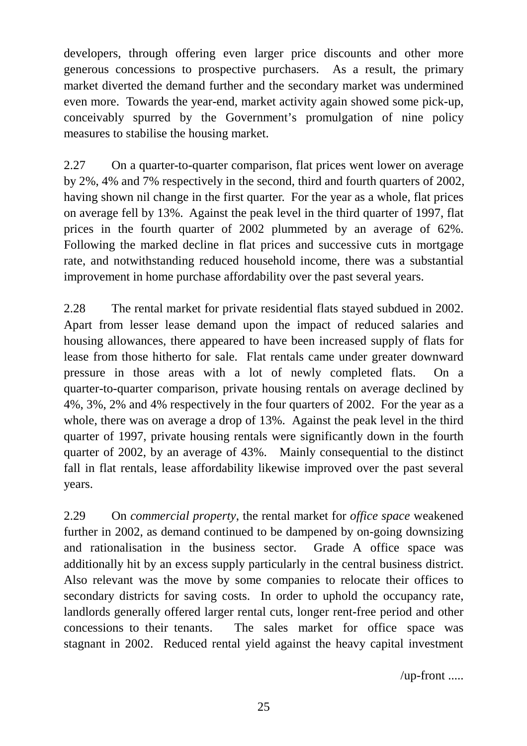developers, through offering even larger price discounts and other more generous concessions to prospective purchasers. As a result, the primary market diverted the demand further and the secondary market was undermined even more. Towards the year-end, market activity again showed some pick-up, conceivably spurred by the Government's promulgation of nine policy measures to stabilise the housing market.

2.27 On a quarter-to-quarter comparison, flat prices went lower on average by 2%, 4% and 7% respectively in the second, third and fourth quarters of 2002, having shown nil change in the first quarter. For the year as a whole, flat prices on average fell by 13%. Against the peak level in the third quarter of 1997, flat prices in the fourth quarter of 2002 plummeted by an average of 62%. Following the marked decline in flat prices and successive cuts in mortgage rate, and notwithstanding reduced household income, there was a substantial improvement in home purchase affordability over the past several years.

2.28 The rental market for private residential flats stayed subdued in 2002. Apart from lesser lease demand upon the impact of reduced salaries and housing allowances, there appeared to have been increased supply of flats for lease from those hitherto for sale. Flat rentals came under greater downward pressure in those areas with a lot of newly completed flats. On a quarter-to-quarter comparison, private housing rentals on average declined by 4%, 3%, 2% and 4% respectively in the four quarters of 2002. For the year as a whole, there was on average a drop of 13%. Against the peak level in the third quarter of 1997, private housing rentals were significantly down in the fourth quarter of 2002, by an average of 43%. Mainly consequential to the distinct fall in flat rentals, lease affordability likewise improved over the past several years.

2.29 On *commercial property*, the rental market for *office space* weakened further in 2002, as demand continued to be dampened by on-going downsizing and rationalisation in the business sector. Grade A office space was additionally hit by an excess supply particularly in the central business district. Also relevant was the move by some companies to relocate their offices to secondary districts for saving costs. In order to uphold the occupancy rate, landlords generally offered larger rental cuts, longer rent-free period and other concessions to their tenants. The sales market for office space was stagnant in 2002. Reduced rental yield against the heavy capital investment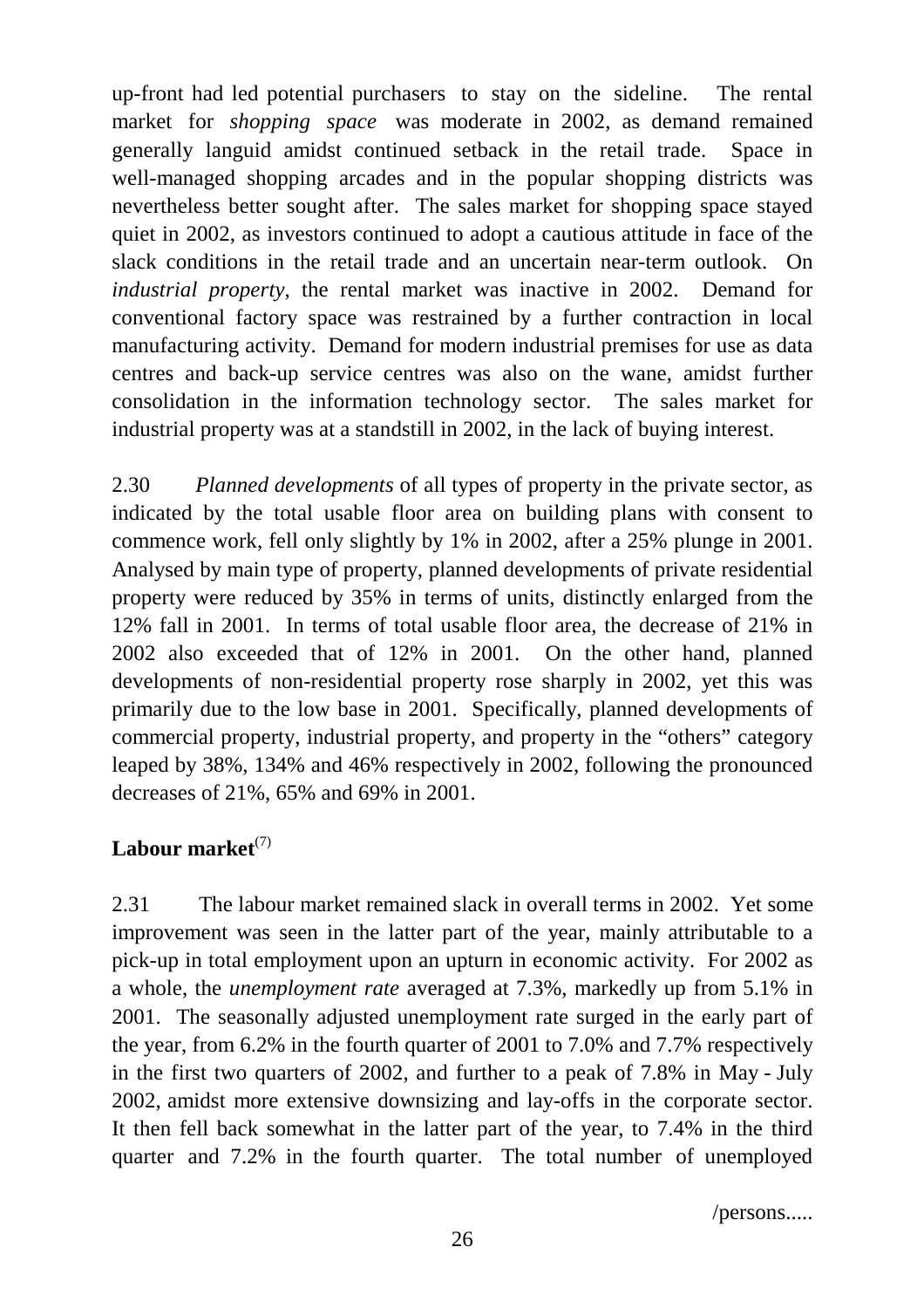up-front had led potential purchasers to stay on the sideline. The rental market for *shopping space* was moderate in 2002, as demand remained generally languid amidst continued setback in the retail trade. Space in well-managed shopping arcades and in the popular shopping districts was nevertheless better sought after. The sales market for shopping space stayed quiet in 2002, as investors continued to adopt a cautious attitude in face of the slack conditions in the retail trade and an uncertain near-term outlook. On *industrial property*, the rental market was inactive in 2002. Demand for conventional factory space was restrained by a further contraction in local manufacturing activity. Demand for modern industrial premises for use as data centres and back-up service centres was also on the wane, amidst further consolidation in the information technology sector. The sales market for industrial property was at a standstill in 2002, in the lack of buying interest.

2.30 *Planned developments* of all types of property in the private sector, as indicated by the total usable floor area on building plans with consent to commence work, fell only slightly by 1% in 2002, after a 25% plunge in 2001. Analysed by main type of property, planned developments of private residential property were reduced by 35% in terms of units, distinctly enlarged from the 12% fall in 2001. In terms of total usable floor area, the decrease of 21% in 2002 also exceeded that of 12% in 2001. On the other hand, planned developments of non-residential property rose sharply in 2002, yet this was primarily due to the low base in 2001. Specifically, planned developments of commercial property, industrial property, and property in the "others" category leaped by 38%, 134% and 46% respectively in 2002, following the pronounced decreases of 21%, 65% and 69% in 2001.

## Labour market(7)

2.31 The labour market remained slack in overall terms in 2002. Yet some improvement was seen in the latter part of the year, mainly attributable to a pick-up in total employment upon an upturn in economic activity. For 2002 as a whole, the *unemployment rate* averaged at 7.3%, markedly up from 5.1% in 2001. The seasonally adjusted unemployment rate surged in the early part of the year, from 6.2% in the fourth quarter of 2001 to 7.0% and 7.7% respectively in the first two quarters of 2002, and further to a peak of 7.8% in May - July 2002, amidst more extensive downsizing and lay-offs in the corporate sector. It then fell back somewhat in the latter part of the year, to 7.4% in the third quarter and 7.2% in the fourth quarter. The total number of unemployed

/persons.....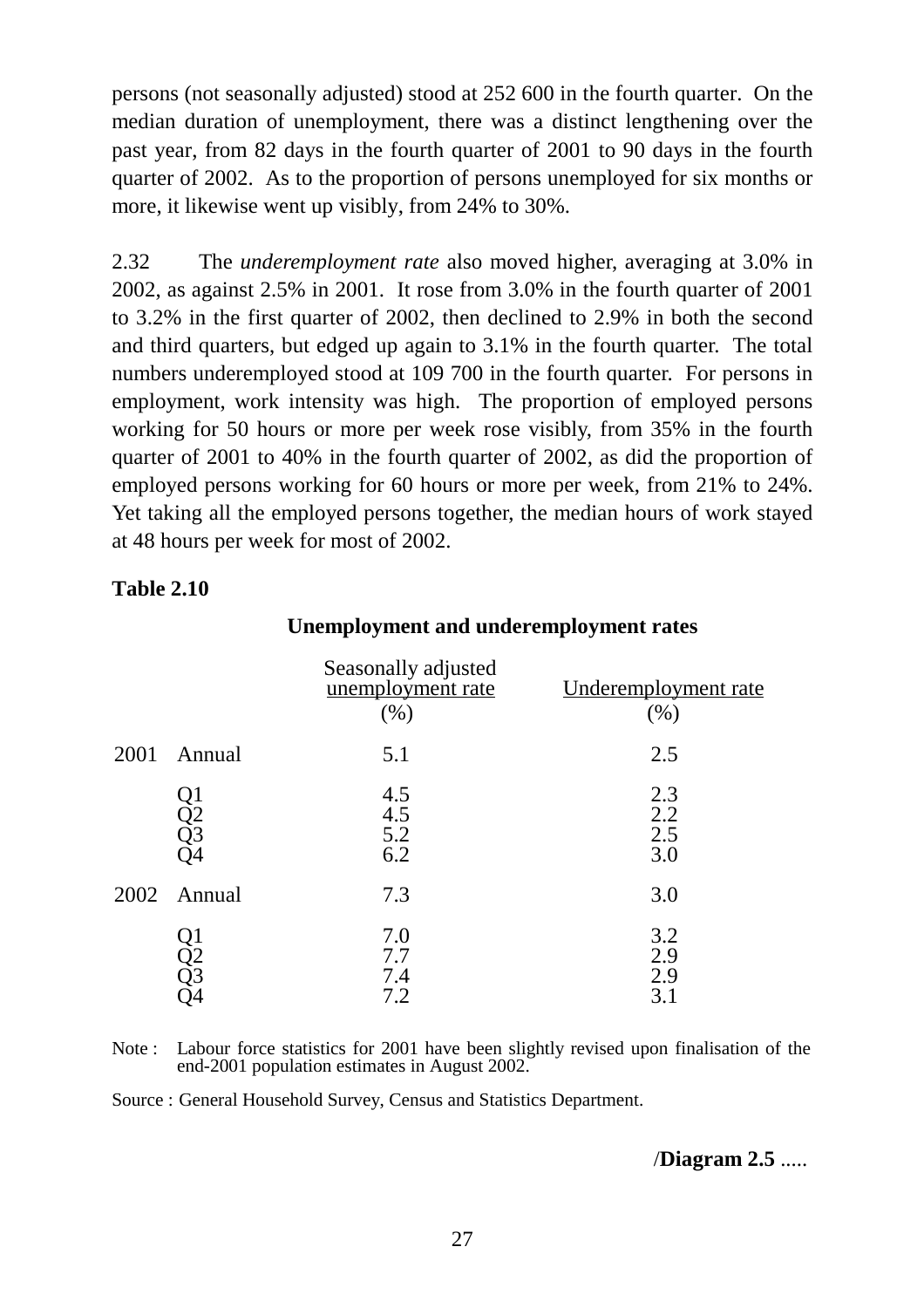persons (not seasonally adjusted) stood at 252 600 in the fourth quarter. On the median duration of unemployment, there was a distinct lengthening over the past year, from 82 days in the fourth quarter of 2001 to 90 days in the fourth quarter of 2002. As to the proportion of persons unemployed for six months or more, it likewise went up visibly, from 24% to 30%.

2.32 The *underemployment rate* also moved higher, averaging at 3.0% in 2002, as against 2.5% in 2001. It rose from 3.0% in the fourth quarter of 2001 to 3.2% in the first quarter of 2002, then declined to 2.9% in both the second and third quarters, but edged up again to 3.1% in the fourth quarter. The total numbers underemployed stood at 109 700 in the fourth quarter. For persons in employment, work intensity was high. The proportion of employed persons working for 50 hours or more per week rose visibly, from 35% in the fourth quarter of 2001 to 40% in the fourth quarter of 2002, as did the proportion of employed persons working for 60 hours or more per week, from 21% to 24%. Yet taking all the employed persons together, the median hours of work stayed at 48 hours per week for most of 2002.

**Table 2.10**

**Unemployment and underemployment rates**

| | | Seasonally adjusted unemployment rate (%) | Underemployment rate (%) |
|---|---|---|---|
| 2001 | Annual | 5.1 | 2.5 |
| | Q1 | 4.5 | 2.3 |
| | Q2 | 4.5 | 2.2 |
| | Q3 | 5.2 | 2.5 |
| | Q4 | 6.2 | 3.0 |
| 2002 | Annual | 7.3 | 3.0 |
| | Q1 | 7.0 | 3.2 |
| | Q2 | 7.7 | 2.9 |
| | Q3 | 7.4 | 2.9 |
| | Q4 | 7.2 | 3.1 |

Note : Labour force statistics for 2001 have been slightly revised upon finalisation of the end-2001 population estimates in August 2002.

Source : General Household Survey, Census and Statistics Department.

/**Diagram 2.5** .....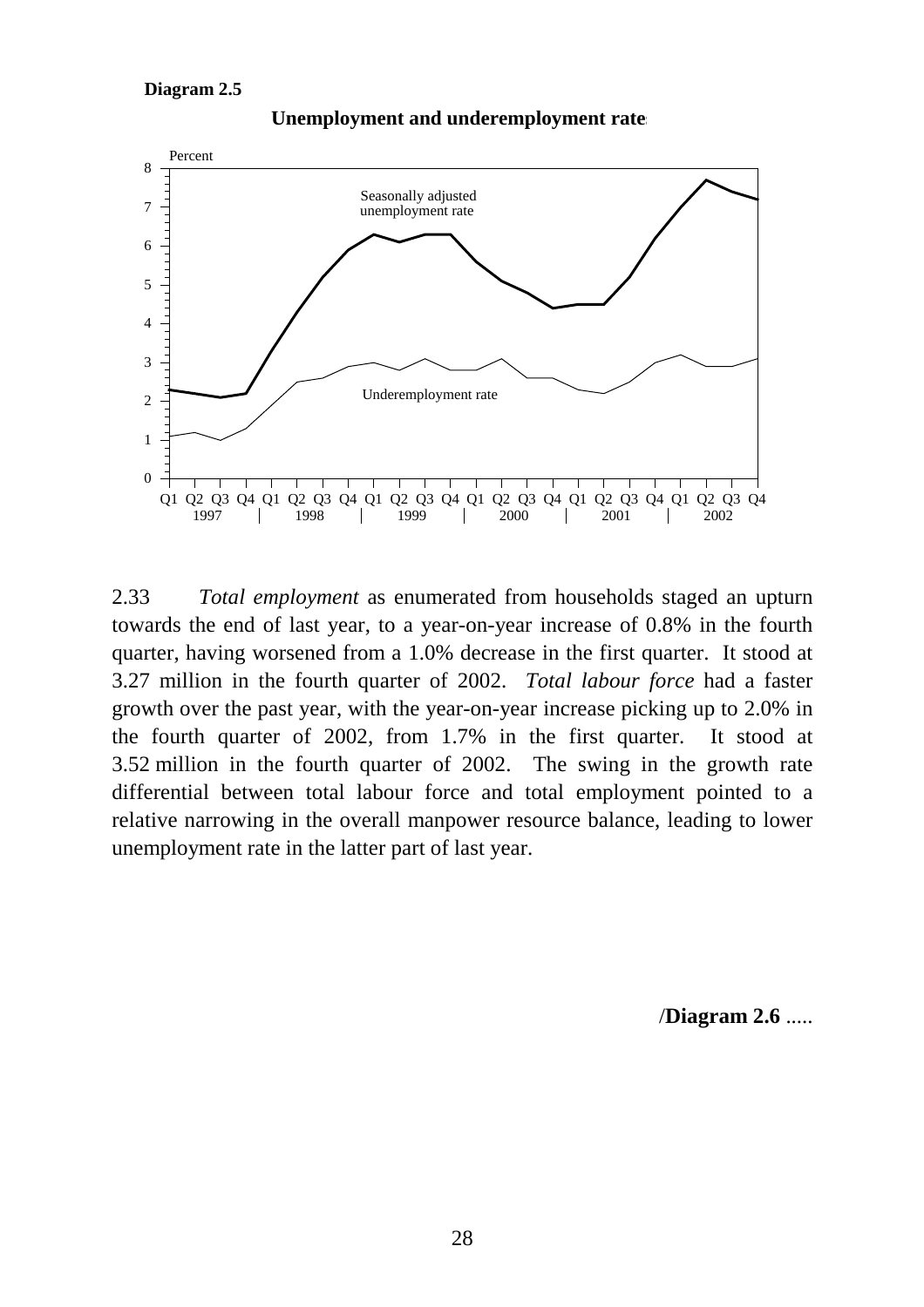**Diagram 2.5**

**Unemployment and underemployment rates**

2.33 *Total employment* as enumerated from households staged an upturn towards the end of last year, to a year-on-year increase of 0.8% in the fourth quarter, having worsened from a 1.0% decrease in the first quarter. It stood at 3.27 million in the fourth quarter of 2002. *Total labour force* had a faster growth over the past year, with the year-on-year increase picking up to 2.0% in the fourth quarter of 2002, from 1.7% in the first quarter. It stood at 3.52 million in the fourth quarter of 2002. The swing in the growth rate differential between total labour force and total employment pointed to a relative narrowing in the overall manpower resource balance, leading to lower unemployment rate in the latter part of last year.

/**Diagram 2.6** .....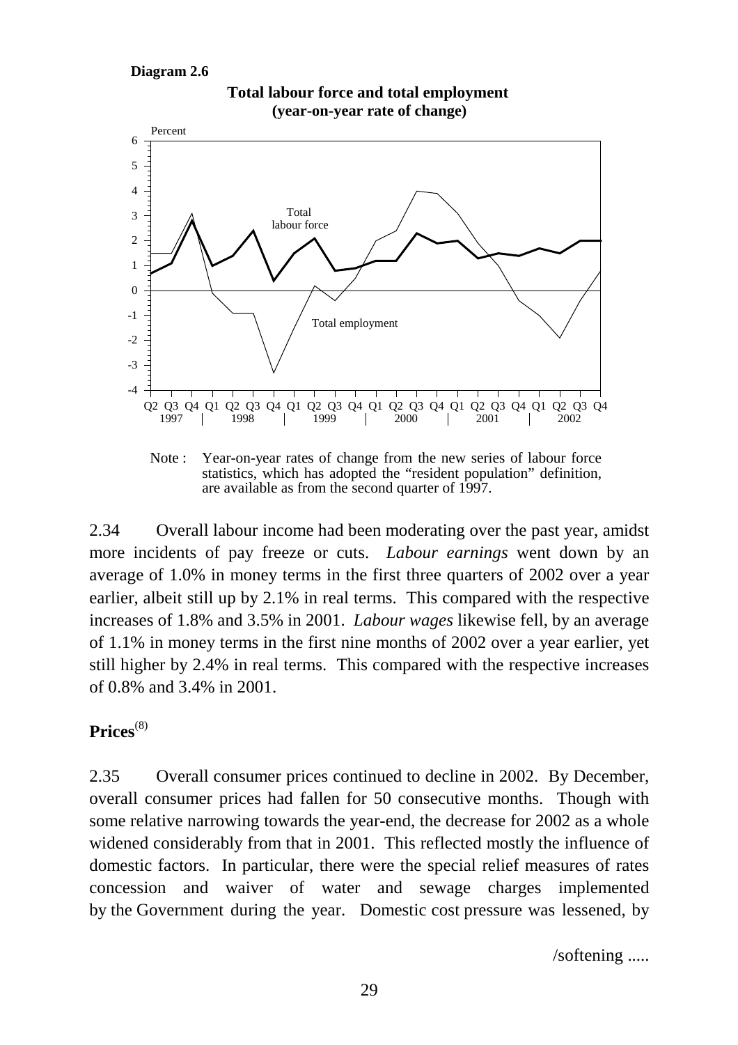**Diagram 2.6**

**Total labour force and total employment (year-on-year rate of change)**

Note : Year-on-year rates of change from the new series of labour force statistics, which has adopted the "resident population" definition, are available as from the second quarter of 1997.

2.34 Overall labour income had been moderating over the past year, amidst more incidents of pay freeze or cuts. *Labour earnings* went down by an average of 1.0% in money terms in the first three quarters of 2002 over a year earlier, albeit still up by 2.1% in real terms. This compared with the respective increases of 1.8% and 3.5% in 2001. *Labour wages* likewise fell, by an average of 1.1% in money terms in the first nine months of 2002 over a year earlier, yet still higher by 2.4% in real terms. This compared with the respective increases of 0.8% and 3.4% in 2001.

## Prices[(8)]

2.35 Overall consumer prices continued to decline in 2002. By December, overall consumer prices had fallen for 50 consecutive months. Though with some relative narrowing towards the year-end, the decrease for 2002 as a whole widened considerably from that in 2001. This reflected mostly the influence of domestic factors. In particular, there were the special relief measures of rates concession and waiver of water and sewage charges implemented by the Government during the year. Domestic cost pressure was lessened, by

/softening .....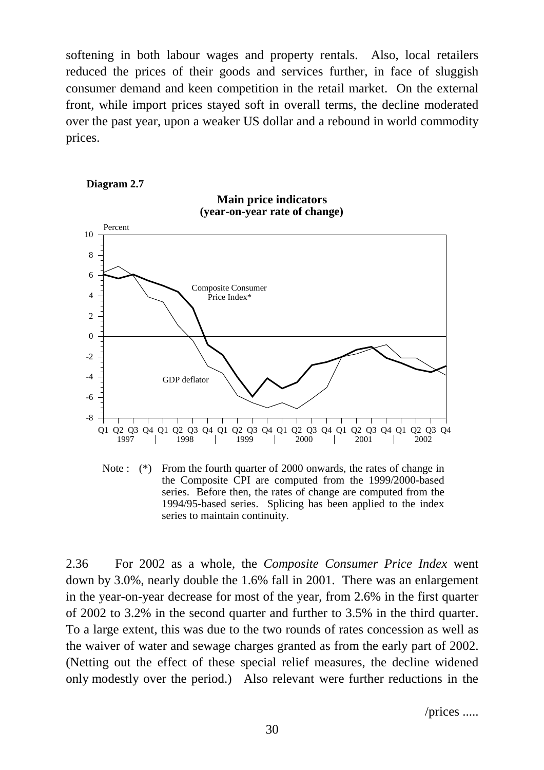softening in both labour wages and property rentals. Also, local retailers reduced the prices of their goods and services further, in face of sluggish consumer demand and keen competition in the retail market. On the external front, while import prices stayed soft in overall terms, the decline moderated over the past year, upon a weaker US dollar and a rebound in world commodity prices.

**Diagram 2.7**

**Main price indicators (year-on-year rate of change)**

Note : (*) From the fourth quarter of 2000 onwards, the rates of change in the Composite CPI are computed from the 1999/2000-based series. Before then, the rates of change are computed from the 1994/95-based series. Splicing has been applied to the index series to maintain continuity.

2.36 For 2002 as a whole, the *Composite Consumer Price Index* went down by 3.0%, nearly double the 1.6% fall in 2001. There was an enlargement in the year-on-year decrease for most of the year, from 2.6% in the first quarter of 2002 to 3.2% in the second quarter and further to 3.5% in the third quarter. To a large extent, this was due to the two rounds of rates concession as well as the waiver of water and sewage charges granted as from the early part of 2002. (Netting out the effect of these special relief measures, the decline widened only modestly over the period.) Also relevant were further reductions in the

/prices .....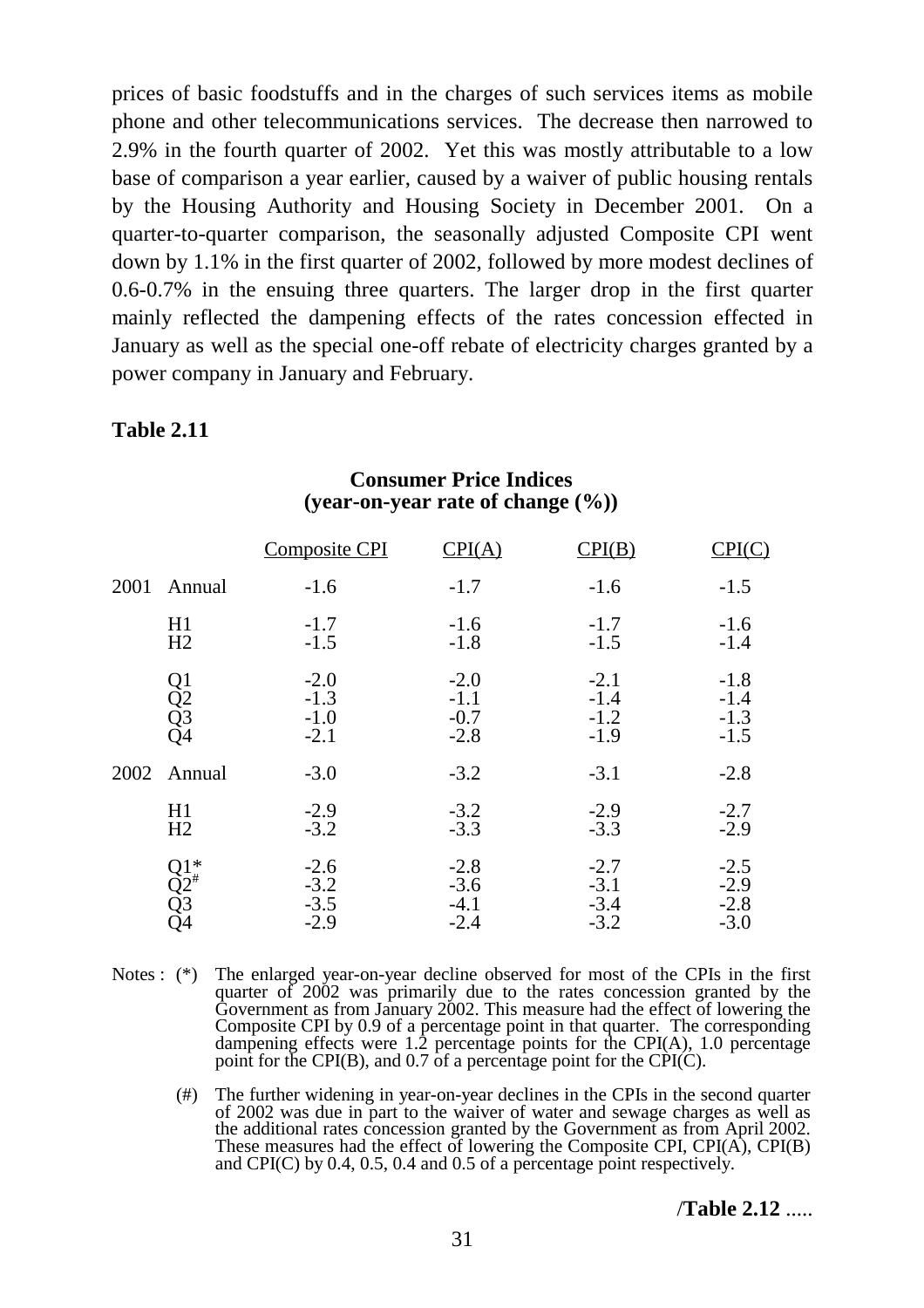prices of basic foodstuffs and in the charges of such services items as mobile phone and other telecommunications services. The decrease then narrowed to 2.9% in the fourth quarter of 2002. Yet this was mostly attributable to a low base of comparison a year earlier, caused by a waiver of public housing rentals by the Housing Authority and Housing Society in December 2001. On a quarter-to-quarter comparison, the seasonally adjusted Composite CPI went down by 1.1% in the first quarter of 2002, followed by more modest declines of 0.6-0.7% in the ensuing three quarters. The larger drop in the first quarter mainly reflected the dampening effects of the rates concession effected in January as well as the special one-off rebate of electricity charges granted by a power company in January and February.

**Table 2.11**

**Consumer Price Indices**
**(year-on-year rate of change (%))**

| | | Composite CPI | CPI(A) | CPI(B) | CPI(C) |
|---|---|---|---|---|---|
| 2001 | Annual | -1.6 | -1.7 | -1.6 | -1.5 |
| | H1 | -1.7 | -1.6 | -1.7 | -1.6 |
| | H2 | -1.5 | -1.8 | -1.5 | -1.4 |
| | Q1 | -2.0 | -2.0 | -2.1 | -1.8 |
| | Q2 | -1.3 | -1.1 | -1.4 | -1.4 |
| | Q3 | -1.0 | -0.7 | -1.2 | -1.3 |
| | Q4 | -2.1 | -2.8 | -1.9 | -1.5 |
| 2002 | Annual | -3.0 | -3.2 | -3.1 | -2.8 |
| | H1 | -2.9 | -3.2 | -2.9 | -2.7 |
| | H2 | -3.2 | -3.3 | -3.3 | -2.9 |
| | Q1* | -2.6 | -2.8 | -2.7 | -2.5 |
| | Q2# | -3.2 | -3.6 | -3.1 | -2.9 |
| | Q3 | -3.5 | -4.1 | -3.4 | -2.8 |
| | Q4 | -2.9 | -2.4 | -3.2 | -3.0 |

Notes : (*) The enlarged year-on-year decline observed for most of the CPIs in the first quarter of 2002 was primarily due to the rates concession granted by the Government as from January 2002. This measure had the effect of lowering the Composite CPI by 0.9 of a percentage point in that quarter. The corresponding dampening effects were 1.2 percentage points for the CPI(A), 1.0 percentage point for the CPI(B), and 0.7 of a percentage point for the CPI(C).

(#) The further widening in year-on-year declines in the CPIs in the second quarter of 2002 was due in part to the waiver of water and sewage charges as well as the additional rates concession granted by the Government as from April 2002. These measures had the effect of lowering the Composite CPI, CPI(A), CPI(B) and CPI(C) by 0.4, 0.5, 0.4 and 0.5 of a percentage point respectively.

/**Table 2.12** .....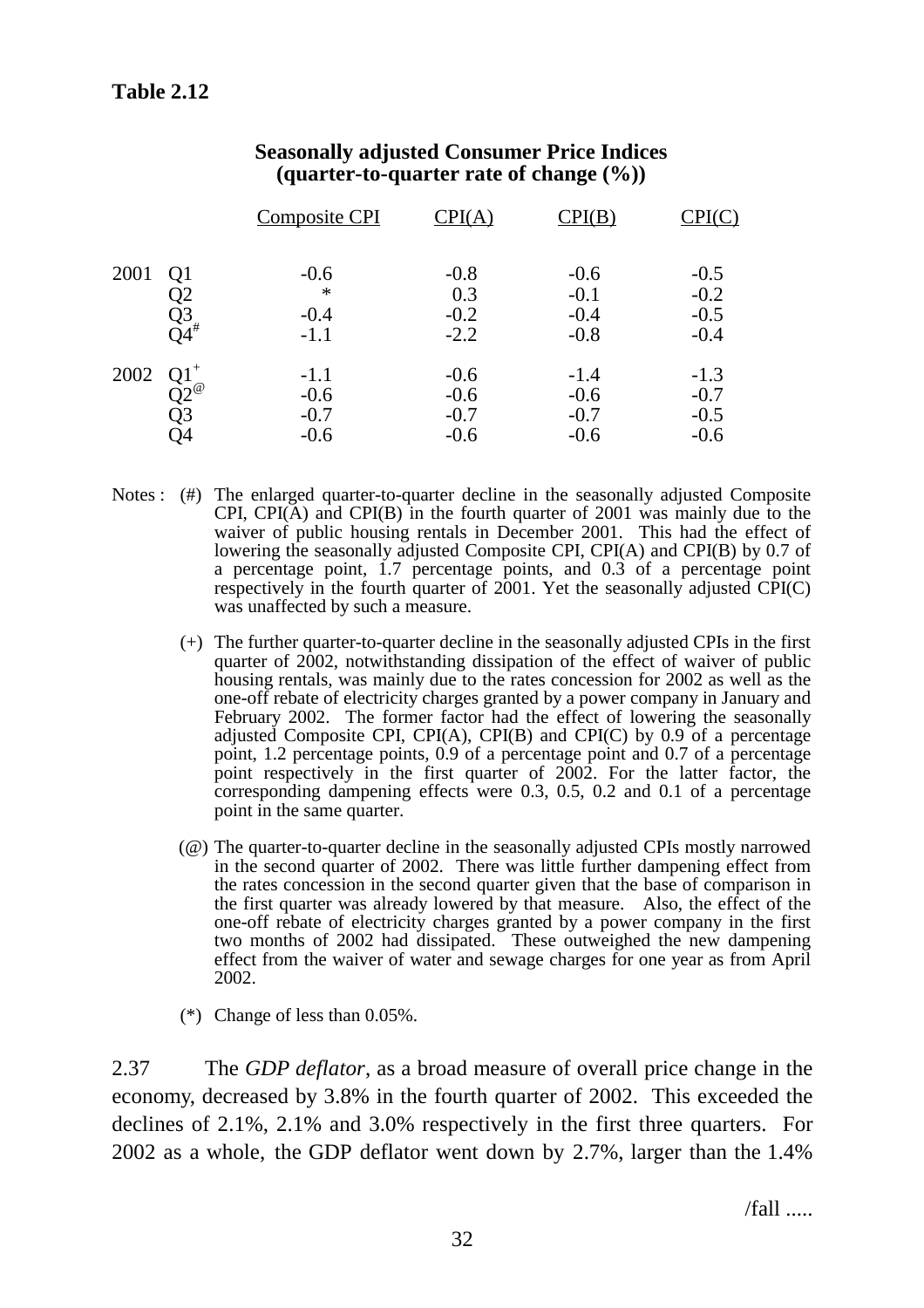**Table 2.12**

**Seasonally adjusted Consumer Price Indices (quarter-to-quarter rate of change (%))**

| | | Composite CPI | CPI(A) | CPI(B) | CPI(C) |
|---|---|---|---|---|---|
| 2001 | Q1 | -0.6 | -0.8 | -0.6 | -0.5 |
| | Q2 | * | 0.3 | -0.1 | -0.2 |
| | Q3 | -0.4 | -0.2 | -0.4 | -0.5 |
| | Q4[#] | -1.1 | -2.2 | -0.8 | -0.4 |
| 2002 | Q1[+] | -1.1 | -0.6 | -1.4 | -1.3 |
| | Q2[@] | -0.6 | -0.6 | -0.6 | -0.7 |
| | Q3 | -0.7 | -0.7 | -0.7 | -0.5 |
| | Q4 | -0.6 | -0.6 | -0.6 | -0.6 |

Notes :

(#) The enlarged quarter-to-quarter decline in the seasonally adjusted Composite CPI, CPI(A) and CPI(B) in the fourth quarter of 2001 was mainly due to the waiver of public housing rentals in December 2001. This had the effect of lowering the seasonally adjusted Composite CPI, CPI(A) and CPI(B) by 0.7 of a percentage point, 1.7 percentage points, and 0.3 of a percentage point respectively in the fourth quarter of 2001. Yet the seasonally adjusted CPI(C) was unaffected by such a measure.

(+) The further quarter-to-quarter decline in the seasonally adjusted CPIs in the first quarter of 2002, notwithstanding dissipation of the effect of waiver of public housing rentals, was mainly due to the rates concession for 2002 as well as the one-off rebate of electricity charges granted by a power company in January and February 2002. The former factor had the effect of lowering the seasonally adjusted Composite CPI, CPI(A), CPI(B) and CPI(C) by 0.9 of a percentage point, 1.2 percentage points, 0.9 of a percentage point and 0.7 of a percentage point respectively in the first quarter of 2002. For the latter factor, the corresponding dampening effects were 0.3, 0.5, 0.2 and 0.1 of a percentage point in the same quarter.

(@) The quarter-to-quarter decline in the seasonally adjusted CPIs mostly narrowed in the second quarter of 2002. There was little further dampening effect from the rates concession in the second quarter given that the base of comparison in the first quarter was already lowered by that measure. Also, the effect of the one-off rebate of electricity charges granted by a power company in the first two months of 2002 had dissipated. These outweighed the new dampening effect from the waiver of water and sewage charges for one year as from April 2002.

(*) Change of less than 0.05%.

2.37 The *GDP deflator*, as a broad measure of overall price change in the economy, decreased by 3.8% in the fourth quarter of 2002. This exceeded the declines of 2.1%, 2.1% and 3.0% respectively in the first three quarters. For 2002 as a whole, the GDP deflator went down by 2.7%, larger than the 1.4%

/fall .....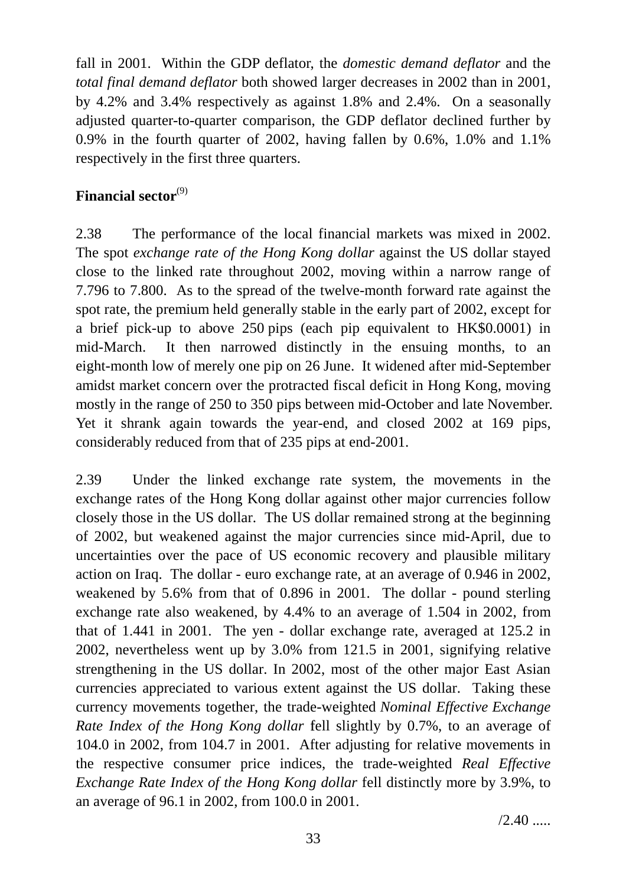fall in 2001. Within the GDP deflator, the *domestic demand deflator* and the *total final demand deflator* both showed larger decreases in 2002 than in 2001, by 4.2% and 3.4% respectively as against 1.8% and 2.4%. On a seasonally adjusted quarter-to-quarter comparison, the GDP deflator declined further by 0.9% in the fourth quarter of 2002, having fallen by 0.6%, 1.0% and 1.1% respectively in the first three quarters.

## Financial sector[9]

2.38 The performance of the local financial markets was mixed in 2002. The spot *exchange rate of the Hong Kong dollar* against the US dollar stayed close to the linked rate throughout 2002, moving within a narrow range of 7.796 to 7.800. As to the spread of the twelve-month forward rate against the spot rate, the premium held generally stable in the early part of 2002, except for a brief pick-up to above 250 pips (each pip equivalent to HK$0.0001) in mid-March. It then narrowed distinctly in the ensuing months, to an eight-month low of merely one pip on 26 June. It widened after mid-September amidst market concern over the protracted fiscal deficit in Hong Kong, moving mostly in the range of 250 to 350 pips between mid-October and late November. Yet it shrank again towards the year-end, and closed 2002 at 169 pips, considerably reduced from that of 235 pips at end-2001.

2.39 Under the linked exchange rate system, the movements in the exchange rates of the Hong Kong dollar against other major currencies follow closely those in the US dollar. The US dollar remained strong at the beginning of 2002, but weakened against the major currencies since mid-April, due to uncertainties over the pace of US economic recovery and plausible military action on Iraq. The dollar - euro exchange rate, at an average of 0.946 in 2002, weakened by 5.6% from that of 0.896 in 2001. The dollar - pound sterling exchange rate also weakened, by 4.4% to an average of 1.504 in 2002, from that of 1.441 in 2001. The yen - dollar exchange rate, averaged at 125.2 in 2002, nevertheless went up by 3.0% from 121.5 in 2001, signifying relative strengthening in the US dollar. In 2002, most of the other major East Asian currencies appreciated to various extent against the US dollar. Taking these currency movements together, the trade-weighted *Nominal Effective Exchange Rate Index of the Hong Kong dollar* fell slightly by 0.7%, to an average of 104.0 in 2002, from 104.7 in 2001. After adjusting for relative movements in the respective consumer price indices, the trade-weighted *Real Effective Exchange Rate Index of the Hong Kong dollar* fell distinctly more by 3.9%, to an average of 96.1 in 2002, from 100.0 in 2001.

/2.40 .....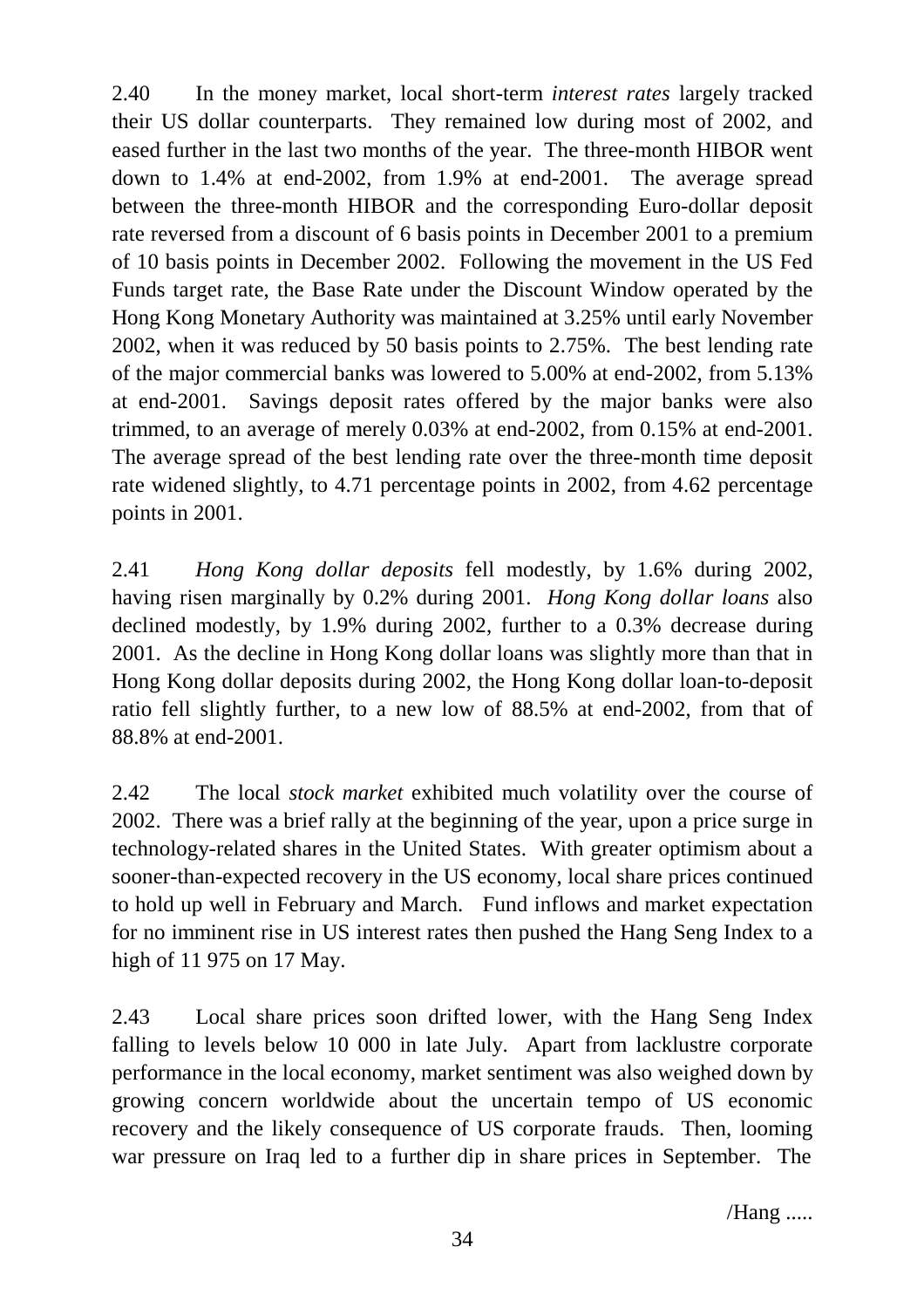2.40 In the money market, local short-term *interest rates* largely tracked their US dollar counterparts. They remained low during most of 2002, and eased further in the last two months of the year. The three-month HIBOR went down to 1.4% at end-2002, from 1.9% at end-2001. The average spread between the three-month HIBOR and the corresponding Euro-dollar deposit rate reversed from a discount of 6 basis points in December 2001 to a premium of 10 basis points in December 2002. Following the movement in the US Fed Funds target rate, the Base Rate under the Discount Window operated by the Hong Kong Monetary Authority was maintained at 3.25% until early November 2002, when it was reduced by 50 basis points to 2.75%. The best lending rate of the major commercial banks was lowered to 5.00% at end-2002, from 5.13% at end-2001. Savings deposit rates offered by the major banks were also trimmed, to an average of merely 0.03% at end-2002, from 0.15% at end-2001. The average spread of the best lending rate over the three-month time deposit rate widened slightly, to 4.71 percentage points in 2002, from 4.62 percentage points in 2001.

2.41 *Hong Kong dollar deposits* fell modestly, by 1.6% during 2002, having risen marginally by 0.2% during 2001. *Hong Kong dollar loans* also declined modestly, by 1.9% during 2002, further to a 0.3% decrease during 2001. As the decline in Hong Kong dollar loans was slightly more than that in Hong Kong dollar deposits during 2002, the Hong Kong dollar loan-to-deposit ratio fell slightly further, to a new low of 88.5% at end-2002, from that of 88.8% at end-2001.

2.42 The local *stock market* exhibited much volatility over the course of 2002. There was a brief rally at the beginning of the year, upon a price surge in technology-related shares in the United States. With greater optimism about a sooner-than-expected recovery in the US economy, local share prices continued to hold up well in February and March. Fund inflows and market expectation for no imminent rise in US interest rates then pushed the Hang Seng Index to a high of 11 975 on 17 May.

2.43 Local share prices soon drifted lower, with the Hang Seng Index falling to levels below 10 000 in late July. Apart from lacklustre corporate performance in the local economy, market sentiment was also weighed down by growing concern worldwide about the uncertain tempo of US economic recovery and the likely consequence of US corporate frauds. Then, looming war pressure on Iraq led to a further dip in share prices in September. The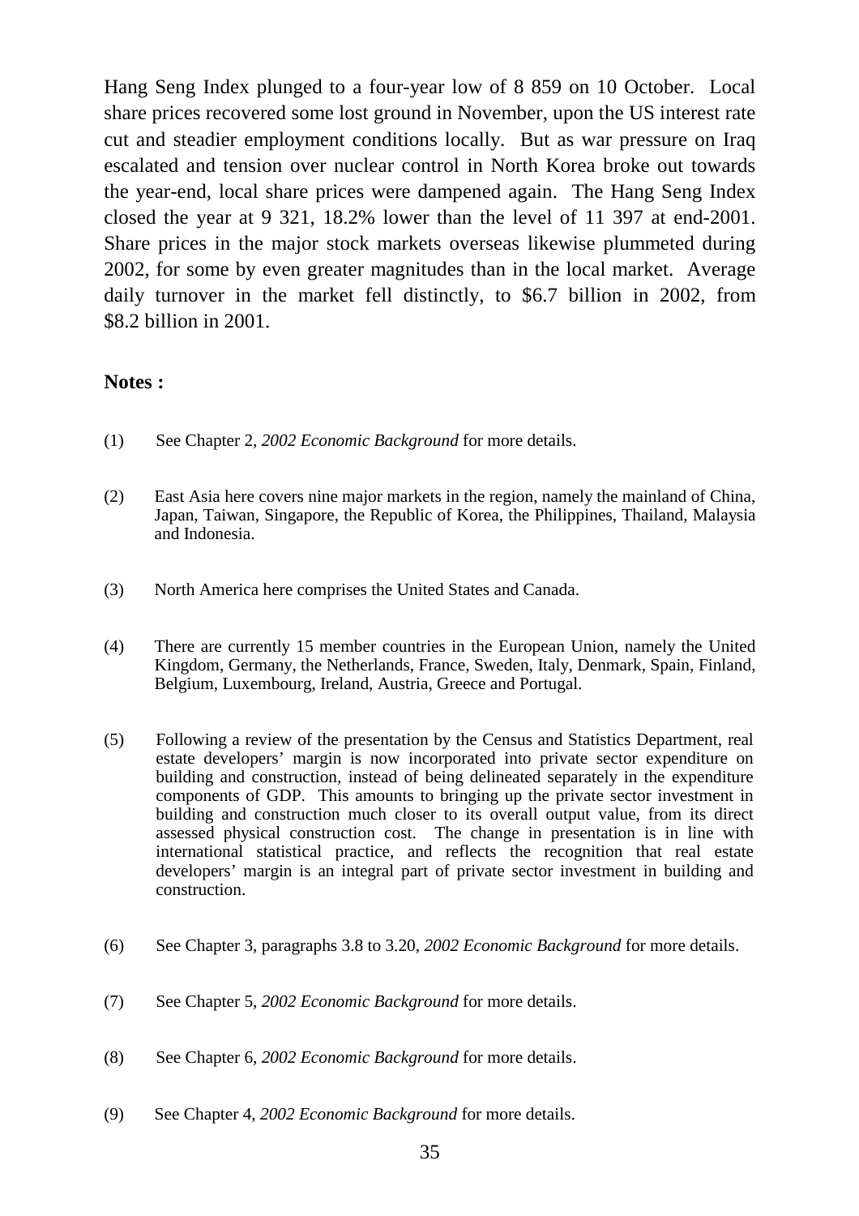Hang Seng Index plunged to a four-year low of 8 859 on 10 October. Local share prices recovered some lost ground in November, upon the US interest rate cut and steadier employment conditions locally. But as war pressure on Iraq escalated and tension over nuclear control in North Korea broke out towards the year-end, local share prices were dampened again. The Hang Seng Index closed the year at 9 321, 18.2% lower than the level of 11 397 at end-2001. Share prices in the major stock markets overseas likewise plummeted during 2002, for some by even greater magnitudes than in the local market. Average daily turnover in the market fell distinctly, to $6.7 billion in 2002, from $8.2 billion in 2001.

**Notes :**

(1) See Chapter 2, *2002 Economic Background* for more details.

(2) East Asia here covers nine major markets in the region, namely the mainland of China, Japan, Taiwan, Singapore, the Republic of Korea, the Philippines, Thailand, Malaysia and Indonesia.

(3) North America here comprises the United States and Canada.

(4) There are currently 15 member countries in the European Union, namely the United Kingdom, Germany, the Netherlands, France, Sweden, Italy, Denmark, Spain, Finland, Belgium, Luxembourg, Ireland, Austria, Greece and Portugal.

(5) Following a review of the presentation by the Census and Statistics Department, real estate developers' margin is now incorporated into private sector expenditure on building and construction, instead of being delineated separately in the expenditure components of GDP. This amounts to bringing up the private sector investment in building and construction much closer to its overall output value, from its direct assessed physical construction cost. The change in presentation is in line with international statistical practice, and reflects the recognition that real estate developers' margin is an integral part of private sector investment in building and construction.

(6) See Chapter 3, paragraphs 3.8 to 3.20, *2002 Economic Background* for more details.

(7) See Chapter 5, *2002 Economic Background* for more details.

(8) See Chapter 6, *2002 Economic Background* for more details.

(9) See Chapter 4, *2002 Economic Background* for more details.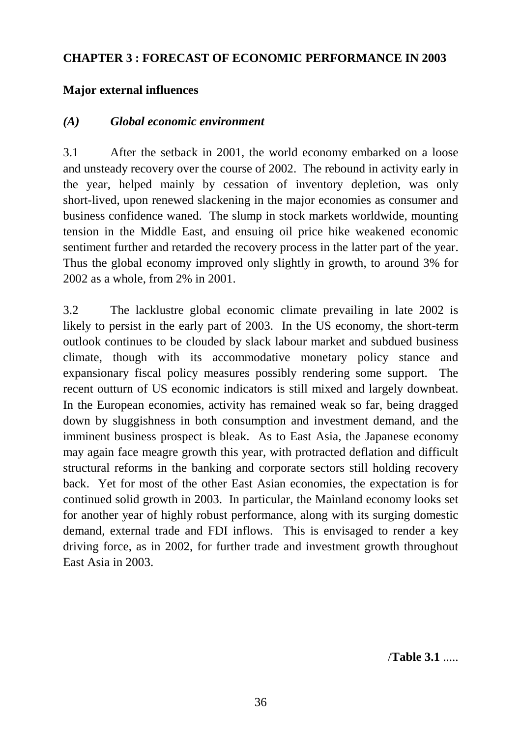# CHAPTER 3 : FORECAST OF ECONOMIC PERFORMANCE IN 2003

## Major external influences

### *(A) Global economic environment*

3.1 After the setback in 2001, the world economy embarked on a loose and unsteady recovery over the course of 2002. The rebound in activity early in the year, helped mainly by cessation of inventory depletion, was only short-lived, upon renewed slackening in the major economies as consumer and business confidence waned. The slump in stock markets worldwide, mounting tension in the Middle East, and ensuing oil price hike weakened economic sentiment further and retarded the recovery process in the latter part of the year. Thus the global economy improved only slightly in growth, to around 3% for 2002 as a whole, from 2% in 2001.

3.2 The lacklustre global economic climate prevailing in late 2002 is likely to persist in the early part of 2003. In the US economy, the short-term outlook continues to be clouded by slack labour market and subdued business climate, though with its accommodative monetary policy stance and expansionary fiscal policy measures possibly rendering some support. The recent outturn of US economic indicators is still mixed and largely downbeat. In the European economies, activity has remained weak so far, being dragged down by sluggishness in both consumption and investment demand, and the imminent business prospect is bleak. As to East Asia, the Japanese economy may again face meagre growth this year, with protracted deflation and difficult structural reforms in the banking and corporate sectors still holding recovery back. Yet for most of the other East Asian economies, the expectation is for continued solid growth in 2003. In particular, the Mainland economy looks set for another year of highly robust performance, along with its surging domestic demand, external trade and FDI inflows. This is envisaged to render a key driving force, as in 2002, for further trade and investment growth throughout East Asia in 2003.

/**Table 3.1** .....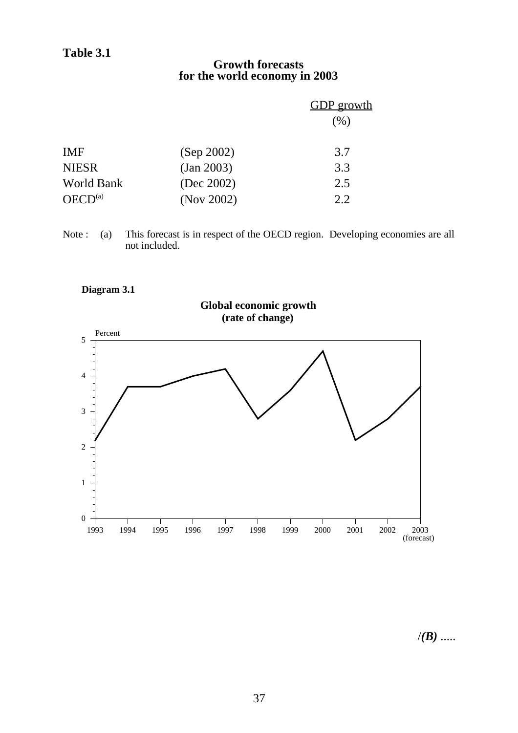**Table 3.1**

**Growth forecasts for the world economy in 2003**

| | | GDP growth (%) |
|---|---|---|
| IMF | (Sep 2002) | 3.7 |
| NIESR | (Jan 2003) | 3.3 |
| World Bank | (Dec 2002) | 2.5 |
| OECD[(a)] | (Nov 2002) | 2.2 |

Note : (a) This forecast is in respect of the OECD region. Developing economies are all not included.

**Diagram 3.1**

**Global economic growth (rate of change)**

Percent

5
4
3
2
1
0

1993 1994 1995 1996 1997 1998 1999 2000 2001 2002 2003 (forecast)

/*(B)* .....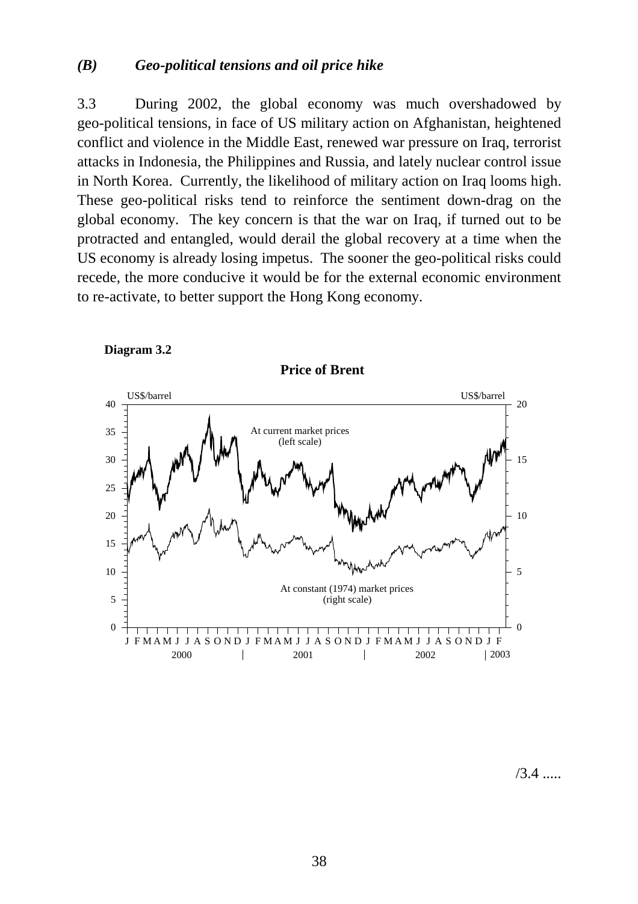### *(B) Geo-political tensions and oil price hike*

3.3 During 2002, the global economy was much overshadowed by geo-political tensions, in face of US military action on Afghanistan, heightened conflict and violence in the Middle East, renewed war pressure on Iraq, terrorist attacks in Indonesia, the Philippines and Russia, and lately nuclear control issue in North Korea. Currently, the likelihood of military action on Iraq looms high. These geo-political risks tend to reinforce the sentiment down-drag on the global economy. The key concern is that the war on Iraq, if turned out to be protracted and entangled, would derail the global recovery at a time when the US economy is already losing impetus. The sooner the geo-political risks could recede, the more conducive it would be for the external economic environment to re-activate, to better support the Hong Kong economy.

**Diagram 3.2**

**Price of Brent**

US$/barrel | US$/barrel

At current market prices (left scale)

At constant (1974) market prices (right scale)

J F M A M J J A S O N D J F M A M J J A S O N D J F M A M J J A S O N D J F

2000 | 2001 | 2002 | 2003

/3.4 .....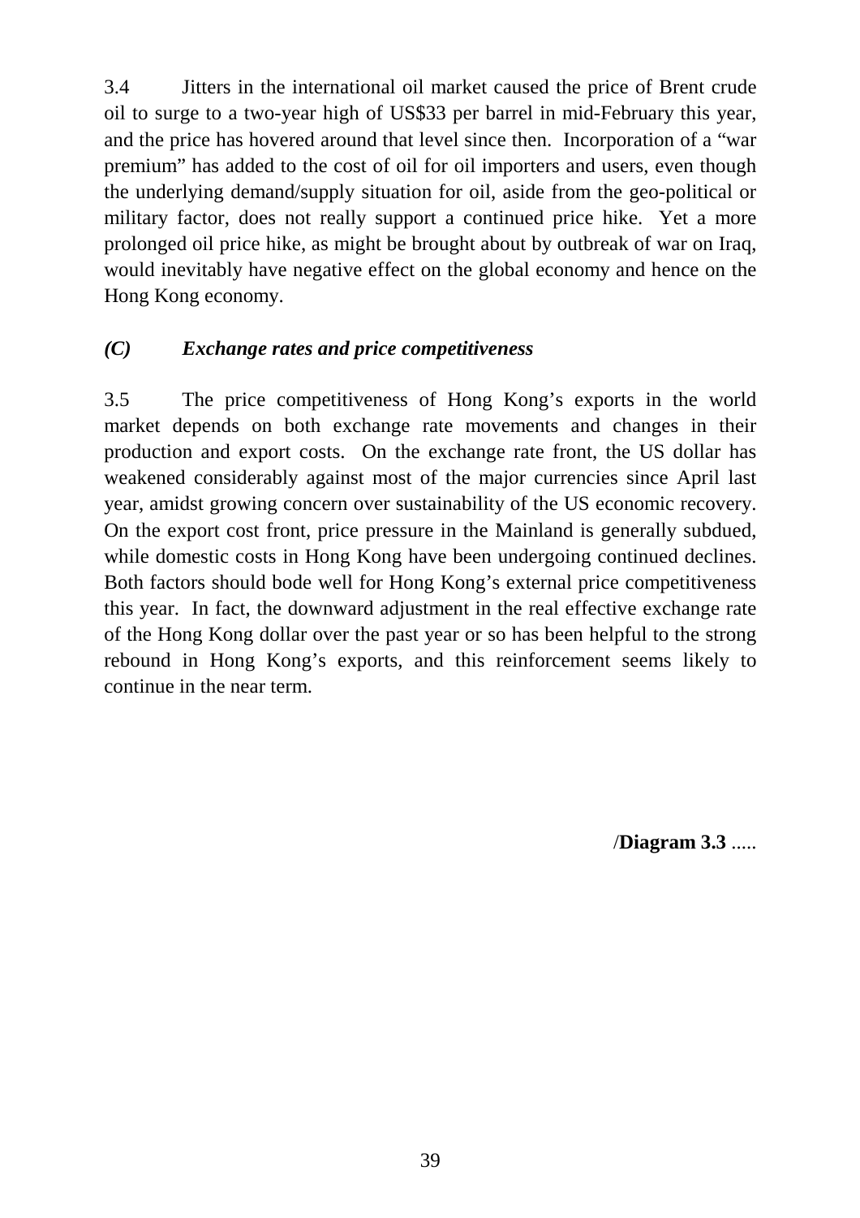3.4 Jitters in the international oil market caused the price of Brent crude oil to surge to a two-year high of US$33 per barrel in mid-February this year, and the price has hovered around that level since then. Incorporation of a "war premium" has added to the cost of oil for oil importers and users, even though the underlying demand/supply situation for oil, aside from the geo-political or military factor, does not really support a continued price hike. Yet a more prolonged oil price hike, as might be brought about by outbreak of war on Iraq, would inevitably have negative effect on the global economy and hence on the Hong Kong economy.

### *(C) Exchange rates and price competitiveness*

3.5 The price competitiveness of Hong Kong's exports in the world market depends on both exchange rate movements and changes in their production and export costs. On the exchange rate front, the US dollar has weakened considerably against most of the major currencies since April last year, amidst growing concern over sustainability of the US economic recovery. On the export cost front, price pressure in the Mainland is generally subdued, while domestic costs in Hong Kong have been undergoing continued declines. Both factors should bode well for Hong Kong's external price competitiveness this year. In fact, the downward adjustment in the real effective exchange rate of the Hong Kong dollar over the past year or so has been helpful to the strong rebound in Hong Kong's exports, and this reinforcement seems likely to continue in the near term.

/**Diagram 3.3** .....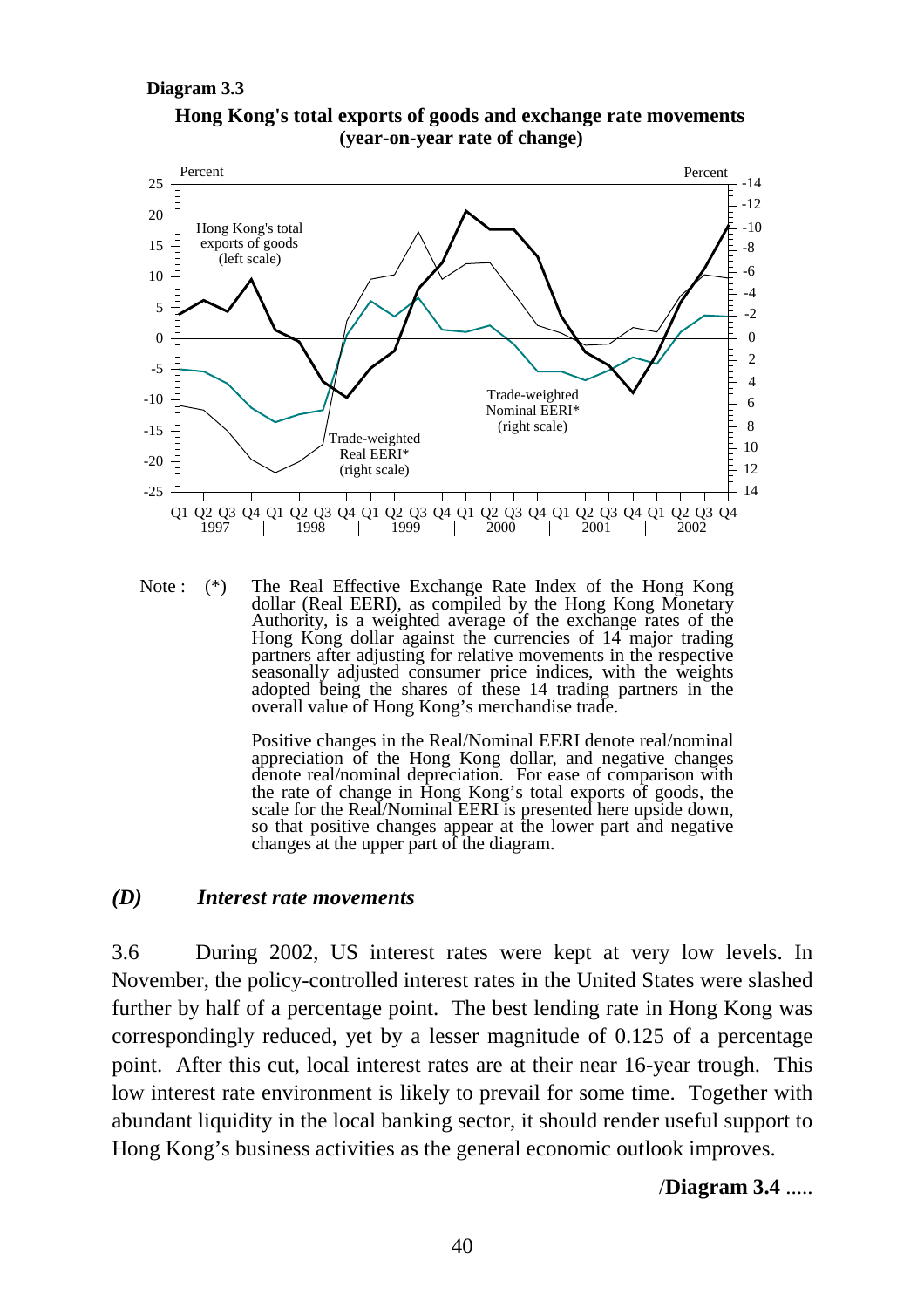**Diagram 3.3**

**Hong Kong's total exports of goods and exchange rate movements (year-on-year rate of change)**

Note : (*) The Real Effective Exchange Rate Index of the Hong Kong dollar (Real EERI), as compiled by the Hong Kong Monetary Authority, is a weighted average of the exchange rates of the Hong Kong dollar against the currencies of 14 major trading partners after adjusting for relative movements in the respective seasonally adjusted consumer price indices, with the weights adopted being the shares of these 14 trading partners in the overall value of Hong Kong's merchandise trade.

Positive changes in the Real/Nominal EERI denote real/nominal appreciation of the Hong Kong dollar, and negative changes denote real/nominal depreciation. For ease of comparison with the rate of change in Hong Kong's total exports of goods, the scale for the Real/Nominal EERI is presented here upside down, so that positive changes appear at the lower part and negative changes at the upper part of the diagram.

### *(D) Interest rate movements*

3.6 During 2002, US interest rates were kept at very low levels. In November, the policy-controlled interest rates in the United States were slashed further by half of a percentage point. The best lending rate in Hong Kong was correspondingly reduced, yet by a lesser magnitude of 0.125 of a percentage point. After this cut, local interest rates are at their near 16-year trough. This low interest rate environment is likely to prevail for some time. Together with abundant liquidity in the local banking sector, it should render useful support to Hong Kong's business activities as the general economic outlook improves.

/**Diagram 3.4** .....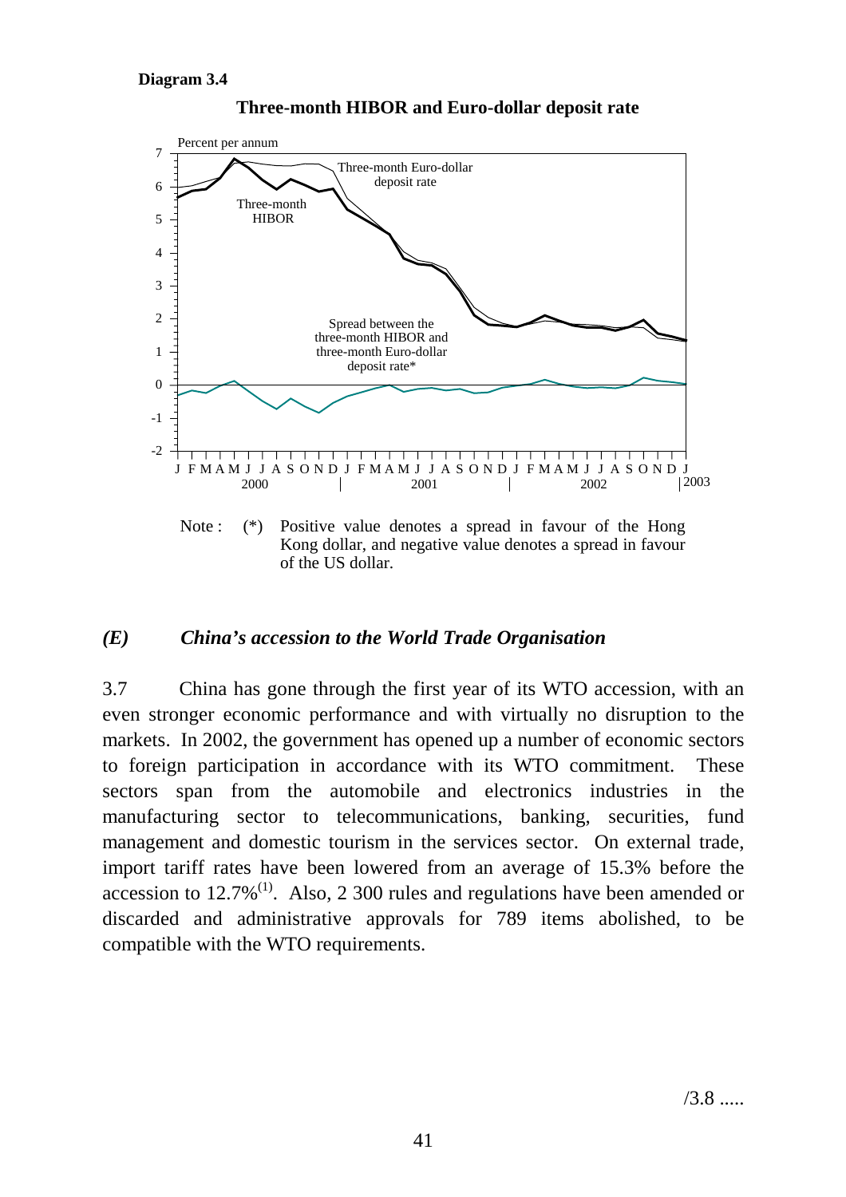**Diagram 3.4**

**Three-month HIBOR and Euro-dollar deposit rate**

Note : (*) Positive value denotes a spread in favour of the Hong Kong dollar, and negative value denotes a spread in favour of the US dollar.

## *(E) China's accession to the World Trade Organisation*

3.7 China has gone through the first year of its WTO accession, with an even stronger economic performance and with virtually no disruption to the markets. In 2002, the government has opened up a number of economic sectors to foreign participation in accordance with its WTO commitment. These sectors span from the automobile and electronics industries in the manufacturing sector to telecommunications, banking, securities, fund management and domestic tourism in the services sector. On external trade, import tariff rates have been lowered from an average of 15.3% before the accession to 12.7%[(1)]. Also, 2 300 rules and regulations have been amended or discarded and administrative approvals for 789 items abolished, to be compatible with the WTO requirements.

/3.8 .....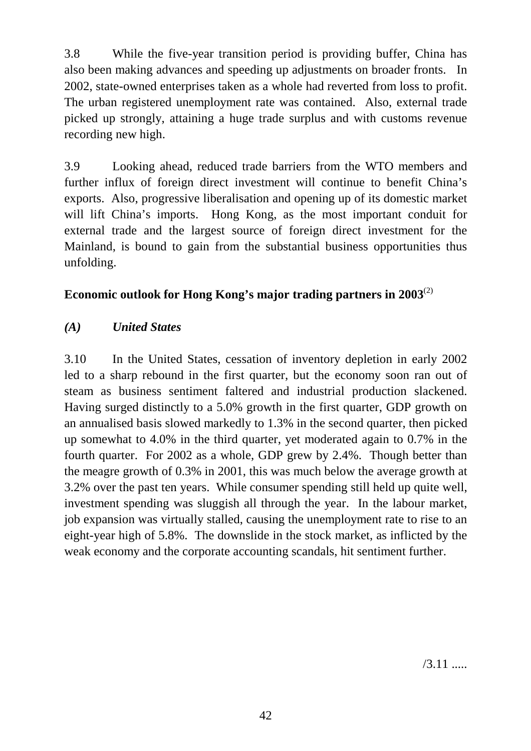3.8 While the five-year transition period is providing buffer, China has also been making advances and speeding up adjustments on broader fronts. In 2002, state-owned enterprises taken as a whole had reverted from loss to profit. The urban registered unemployment rate was contained. Also, external trade picked up strongly, attaining a huge trade surplus and with customs revenue recording new high.

3.9 Looking ahead, reduced trade barriers from the WTO members and further influx of foreign direct investment will continue to benefit China's exports. Also, progressive liberalisation and opening up of its domestic market will lift China's imports. Hong Kong, as the most important conduit for external trade and the largest source of foreign direct investment for the Mainland, is bound to gain from the substantial business opportunities thus unfolding.

## Economic outlook for Hong Kong's major trading partners in 2003[2]

### *(A) United States*

3.10 In the United States, cessation of inventory depletion in early 2002 led to a sharp rebound in the first quarter, but the economy soon ran out of steam as business sentiment faltered and industrial production slackened. Having surged distinctly to a 5.0% growth in the first quarter, GDP growth on an annualised basis slowed markedly to 1.3% in the second quarter, then picked up somewhat to 4.0% in the third quarter, yet moderated again to 0.7% in the fourth quarter. For 2002 as a whole, GDP grew by 2.4%. Though better than the meagre growth of 0.3% in 2001, this was much below the average growth at 3.2% over the past ten years. While consumer spending still held up quite well, investment spending was sluggish all through the year. In the labour market, job expansion was virtually stalled, causing the unemployment rate to rise to an eight-year high of 5.8%. The downslide in the stock market, as inflicted by the weak economy and the corporate accounting scandals, hit sentiment further.

/3.11 .....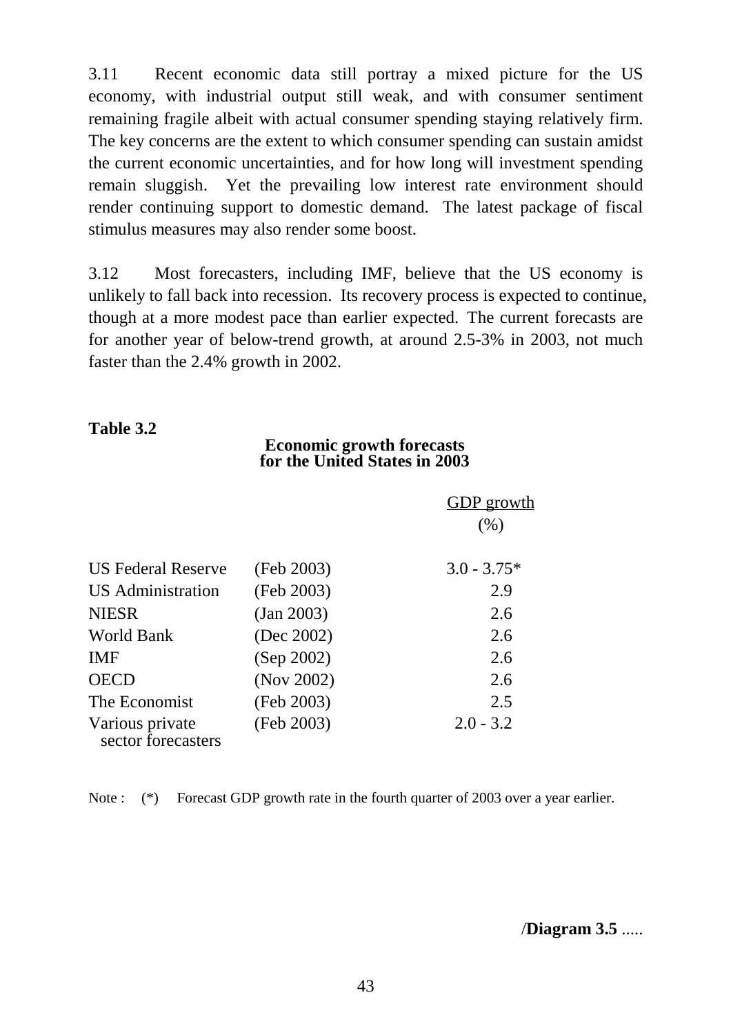3.11 Recent economic data still portray a mixed picture for the US economy, with industrial output still weak, and with consumer sentiment remaining fragile albeit with actual consumer spending staying relatively firm. The key concerns are the extent to which consumer spending can sustain amidst the current economic uncertainties, and for how long will investment spending remain sluggish. Yet the prevailing low interest rate environment should render continuing support to domestic demand. The latest package of fiscal stimulus measures may also render some boost.

3.12 Most forecasters, including IMF, believe that the US economy is unlikely to fall back into recession. Its recovery process is expected to continue, though at a more modest pace than earlier expected. The current forecasts are for another year of below-trend growth, at around 2.5-3% in 2003, not much faster than the 2.4% growth in 2002.

**Table 3.2**

**Economic growth forecasts for the United States in 2003**

| | | GDP growth (%) |
|---|---|---|
| US Federal Reserve | (Feb 2003) | 3.0 - 3.75* |
| US Administration | (Feb 2003) | 2.9 |
| NIESR | (Jan 2003) | 2.6 |
| World Bank | (Dec 2002) | 2.6 |
| IMF | (Sep 2002) | 2.6 |
| OECD | (Nov 2002) | 2.6 |
| The Economist | (Feb 2003) | 2.5 |
| Various private sector forecasters | (Feb 2003) | 2.0 - 3.2 |

Note : (*) Forecast GDP growth rate in the fourth quarter of 2003 over a year earlier.

/**Diagram 3.5** .....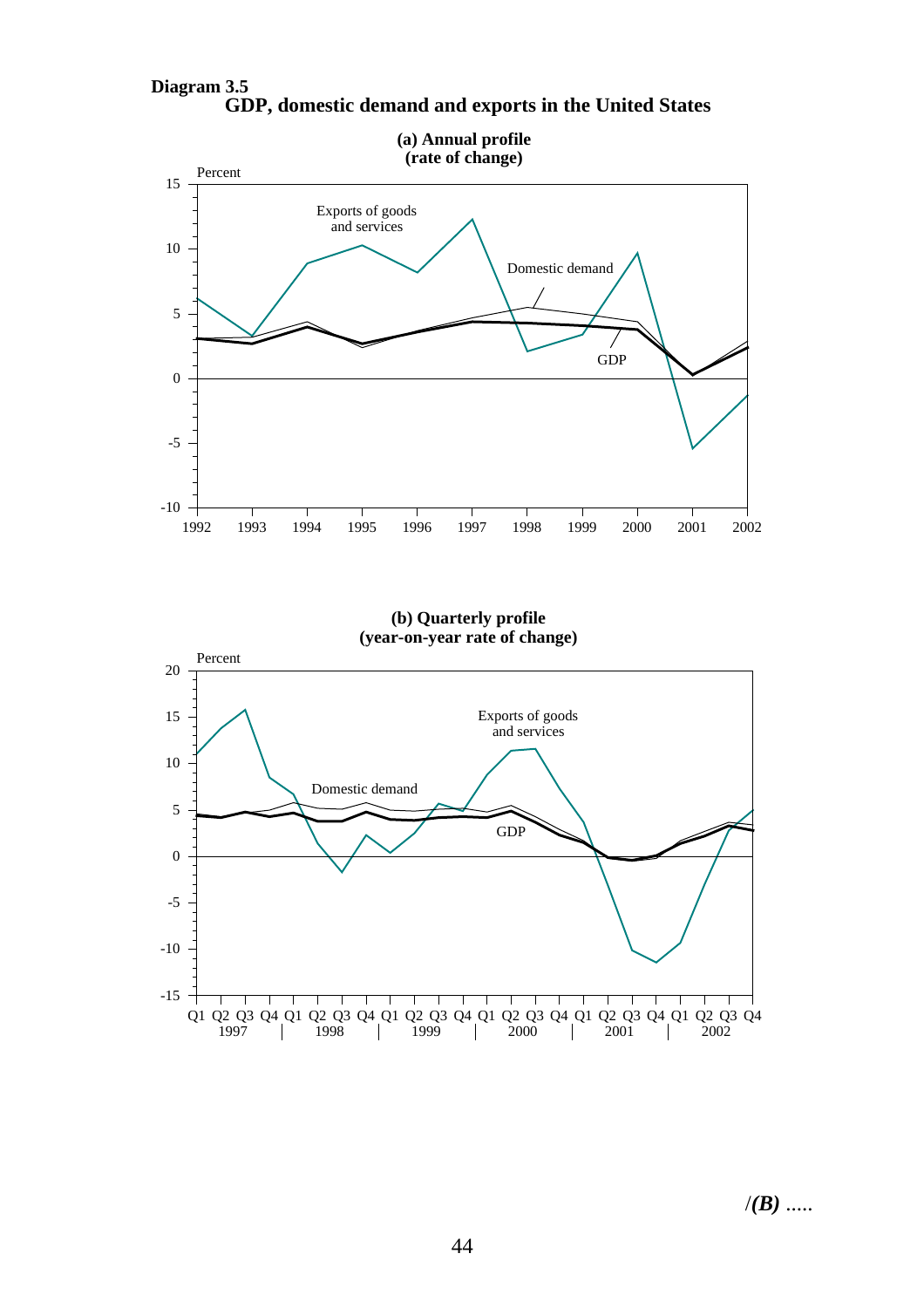**Diagram 3.5**
**GDP, domestic demand and exports in the United States**

**(a) Annual profile**
**(rate of change)**

Percent

15

10

5

0

-5

-10

Exports of goods and services

Domestic demand

GDP

1992 1993 1994 1995 1996 1997 1998 1999 2000 2001 2002

**(b) Quarterly profile**
**(year-on-year rate of change)**

Percent

20

15

10

5

0

-5

-10

-15

Exports of goods and services

Domestic demand

GDP

Q1 Q2 Q3 Q4 Q1 Q2 Q3 Q4 Q1 Q2 Q3 Q4 Q1 Q2 Q3 Q4 Q1 Q2 Q3 Q4 Q1 Q2 Q3 Q4
1997 | 1998 | 1999 | 2000 | 2001 | 2002

/*(B)* .....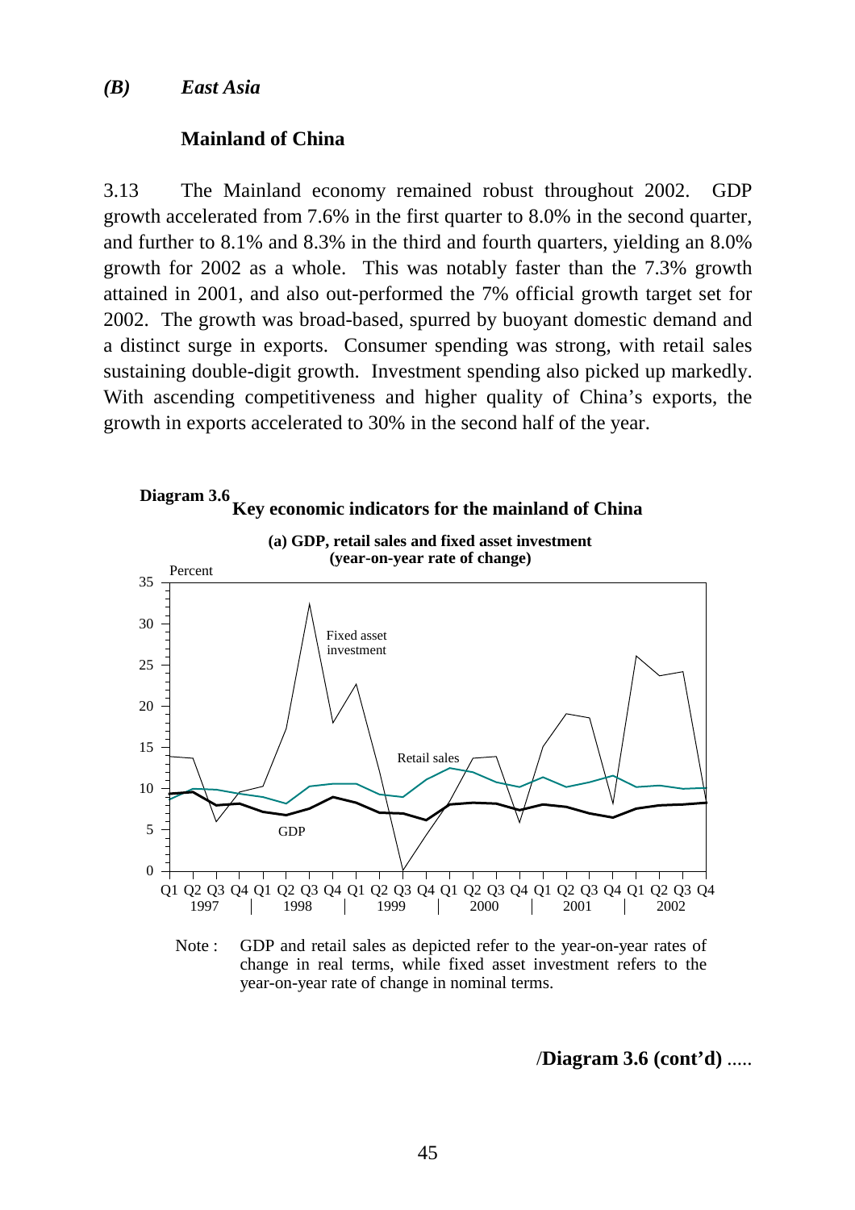## *(B) East Asia*

### Mainland of China

3.13 The Mainland economy remained robust throughout 2002. GDP growth accelerated from 7.6% in the first quarter to 8.0% in the second quarter, and further to 8.1% and 8.3% in the third and fourth quarters, yielding an 8.0% growth for 2002 as a whole. This was notably faster than the 7.3% growth attained in 2001, and also out-performed the 7% official growth target set for 2002. The growth was broad-based, spurred by buoyant domestic demand and a distinct surge in exports. Consumer spending was strong, with retail sales sustaining double-digit growth. Investment spending also picked up markedly. With ascending competitiveness and higher quality of China's exports, the growth in exports accelerated to 30% in the second half of the year.

**Diagram 3.6 Key economic indicators for the mainland of China**

**(a) GDP, retail sales and fixed asset investment (year-on-year rate of change)**

Note : GDP and retail sales as depicted refer to the year-on-year rates of change in real terms, while fixed asset investment refers to the year-on-year rate of change in nominal terms.

/**Diagram 3.6 (cont'd)** .....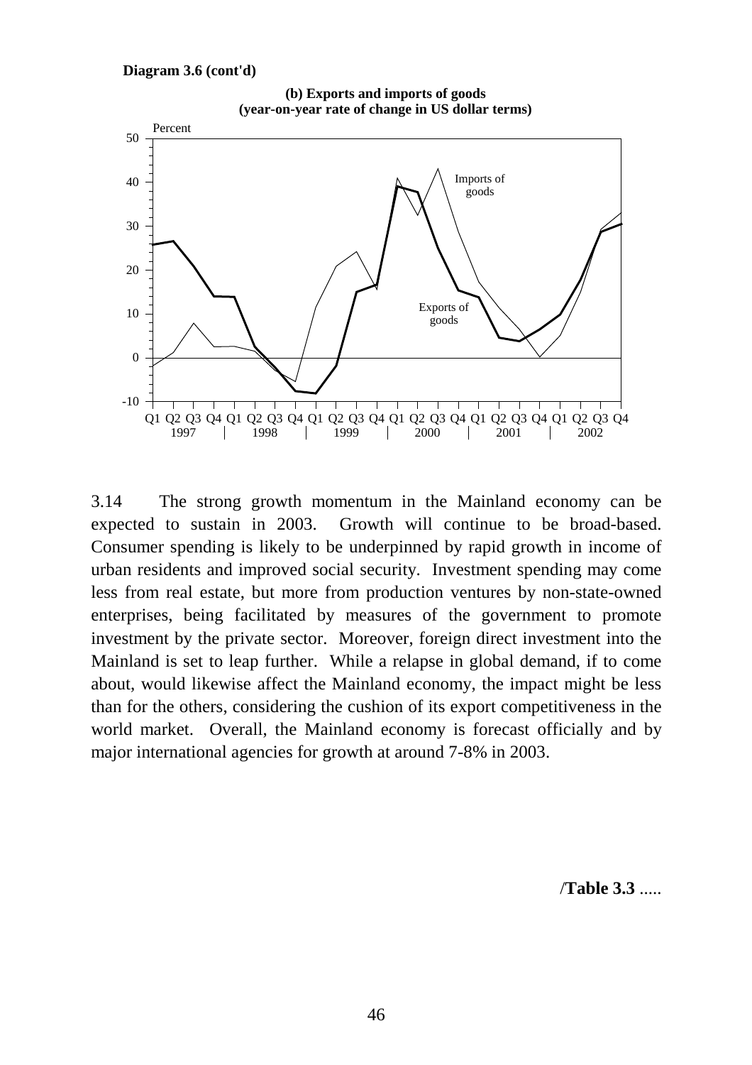**Diagram 3.6 (cont'd)**

**(b) Exports and imports of goods (year-on-year rate of change in US dollar terms)**

3.14 The strong growth momentum in the Mainland economy can be expected to sustain in 2003. Growth will continue to be broad-based. Consumer spending is likely to be underpinned by rapid growth in income of urban residents and improved social security. Investment spending may come less from real estate, but more from production ventures by non-state-owned enterprises, being facilitated by measures of the government to promote investment by the private sector. Moreover, foreign direct investment into the Mainland is set to leap further. While a relapse in global demand, if to come about, would likewise affect the Mainland economy, the impact might be less than for the others, considering the cushion of its export competitiveness in the world market. Overall, the Mainland economy is forecast officially and by major international agencies for growth at around 7-8% in 2003.

/**Table 3.3** .....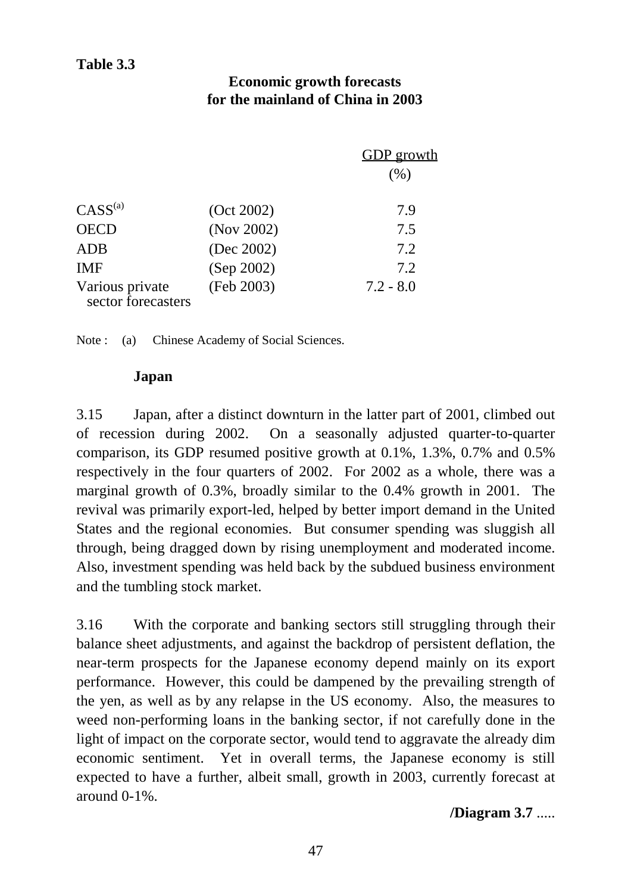**Table 3.3**

**Economic growth forecasts for the mainland of China in 2003**

| | | GDP growth (%) |
|---|---|---|
| CASS[(a)] | (Oct 2002) | 7.9 |
| OECD | (Nov 2002) | 7.5 |
| ADB | (Dec 2002) | 7.2 |
| IMF | (Sep 2002) | 7.2 |
| Various private sector forecasters | (Feb 2003) | 7.2 - 8.0 |

Note : (a) Chinese Academy of Social Sciences.

### Japan

3.15 Japan, after a distinct downturn in the latter part of 2001, climbed out of recession during 2002. On a seasonally adjusted quarter-to-quarter comparison, its GDP resumed positive growth at 0.1%, 1.3%, 0.7% and 0.5% respectively in the four quarters of 2002. For 2002 as a whole, there was a marginal growth of 0.3%, broadly similar to the 0.4% growth in 2001. The revival was primarily export-led, helped by better import demand in the United States and the regional economies. But consumer spending was sluggish all through, being dragged down by rising unemployment and moderated income. Also, investment spending was held back by the subdued business environment and the tumbling stock market.

3.16 With the corporate and banking sectors still struggling through their balance sheet adjustments, and against the backdrop of persistent deflation, the near-term prospects for the Japanese economy depend mainly on its export performance. However, this could be dampened by the prevailing strength of the yen, as well as by any relapse in the US economy. Also, the measures to weed non-performing loans in the banking sector, if not carefully done in the light of impact on the corporate sector, would tend to aggravate the already dim economic sentiment. Yet in overall terms, the Japanese economy is still expected to have a further, albeit small, growth in 2003, currently forecast at around 0-1%.

**/Diagram 3.7** .....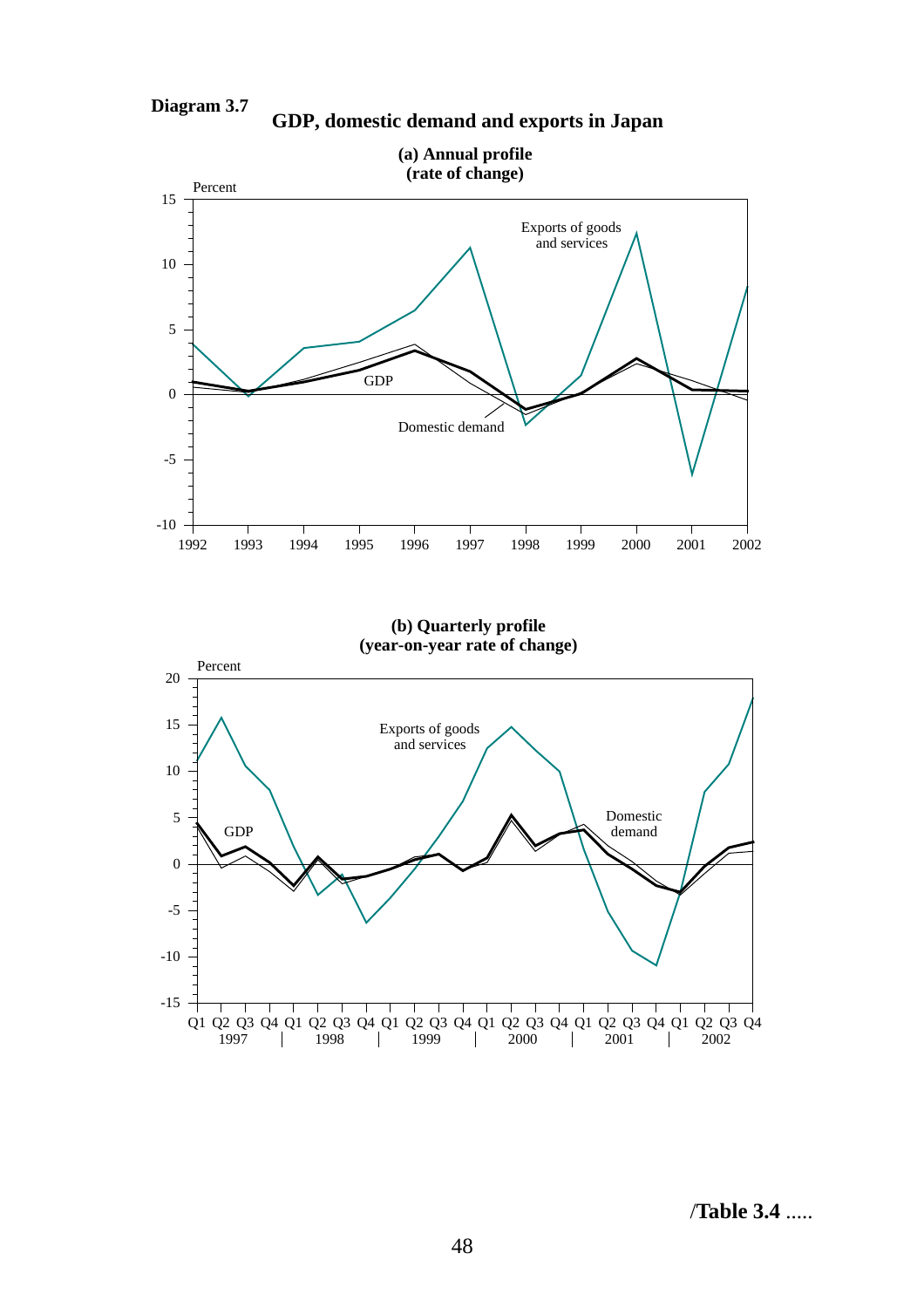**Diagram 3.7**

**GDP, domestic demand and exports in Japan**

**(a) Annual profile (rate of change)**

Percent

Exports of goods and services

GDP

Domestic demand

15, 10, 5, 0, -5, -10

1992 1993 1994 1995 1996 1997 1998 1999 2000 2001 2002

**(b) Quarterly profile (year-on-year rate of change)**

Percent

Exports of goods and services

GDP

Domestic demand

20, 15, 10, 5, 0, -5, -10, -15

Q1 Q2 Q3 Q4 Q1 Q2 Q3 Q4 Q1 Q2 Q3 Q4 Q1 Q2 Q3 Q4 Q1 Q2 Q3 Q4 Q1 Q2 Q3 Q4
1997 | 1998 | 1999 | 2000 | 2001 | 2002

/**Table 3.4** .....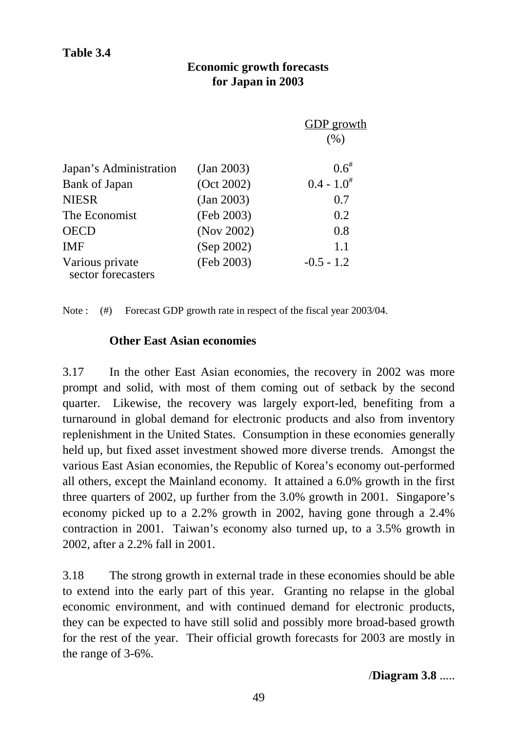**Table 3.4**

**Economic growth forecasts for Japan in 2003**

| | | GDP growth (%) |
|---|---|---|
| Japan's Administration | (Jan 2003) | 0.6# |
| Bank of Japan | (Oct 2002) | 0.4 - 1.0# |
| NIESR | (Jan 2003) | 0.7 |
| The Economist | (Feb 2003) | 0.2 |
| OECD | (Nov 2002) | 0.8 |
| IMF | (Sep 2002) | 1.1 |
| Various private sector forecasters | (Feb 2003) | -0.5 - 1.2 |

Note : (#) Forecast GDP growth rate in respect of the fiscal year 2003/04.

**Other East Asian economies**

3.17 In the other East Asian economies, the recovery in 2002 was more prompt and solid, with most of them coming out of setback by the second quarter. Likewise, the recovery was largely export-led, benefiting from a turnaround in global demand for electronic products and also from inventory replenishment in the United States. Consumption in these economies generally held up, but fixed asset investment showed more diverse trends. Amongst the various East Asian economies, the Republic of Korea's economy out-performed all others, except the Mainland economy. It attained a 6.0% growth in the first three quarters of 2002, up further from the 3.0% growth in 2001. Singapore's economy picked up to a 2.2% growth in 2002, having gone through a 2.4% contraction in 2001. Taiwan's economy also turned up, to a 3.5% growth in 2002, after a 2.2% fall in 2001.

3.18 The strong growth in external trade in these economies should be able to extend into the early part of this year. Granting no relapse in the global economic environment, and with continued demand for electronic products, they can be expected to have still solid and possibly more broad-based growth for the rest of the year. Their official growth forecasts for 2003 are mostly in the range of 3-6%.

/**Diagram 3.8** .....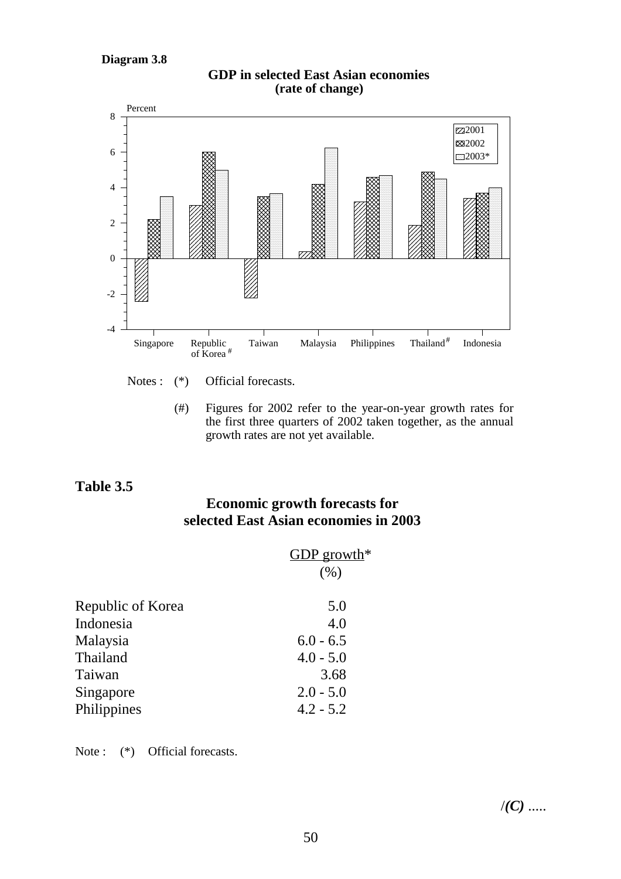**Diagram 3.8**

**GDP in selected East Asian economies (rate of change)**

Notes : (*) Official forecasts.

(#) Figures for 2002 refer to the year-on-year growth rates for the first three quarters of 2002 taken together, as the annual growth rates are not yet available.

## Table 3.5

### Economic growth forecasts for selected East Asian economies in 2003

| | GDP growth* (%) |
|---|---|
| Republic of Korea | 5.0 |
| Indonesia | 4.0 |
| Malaysia | 6.0 - 6.5 |
| Thailand | 4.0 - 5.0 |
| Taiwan | 3.68 |
| Singapore | 2.0 - 5.0 |
| Philippines | 4.2 - 5.2 |

Note : (*) Official forecasts.

/***(C)*** .....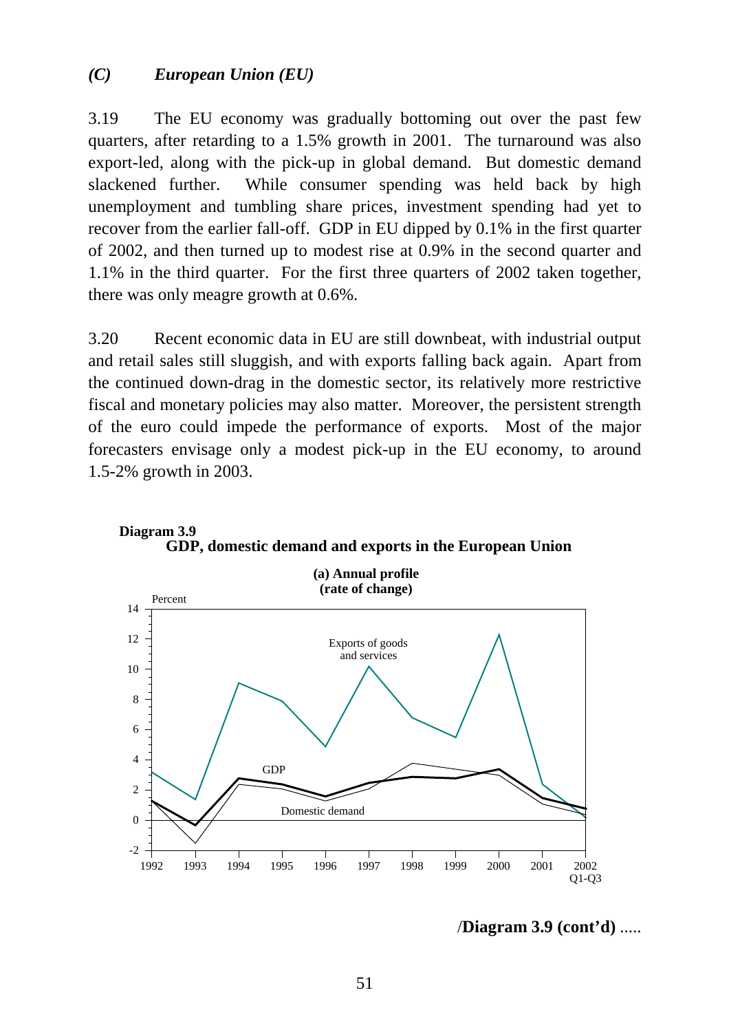### *(C) European Union (EU)*

3.19 The EU economy was gradually bottoming out over the past few quarters, after retarding to a 1.5% growth in 2001. The turnaround was also export-led, along with the pick-up in global demand. But domestic demand slackened further. While consumer spending was held back by high unemployment and tumbling share prices, investment spending had yet to recover from the earlier fall-off. GDP in EU dipped by 0.1% in the first quarter of 2002, and then turned up to modest rise at 0.9% in the second quarter and 1.1% in the third quarter. For the first three quarters of 2002 taken together, there was only meagre growth at 0.6%.

3.20 Recent economic data in EU are still downbeat, with industrial output and retail sales still sluggish, and with exports falling back again. Apart from the continued down-drag in the domestic sector, its relatively more restrictive fiscal and monetary policies may also matter. Moreover, the persistent strength of the euro could impede the performance of exports. Most of the major forecasters envisage only a modest pick-up in the EU economy, to around 1.5-2% growth in 2003.

**Diagram 3.9**
**GDP, domestic demand and exports in the European Union**

**(a) Annual profile (rate of change)**

Percent

Exports of goods and services

GDP

Domestic demand

1992 1993 1994 1995 1996 1997 1998 1999 2000 2001 2002 Q1-Q3

/**Diagram 3.9 (cont'd)** .....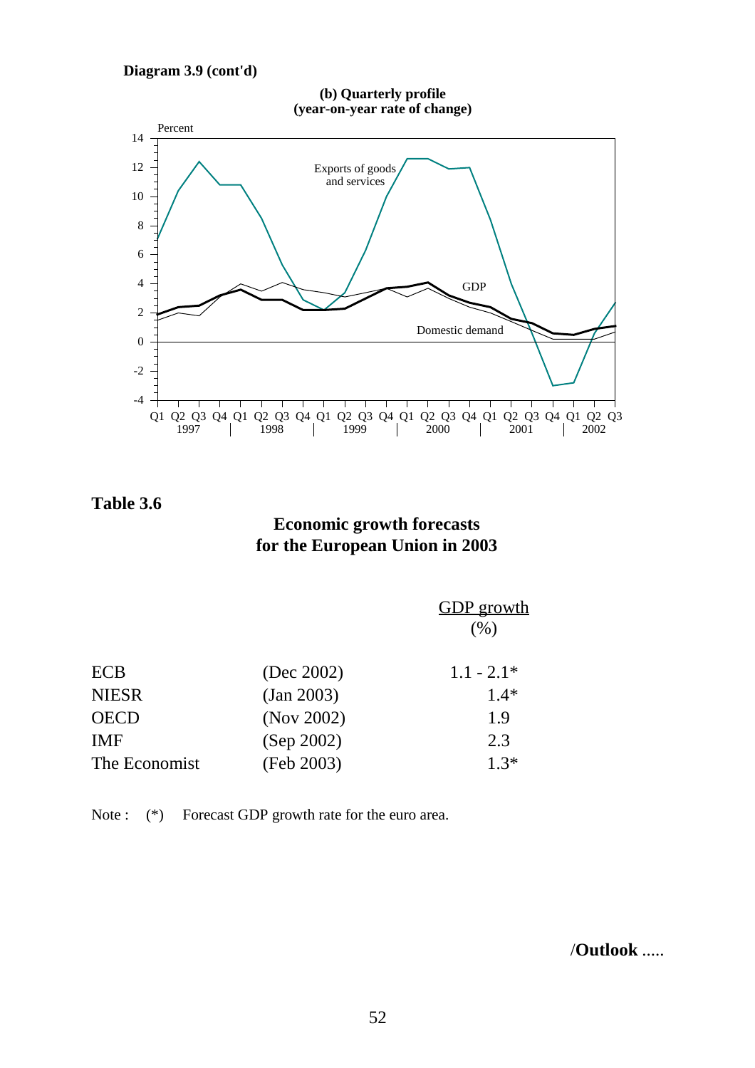**Diagram 3.9 (cont'd)**

**(b) Quarterly profile**
**(year-on-year rate of change)**

Percent

Exports of goods and services

GDP

Domestic demand

Q1 Q2 Q3 Q4 Q1 Q2 Q3 Q4 Q1 Q2 Q3 Q4 Q1 Q2 Q3 Q4 Q1 Q2 Q3 Q4 Q1 Q2 Q3
1997 | 1998 | 1999 | 2000 | 2001 | 2002

**Table 3.6**

**Economic growth forecasts for the European Union in 2003**

| | | GDP growth (%) |
|---|---|---|
| ECB | (Dec 2002) | 1.1 - 2.1* |
| NIESR | (Jan 2003) | 1.4* |
| OECD | (Nov 2002) | 1.9 |
| IMF | (Sep 2002) | 2.3 |
| The Economist | (Feb 2003) | 1.3* |

Note : (*) Forecast GDP growth rate for the euro area.

/**Outlook** .....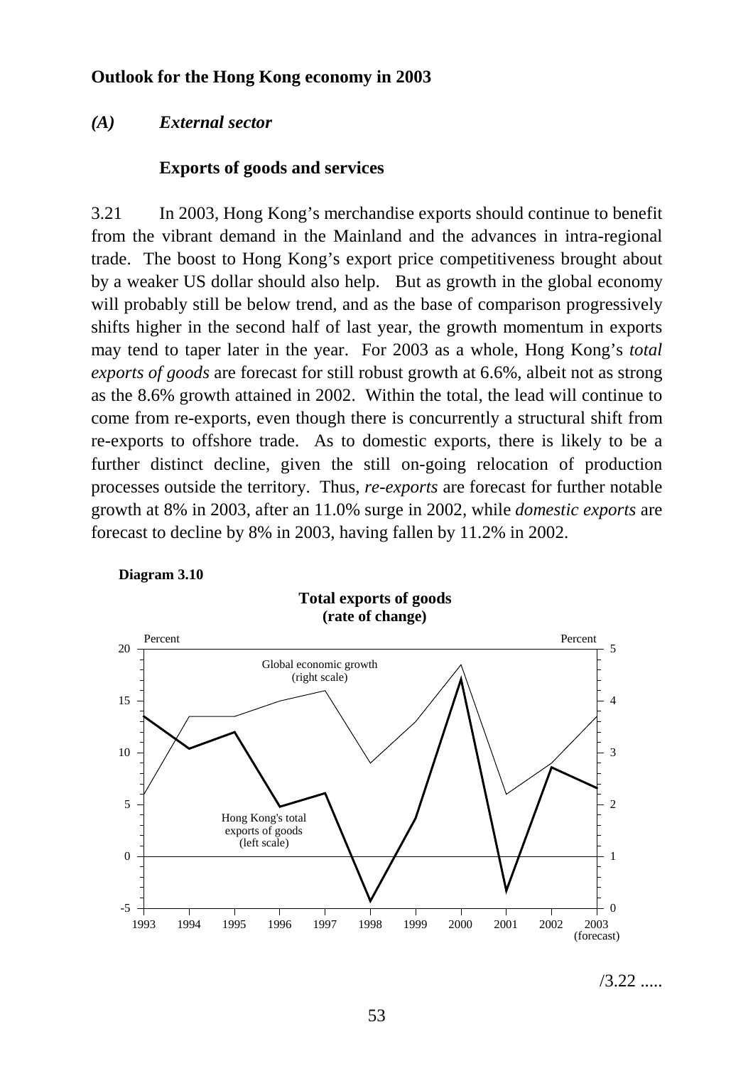**Outlook for the Hong Kong economy in 2003**

***(A) External sector***

**Exports of goods and services**

3.21 In 2003, Hong Kong's merchandise exports should continue to benefit from the vibrant demand in the Mainland and the advances in intra-regional trade. The boost to Hong Kong's export price competitiveness brought about by a weaker US dollar should also help. But as growth in the global economy will probably still be below trend, and as the base of comparison progressively shifts higher in the second half of last year, the growth momentum in exports may tend to taper later in the year. For 2003 as a whole, Hong Kong's *total exports of goods* are forecast for still robust growth at 6.6%, albeit not as strong as the 8.6% growth attained in 2002. Within the total, the lead will continue to come from re-exports, even though there is concurrently a structural shift from re-exports to offshore trade. As to domestic exports, there is likely to be a further distinct decline, given the still on-going relocation of production processes outside the territory. Thus, *re-exports* are forecast for further notable growth at 8% in 2003, after an 11.0% surge in 2002, while *domestic exports* are forecast to decline by 8% in 2003, having fallen by 11.2% in 2002.

**Diagram 3.10**

**Total exports of goods (rate of change)**

/3.22 .....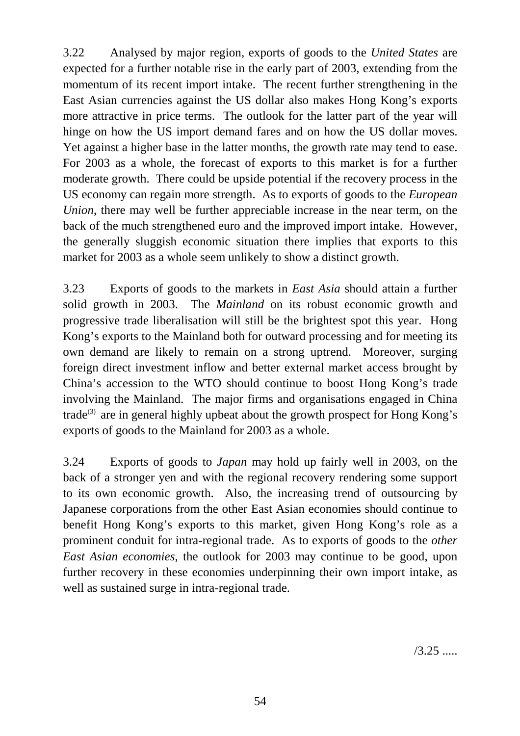3.22 Analysed by major region, exports of goods to the *United States* are expected for a further notable rise in the early part of 2003, extending from the momentum of its recent import intake. The recent further strengthening in the East Asian currencies against the US dollar also makes Hong Kong's exports more attractive in price terms. The outlook for the latter part of the year will hinge on how the US import demand fares and on how the US dollar moves. Yet against a higher base in the latter months, the growth rate may tend to ease. For 2003 as a whole, the forecast of exports to this market is for a further moderate growth. There could be upside potential if the recovery process in the US economy can regain more strength. As to exports of goods to the *European Union*, there may well be further appreciable increase in the near term, on the back of the much strengthened euro and the improved import intake. However, the generally sluggish economic situation there implies that exports to this market for 2003 as a whole seem unlikely to show a distinct growth.

3.23 Exports of goods to the markets in *East Asia* should attain a further solid growth in 2003. The *Mainland* on its robust economic growth and progressive trade liberalisation will still be the brightest spot this year. Hong Kong's exports to the Mainland both for outward processing and for meeting its own demand are likely to remain on a strong uptrend. Moreover, surging foreign direct investment inflow and better external market access brought by China's accession to the WTO should continue to boost Hong Kong's trade involving the Mainland. The major firms and organisations engaged in China trade[(3)] are in general highly upbeat about the growth prospect for Hong Kong's exports of goods to the Mainland for 2003 as a whole.

3.24 Exports of goods to *Japan* may hold up fairly well in 2003, on the back of a stronger yen and with the regional recovery rendering some support to its own economic growth. Also, the increasing trend of outsourcing by Japanese corporations from the other East Asian economies should continue to benefit Hong Kong's exports to this market, given Hong Kong's role as a prominent conduit for intra-regional trade. As to exports of goods to the *other East Asian economies*, the outlook for 2003 may continue to be good, upon further recovery in these economies underpinning their own import intake, as well as sustained surge in intra-regional trade.

/3.25 .....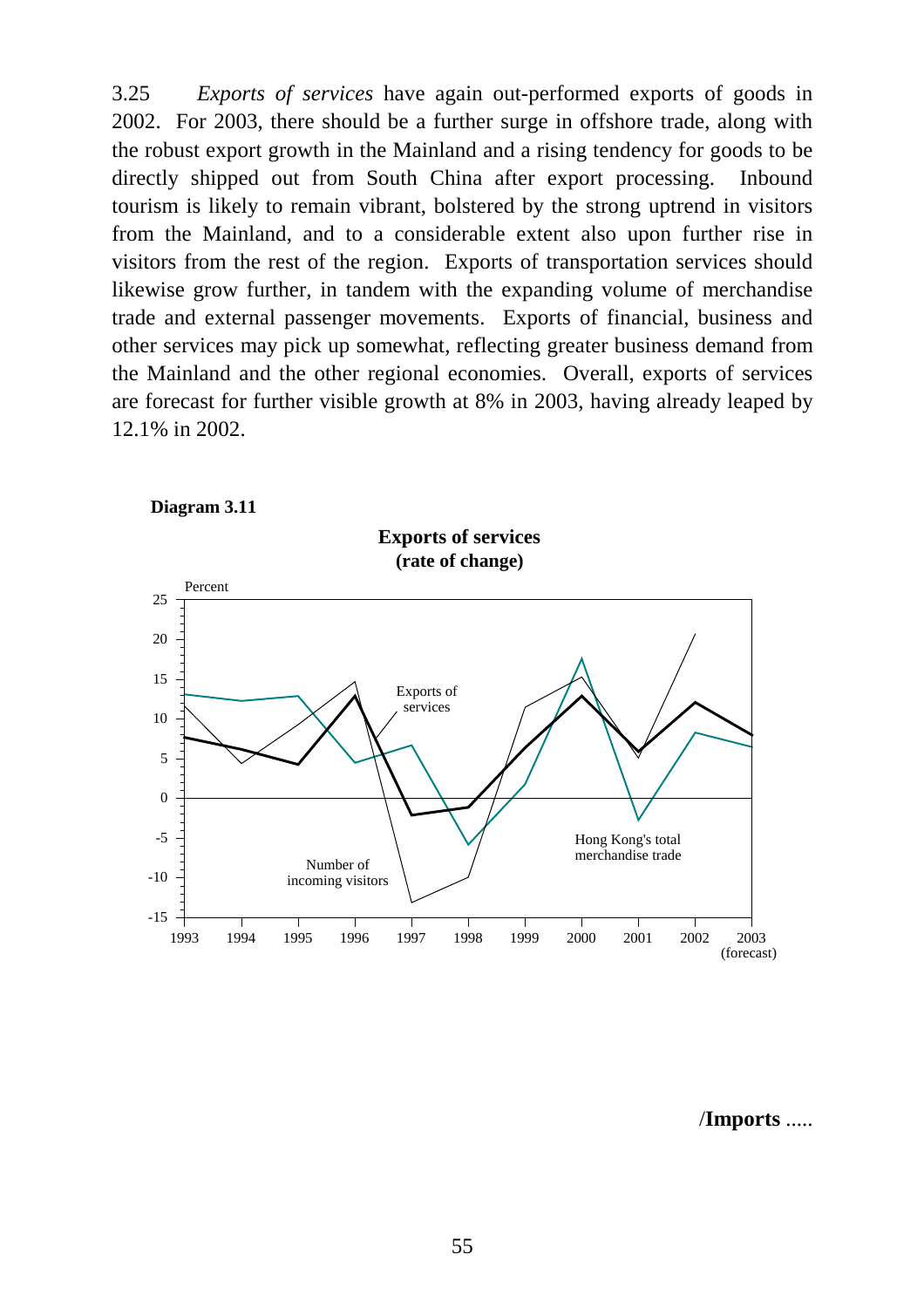3.25 *Exports of services* have again out-performed exports of goods in 2002. For 2003, there should be a further surge in offshore trade, along with the robust export growth in the Mainland and a rising tendency for goods to be directly shipped out from South China after export processing. Inbound tourism is likely to remain vibrant, bolstered by the strong uptrend in visitors from the Mainland, and to a considerable extent also upon further rise in visitors from the rest of the region. Exports of transportation services should likewise grow further, in tandem with the expanding volume of merchandise trade and external passenger movements. Exports of financial, business and other services may pick up somewhat, reflecting greater business demand from the Mainland and the other regional economies. Overall, exports of services are forecast for further visible growth at 8% in 2003, having already leaped by 12.1% in 2002.

**Diagram 3.11**

**Exports of services**
**(rate of change)**

Percent

Exports of services

Number of incoming visitors

Hong Kong's total merchandise trade

1993 1994 1995 1996 1997 1998 1999 2000 2001 2002 2003 (forecast)

/**Imports** .....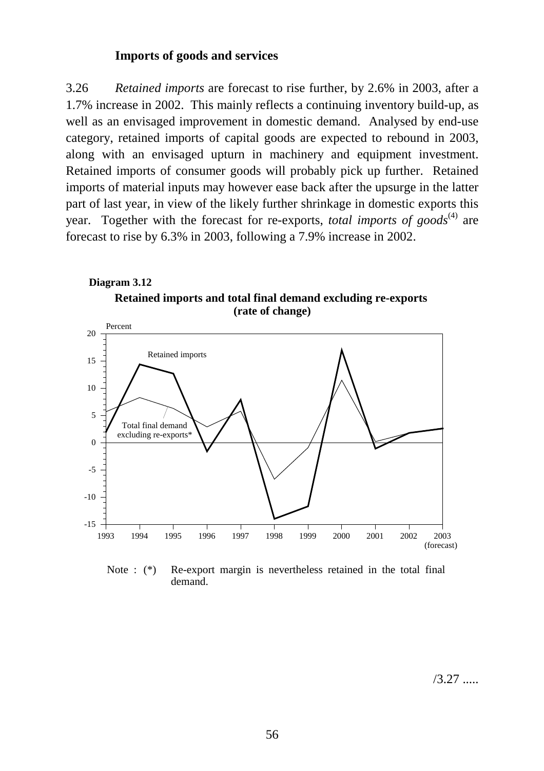### Imports of goods and services

3.26 *Retained imports* are forecast to rise further, by 2.6% in 2003, after a 1.7% increase in 2002. This mainly reflects a continuing inventory build-up, as well as an envisaged improvement in domestic demand. Analysed by end-use category, retained imports of capital goods are expected to rebound in 2003, along with an envisaged upturn in machinery and equipment investment. Retained imports of consumer goods will probably pick up further. Retained imports of material inputs may however ease back after the upsurge in the latter part of last year, in view of the likely further shrinkage in domestic exports this year. Together with the forecast for re-exports, *total imports of goods*(4) are forecast to rise by 6.3% in 2003, following a 7.9% increase in 2002.

**Diagram 3.12**

**Retained imports and total final demand excluding re-exports (rate of change)**

Note : (*) Re-export margin is nevertheless retained in the total final demand.

/3.27 .....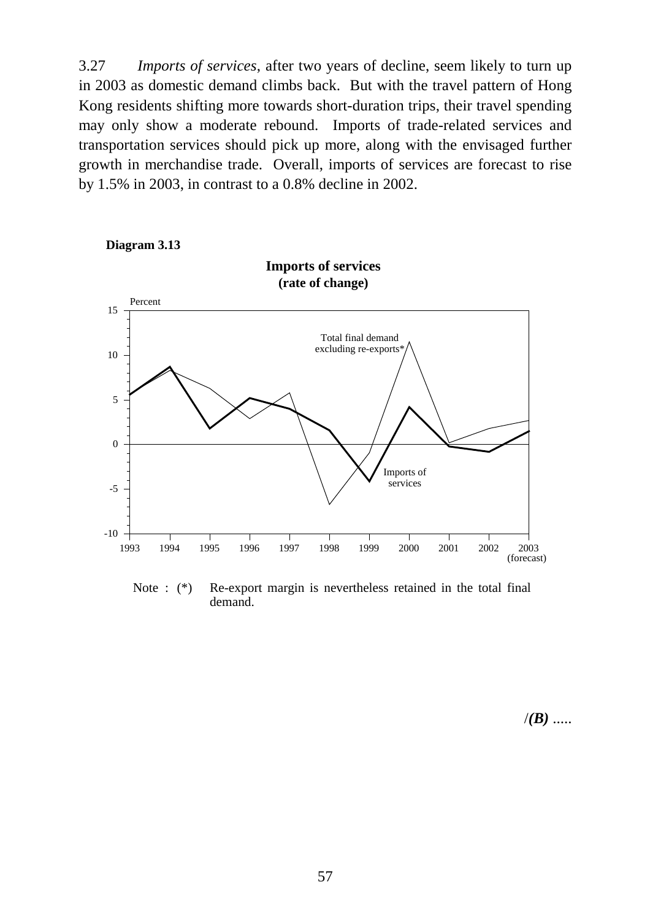3.27 *Imports of services*, after two years of decline, seem likely to turn up in 2003 as domestic demand climbs back. But with the travel pattern of Hong Kong residents shifting more towards short-duration trips, their travel spending may only show a moderate rebound. Imports of trade-related services and transportation services should pick up more, along with the envisaged further growth in merchandise trade. Overall, imports of services are forecast to rise by 1.5% in 2003, in contrast to a 0.8% decline in 2002.

**Diagram 3.13**

**Imports of services**
**(rate of change)**

Percent

Total final demand excluding re-exports*

Imports of services

1993 1994 1995 1996 1997 1998 1999 2000 2001 2002 2003 (forecast)

Note : (*) Re-export margin is nevertheless retained in the total final demand.

/*(B)* .....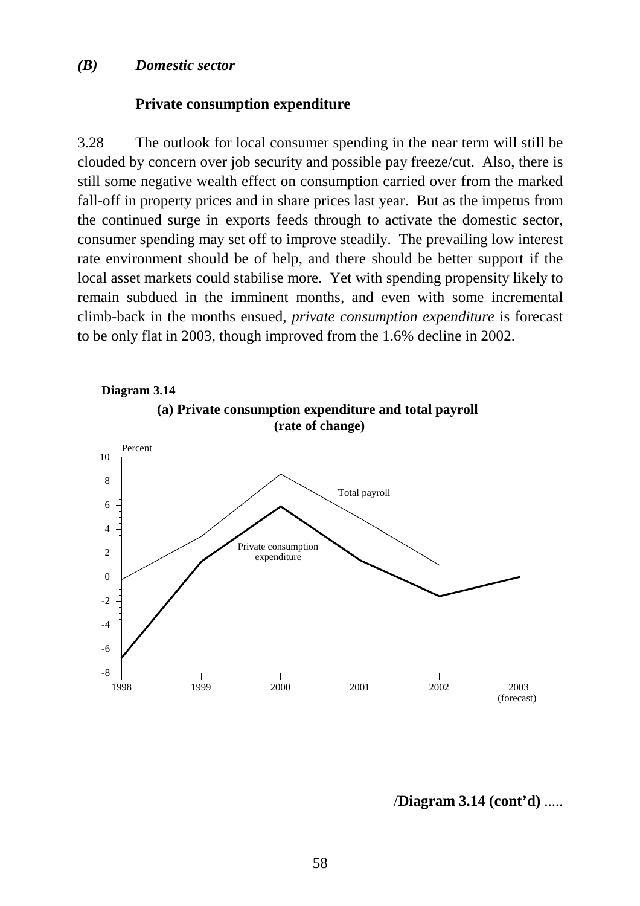*(B) Domestic sector*

**Private consumption expenditure**

3.28 The outlook for local consumer spending in the near term will still be clouded by concern over job security and possible pay freeze/cut. Also, there is still some negative wealth effect on consumption carried over from the marked fall-off in property prices and in share prices last year. But as the impetus from the continued surge in exports feeds through to activate the domestic sector, consumer spending may set off to improve steadily. The prevailing low interest rate environment should be of help, and there should be better support if the local asset markets could stabilise more. Yet with spending propensity likely to remain subdued in the imminent months, and even with some incremental climb-back in the months ensued, *private consumption expenditure* is forecast to be only flat in 2003, though improved from the 1.6% decline in 2002.

**Diagram 3.14**

**(a) Private consumption expenditure and total payroll (rate of change)**

Percent

Total payroll

Private consumption expenditure

1998 1999 2000 2001 2002 2003 (forecast)

/**Diagram 3.14 (cont'd)** .....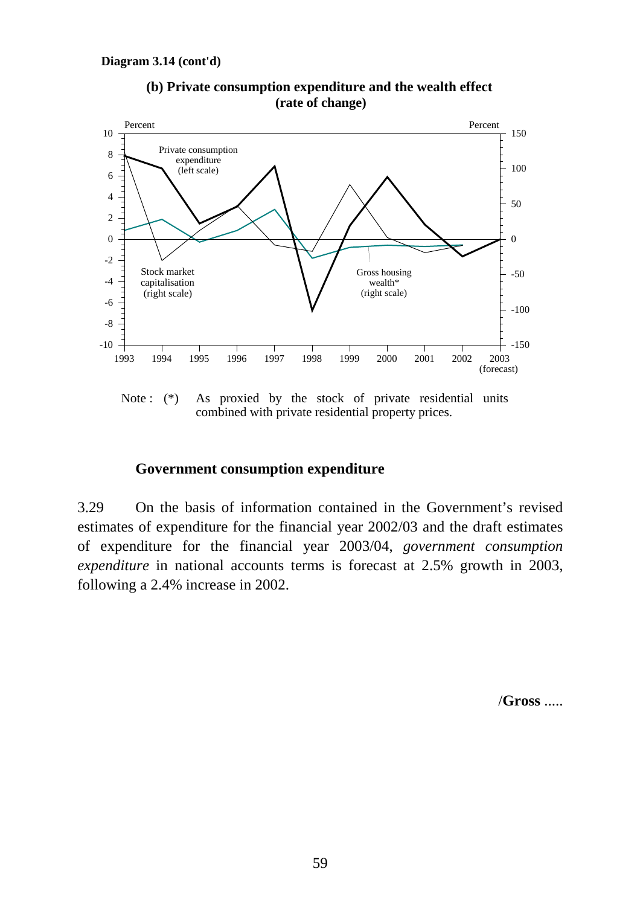**Diagram 3.14 (cont'd)**

**(b) Private consumption expenditure and the wealth effect (rate of change)**

Note : (*) As proxied by the stock of private residential units combined with private residential property prices.

### Government consumption expenditure

3.29 On the basis of information contained in the Government's revised estimates of expenditure for the financial year 2002/03 and the draft estimates of expenditure for the financial year 2003/04, *government consumption expenditure* in national accounts terms is forecast at 2.5% growth in 2003, following a 2.4% increase in 2002.

/**Gross** .....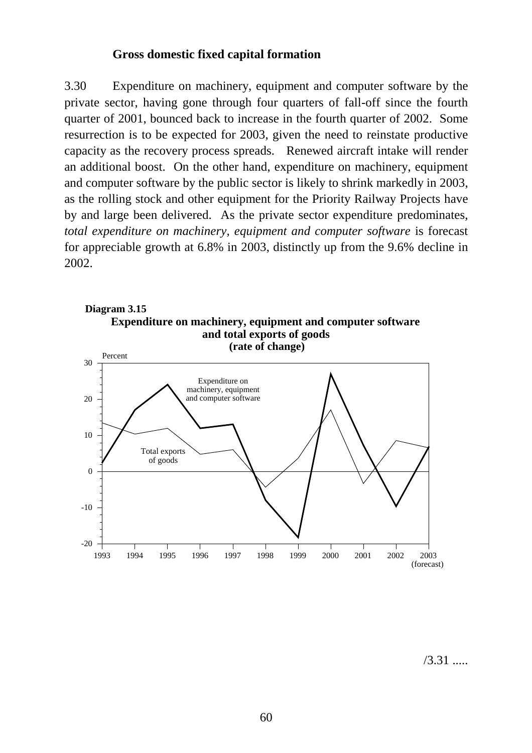### Gross domestic fixed capital formation

3.30 Expenditure on machinery, equipment and computer software by the private sector, having gone through four quarters of fall-off since the fourth quarter of 2001, bounced back to increase in the fourth quarter of 2002. Some resurrection is to be expected for 2003, given the need to reinstate productive capacity as the recovery process spreads. Renewed aircraft intake will render an additional boost. On the other hand, expenditure on machinery, equipment and computer software by the public sector is likely to shrink markedly in 2003, as the rolling stock and other equipment for the Priority Railway Projects have by and large been delivered. As the private sector expenditure predominates, *total expenditure on machinery, equipment and computer software* is forecast for appreciable growth at 6.8% in 2003, distinctly up from the 9.6% decline in 2002.

**Diagram 3.15**
**Expenditure on machinery, equipment and computer software and total exports of goods (rate of change)**

/3.31 .....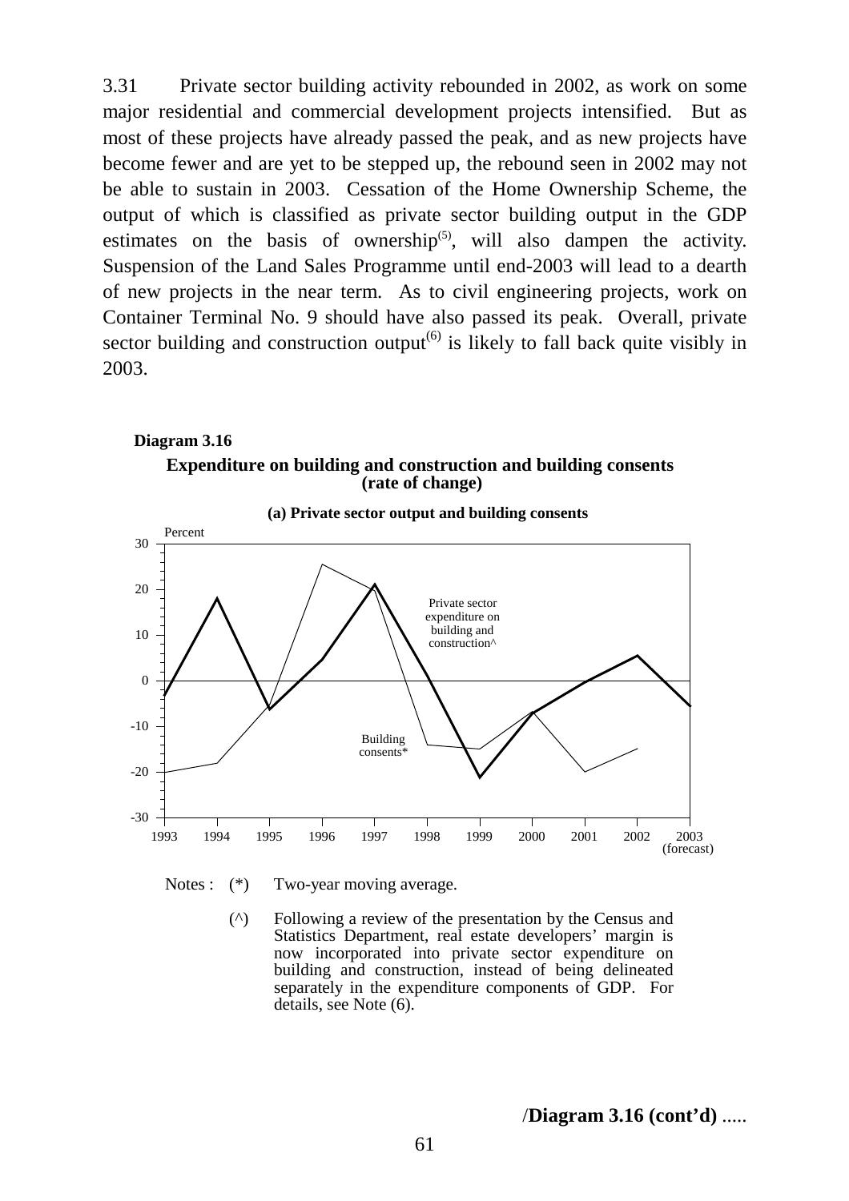3.31 Private sector building activity rebounded in 2002, as work on some major residential and commercial development projects intensified. But as most of these projects have already passed the peak, and as new projects have become fewer and are yet to be stepped up, the rebound seen in 2002 may not be able to sustain in 2003. Cessation of the Home Ownership Scheme, the output of which is classified as private sector building output in the GDP estimates on the basis of ownership[(5)], will also dampen the activity. Suspension of the Land Sales Programme until end-2003 will lead to a dearth of new projects in the near term. As to civil engineering projects, work on Container Terminal No. 9 should have also passed its peak. Overall, private sector building and construction output[(6)] is likely to fall back quite visibly in 2003.

**Diagram 3.16**

**Expenditure on building and construction and building consents (rate of change)**

**(a) Private sector output and building consents**

Percent

Private sector expenditure on building and construction^

Building consents*

1993 1994 1995 1996 1997 1998 1999 2000 2001 2002 2003 (forecast)

Notes : (*) Two-year moving average.

(^) Following a review of the presentation by the Census and Statistics Department, real estate developers' margin is now incorporated into private sector expenditure on building and construction, instead of being delineated separately in the expenditure components of GDP. For details, see Note (6).

/**Diagram 3.16 (cont'd)** .....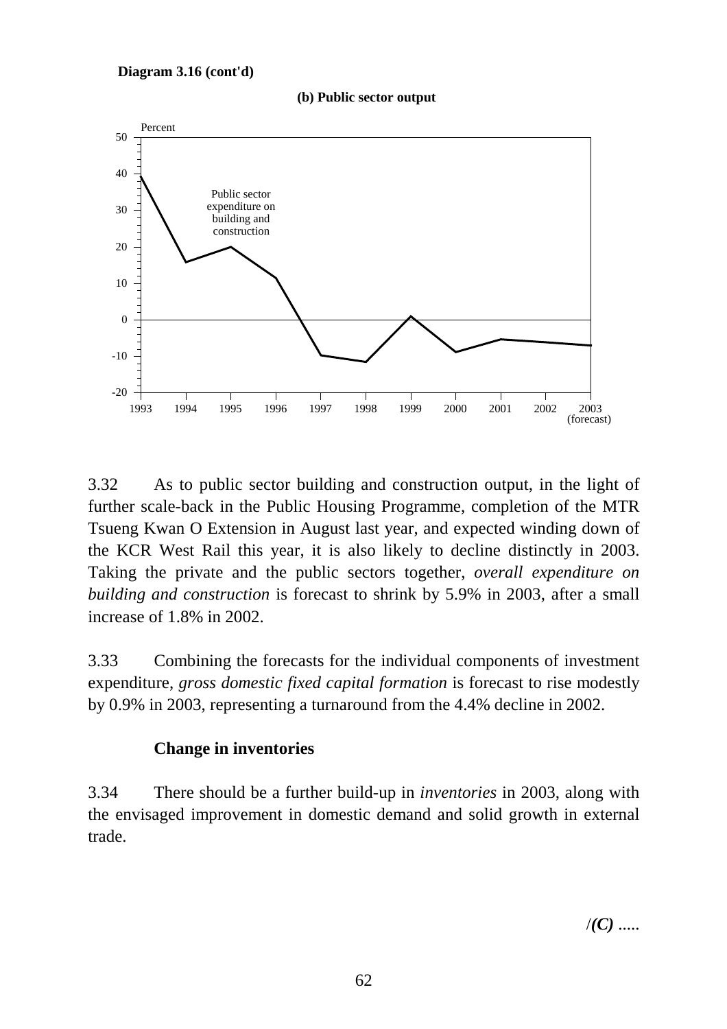**Diagram 3.16 (cont'd)**

**(b) Public sector output**

Percent

Public sector expenditure on building and construction

(forecast)

3.32 As to public sector building and construction output, in the light of further scale-back in the Public Housing Programme, completion of the MTR Tsueng Kwan O Extension in August last year, and expected winding down of the KCR West Rail this year, it is also likely to decline distinctly in 2003. Taking the private and the public sectors together, *overall expenditure on building and construction* is forecast to shrink by 5.9% in 2003, after a small increase of 1.8% in 2002.

3.33 Combining the forecasts for the individual components of investment expenditure, *gross domestic fixed capital formation* is forecast to rise modestly by 0.9% in 2003, representing a turnaround from the 4.4% decline in 2002.

### Change in inventories

3.34 There should be a further build-up in *inventories* in 2003, along with the envisaged improvement in domestic demand and solid growth in external trade.

/***(C)*** .....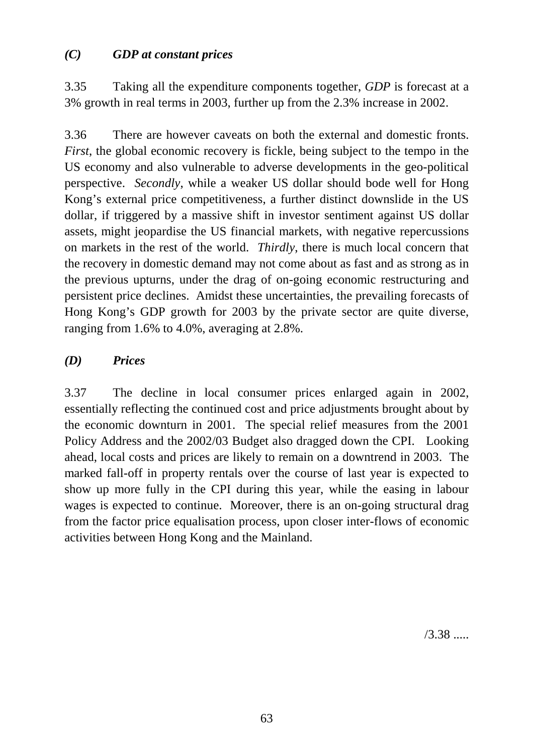### *(C) GDP at constant prices*

3.35 Taking all the expenditure components together, *GDP* is forecast at a 3% growth in real terms in 2003, further up from the 2.3% increase in 2002.

3.36 There are however caveats on both the external and domestic fronts. *First*, the global economic recovery is fickle, being subject to the tempo in the US economy and also vulnerable to adverse developments in the geo-political perspective. *Secondly*, while a weaker US dollar should bode well for Hong Kong's external price competitiveness, a further distinct downslide in the US dollar, if triggered by a massive shift in investor sentiment against US dollar assets, might jeopardise the US financial markets, with negative repercussions on markets in the rest of the world. *Thirdly*, there is much local concern that the recovery in domestic demand may not come about as fast and as strong as in the previous upturns, under the drag of on-going economic restructuring and persistent price declines. Amidst these uncertainties, the prevailing forecasts of Hong Kong's GDP growth for 2003 by the private sector are quite diverse, ranging from 1.6% to 4.0%, averaging at 2.8%.

### *(D) Prices*

3.37 The decline in local consumer prices enlarged again in 2002, essentially reflecting the continued cost and price adjustments brought about by the economic downturn in 2001. The special relief measures from the 2001 Policy Address and the 2002/03 Budget also dragged down the CPI. Looking ahead, local costs and prices are likely to remain on a downtrend in 2003. The marked fall-off in property rentals over the course of last year is expected to show up more fully in the CPI during this year, while the easing in labour wages is expected to continue. Moreover, there is an on-going structural drag from the factor price equalisation process, upon closer inter-flows of economic activities between Hong Kong and the Mainland.

/3.38 .....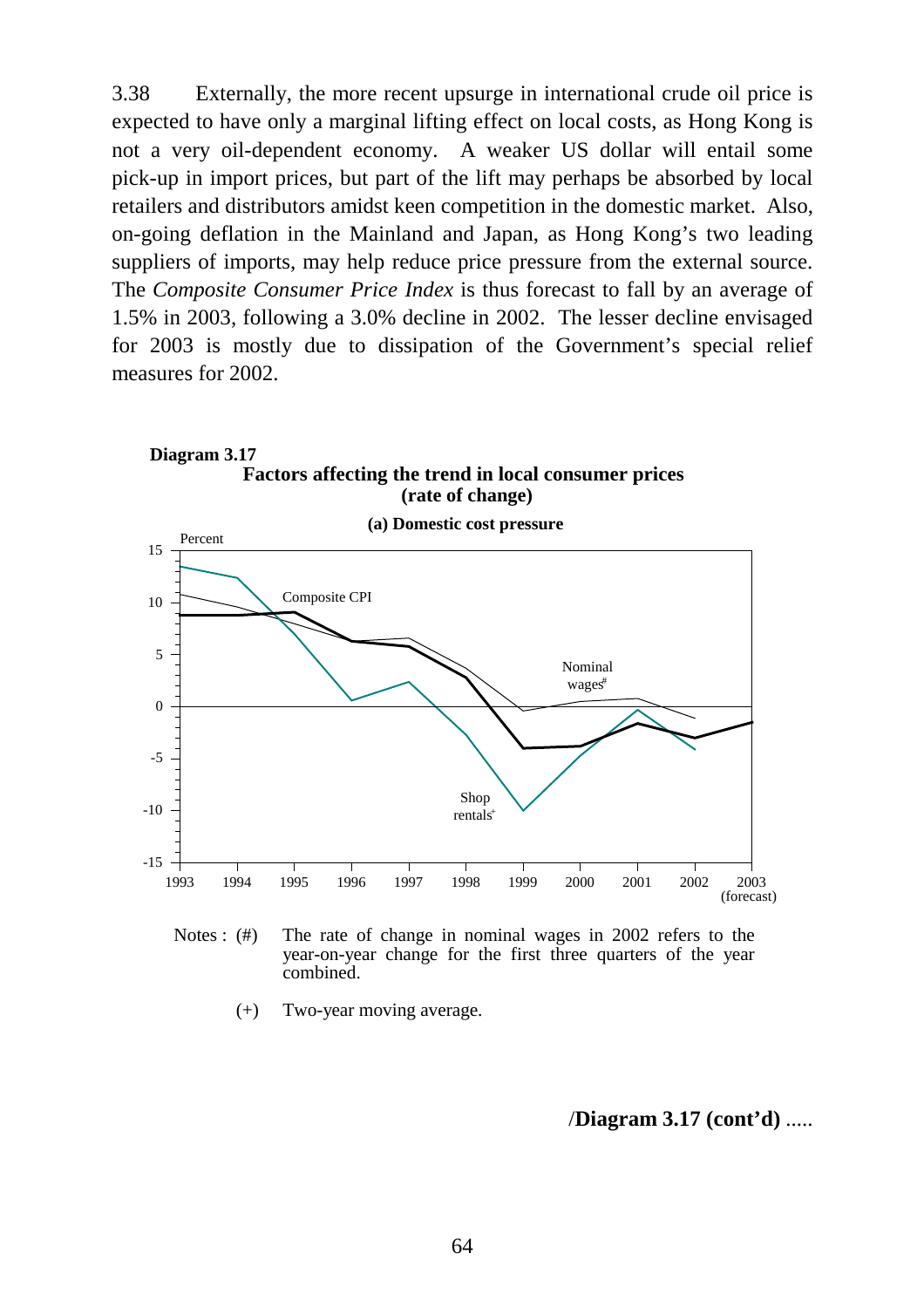3.38 Externally, the more recent upsurge in international crude oil price is expected to have only a marginal lifting effect on local costs, as Hong Kong is not a very oil-dependent economy. A weaker US dollar will entail some pick-up in import prices, but part of the lift may perhaps be absorbed by local retailers and distributors amidst keen competition in the domestic market. Also, on-going deflation in the Mainland and Japan, as Hong Kong's two leading suppliers of imports, may help reduce price pressure from the external source. The *Composite Consumer Price Index* is thus forecast to fall by an average of 1.5% in 2003, following a 3.0% decline in 2002. The lesser decline envisaged for 2003 is mostly due to dissipation of the Government's special relief measures for 2002.

**Diagram 3.17**

**Factors affecting the trend in local consumer prices (rate of change)**

**(a) Domestic cost pressure**

Percent

Composite CPI

Nominal wages[#]

Shop rentals[+]

1993 1994 1995 1996 1997 1998 1999 2000 2001 2002 2003 (forecast)

Notes : (#) The rate of change in nominal wages in 2002 refers to the year-on-year change for the first three quarters of the year combined.

(+) Two-year moving average.

/**Diagram 3.17 (cont'd)** .....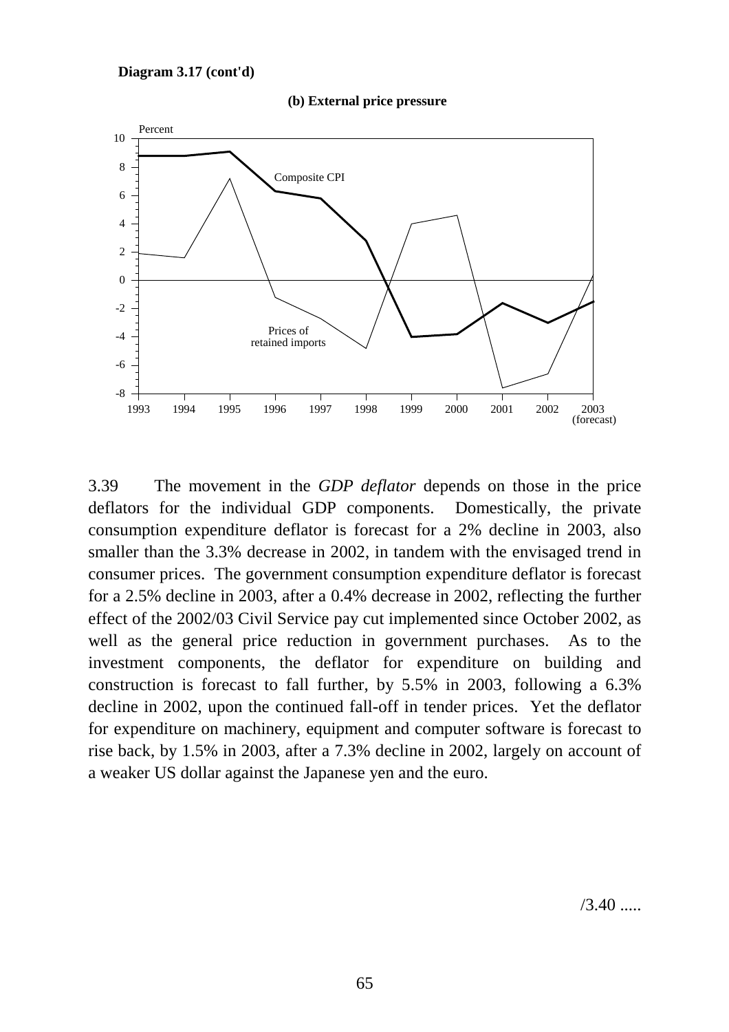**Diagram 3.17 (cont'd)**

**(b) External price pressure**

3.39 The movement in the *GDP deflator* depends on those in the price deflators for the individual GDP components. Domestically, the private consumption expenditure deflator is forecast for a 2% decline in 2003, also smaller than the 3.3% decrease in 2002, in tandem with the envisaged trend in consumer prices. The government consumption expenditure deflator is forecast for a 2.5% decline in 2003, after a 0.4% decrease in 2002, reflecting the further effect of the 2002/03 Civil Service pay cut implemented since October 2002, as well as the general price reduction in government purchases. As to the investment components, the deflator for expenditure on building and construction is forecast to fall further, by 5.5% in 2003, following a 6.3% decline in 2002, upon the continued fall-off in tender prices. Yet the deflator for expenditure on machinery, equipment and computer software is forecast to rise back, by 1.5% in 2003, after a 7.3% decline in 2002, largely on account of a weaker US dollar against the Japanese yen and the euro.

/3.40 .....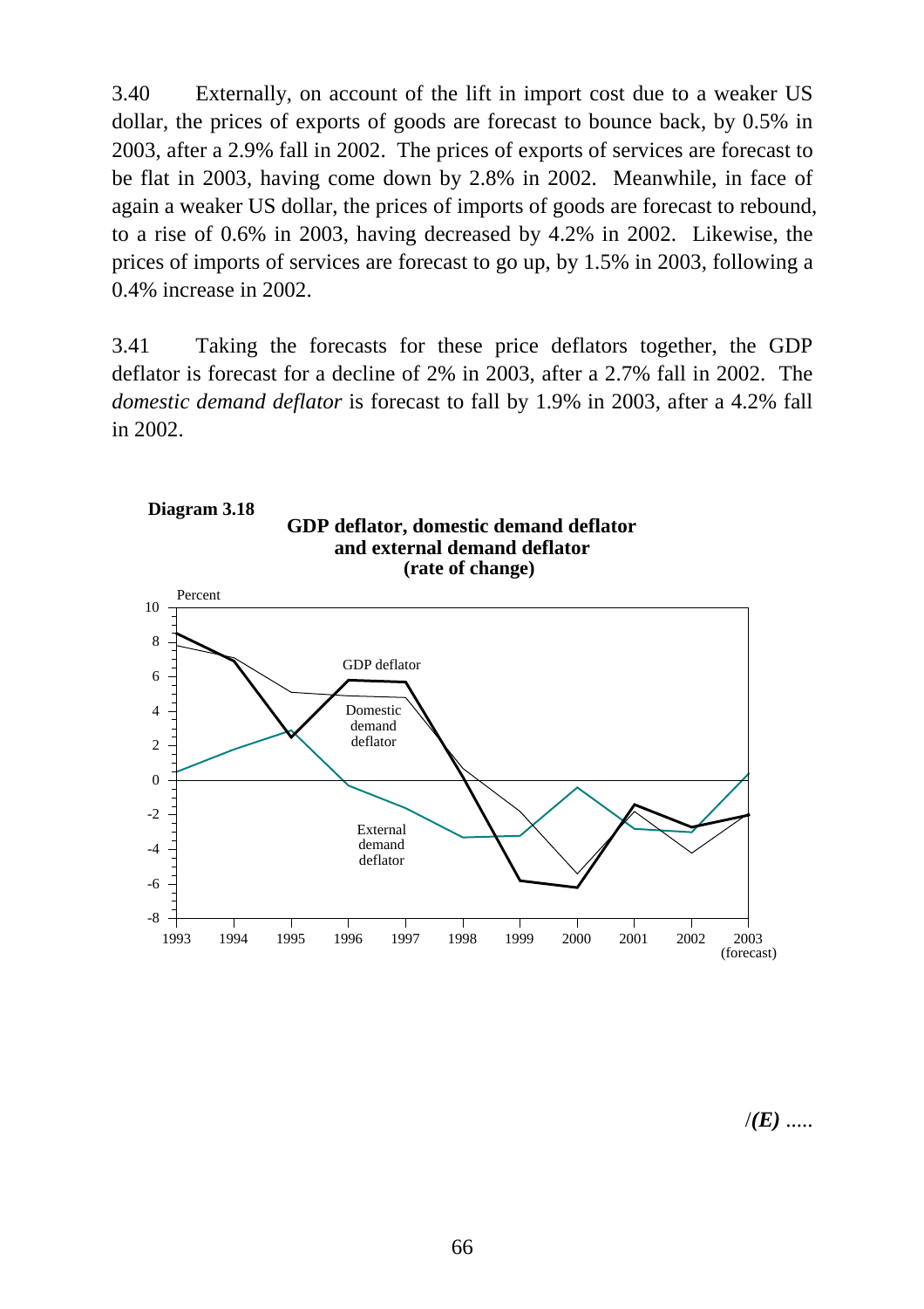3.40 Externally, on account of the lift in import cost due to a weaker US dollar, the prices of exports of goods are forecast to bounce back, by 0.5% in 2003, after a 2.9% fall in 2002. The prices of exports of services are forecast to be flat in 2003, having come down by 2.8% in 2002. Meanwhile, in face of again a weaker US dollar, the prices of imports of goods are forecast to rebound, to a rise of 0.6% in 2003, having decreased by 4.2% in 2002. Likewise, the prices of imports of services are forecast to go up, by 1.5% in 2003, following a 0.4% increase in 2002.

3.41 Taking the forecasts for these price deflators together, the GDP deflator is forecast for a decline of 2% in 2003, after a 2.7% fall in 2002. The *domestic demand deflator* is forecast to fall by 1.9% in 2003, after a 4.2% fall in 2002.

**Diagram 3.18**

**GDP deflator, domestic demand deflator and external demand deflator (rate of change)**

Percent

GDP deflator

Domestic demand deflator

External demand deflator

1993 1994 1995 1996 1997 1998 1999 2000 2001 2002 2003 (forecast)

/*(E)* .....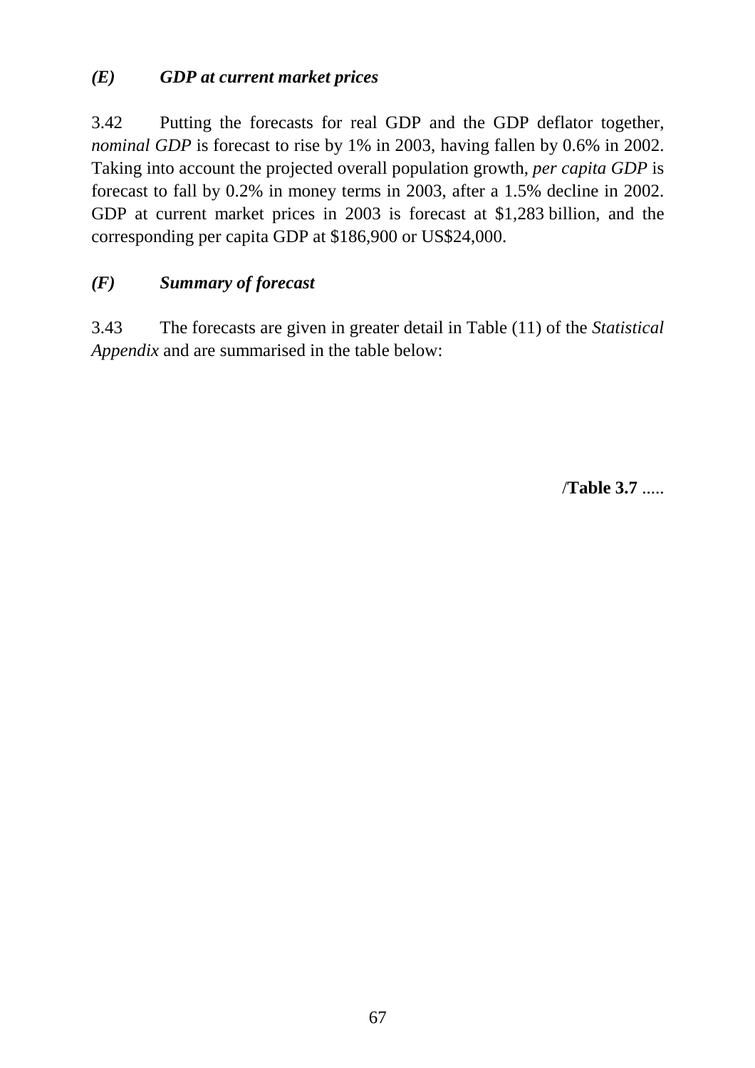### *(E) GDP at current market prices*

3.42 Putting the forecasts for real GDP and the GDP deflator together, *nominal GDP* is forecast to rise by 1% in 2003, having fallen by 0.6% in 2002. Taking into account the projected overall population growth, *per capita GDP* is forecast to fall by 0.2% in money terms in 2003, after a 1.5% decline in 2002. GDP at current market prices in 2003 is forecast at $1,283 billion, and the corresponding per capita GDP at $186,900 or US$24,000.

### *(F) Summary of forecast*

3.43 The forecasts are given in greater detail in Table (11) of the *Statistical Appendix* and are summarised in the table below:

/**Table 3.7** .....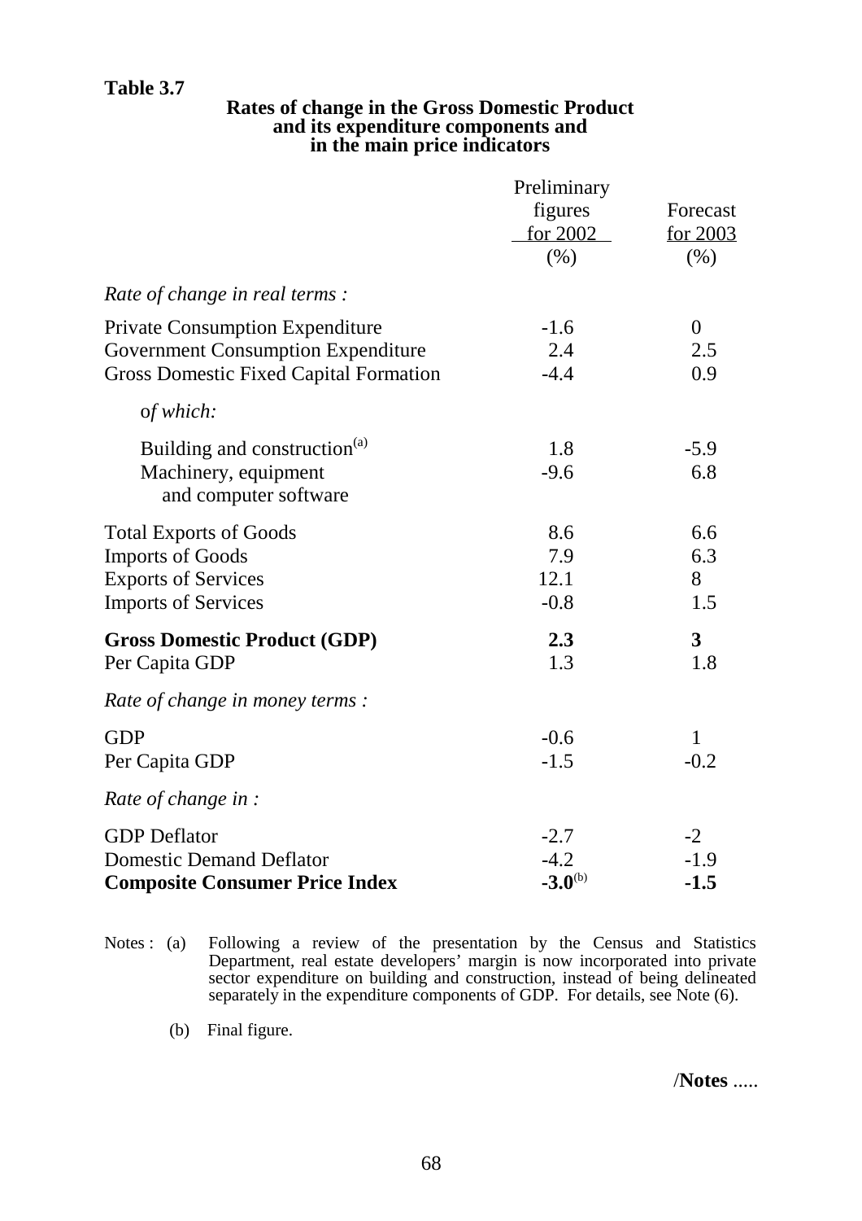**Table 3.7**

**Rates of change in the Gross Domestic Product and its expenditure components and in the main price indicators**

| | Preliminary figures for 2002 (%) | Forecast for 2003 (%) |
|---|---|---|
| *Rate of change in real terms :* | | |
| Private Consumption Expenditure | -1.6 | 0 |
| Government Consumption Expenditure | 2.4 | 2.5 |
| Gross Domestic Fixed Capital Formation | -4.4 | 0.9 |
| of *which:* | | |
| Building and construction[(a)] | 1.8 | -5.9 |
| Machinery, equipment and computer software | -9.6 | 6.8 |
| Total Exports of Goods | 8.6 | 6.6 |
| Imports of Goods | 7.9 | 6.3 |
| Exports of Services | 12.1 | 8 |
| Imports of Services | -0.8 | 1.5 |
| **Gross Domestic Product (GDP)** | **2.3** | **3** |
| Per Capita GDP | 1.3 | 1.8 |
| *Rate of change in money terms :* | | |
| GDP | -0.6 | 1 |
| Per Capita GDP | -1.5 | -0.2 |
| *Rate of change in :* | | |
| GDP Deflator | -2.7 | -2 |
| Domestic Demand Deflator | -4.2 | -1.9 |
| **Composite Consumer Price Index** | **-3.0**[(b)] | **-1.5** |

Notes : (a) Following a review of the presentation by the Census and Statistics Department, real estate developers' margin is now incorporated into private sector expenditure on building and construction, instead of being delineated separately in the expenditure components of GDP. For details, see Note (6).

(b) Final figure.

/**Notes** .....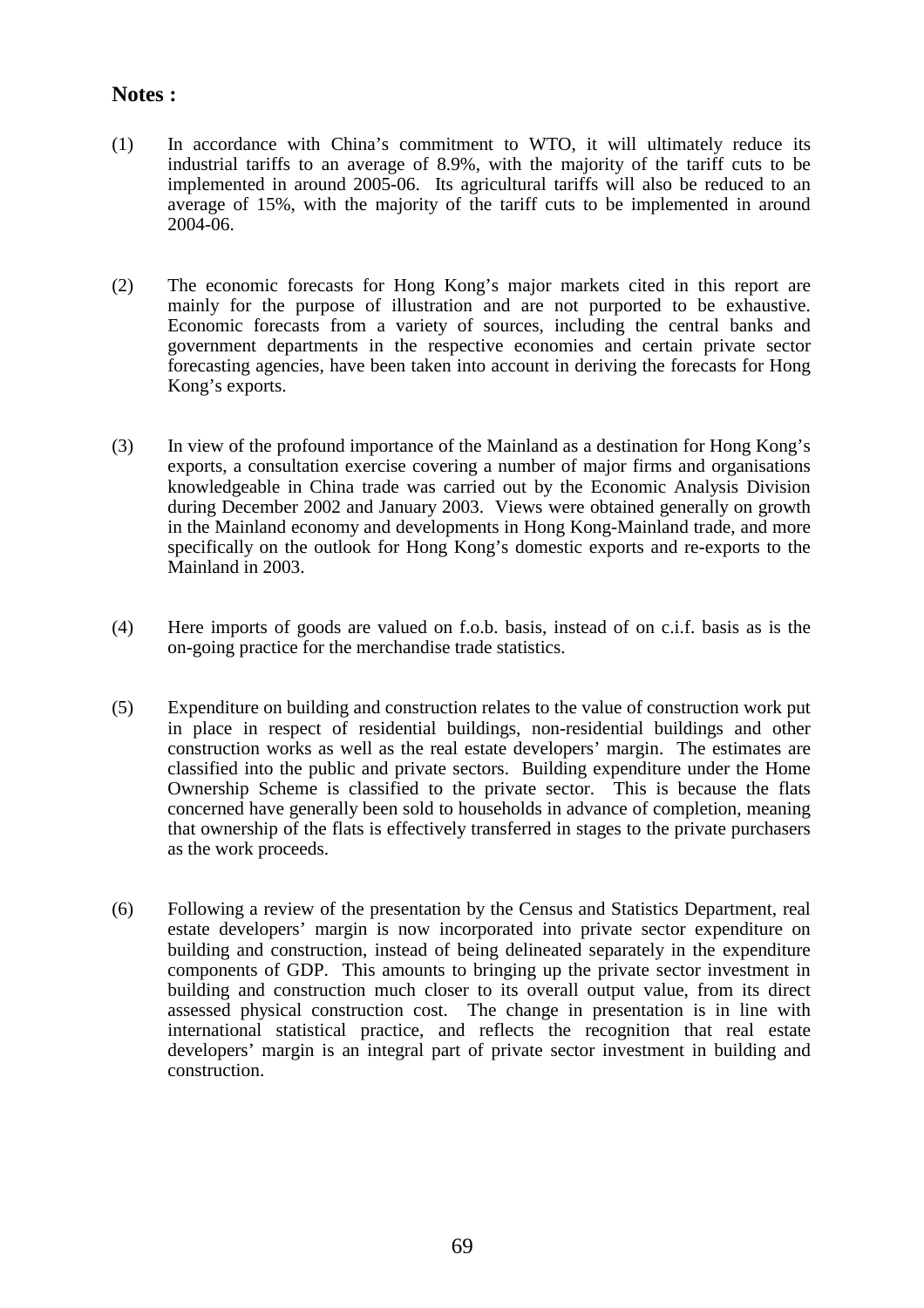## Notes :

(1) In accordance with China's commitment to WTO, it will ultimately reduce its industrial tariffs to an average of 8.9%, with the majority of the tariff cuts to be implemented in around 2005-06. Its agricultural tariffs will also be reduced to an average of 15%, with the majority of the tariff cuts to be implemented in around 2004-06.

(2) The economic forecasts for Hong Kong's major markets cited in this report are mainly for the purpose of illustration and are not purported to be exhaustive. Economic forecasts from a variety of sources, including the central banks and government departments in the respective economies and certain private sector forecasting agencies, have been taken into account in deriving the forecasts for Hong Kong's exports.

(3) In view of the profound importance of the Mainland as a destination for Hong Kong's exports, a consultation exercise covering a number of major firms and organisations knowledgeable in China trade was carried out by the Economic Analysis Division during December 2002 and January 2003. Views were obtained generally on growth in the Mainland economy and developments in Hong Kong-Mainland trade, and more specifically on the outlook for Hong Kong's domestic exports and re-exports to the Mainland in 2003.

(4) Here imports of goods are valued on f.o.b. basis, instead of on c.i.f. basis as is the on-going practice for the merchandise trade statistics.

(5) Expenditure on building and construction relates to the value of construction work put in place in respect of residential buildings, non-residential buildings and other construction works as well as the real estate developers' margin. The estimates are classified into the public and private sectors. Building expenditure under the Home Ownership Scheme is classified to the private sector. This is because the flats concerned have generally been sold to households in advance of completion, meaning that ownership of the flats is effectively transferred in stages to the private purchasers as the work proceeds.

(6) Following a review of the presentation by the Census and Statistics Department, real estate developers' margin is now incorporated into private sector expenditure on building and construction, instead of being delineated separately in the expenditure components of GDP. This amounts to bringing up the private sector investment in building and construction much closer to its overall output value, from its direct assessed physical construction cost. The change in presentation is in line with international statistical practice, and reflects the recognition that real estate developers' margin is an integral part of private sector investment in building and construction.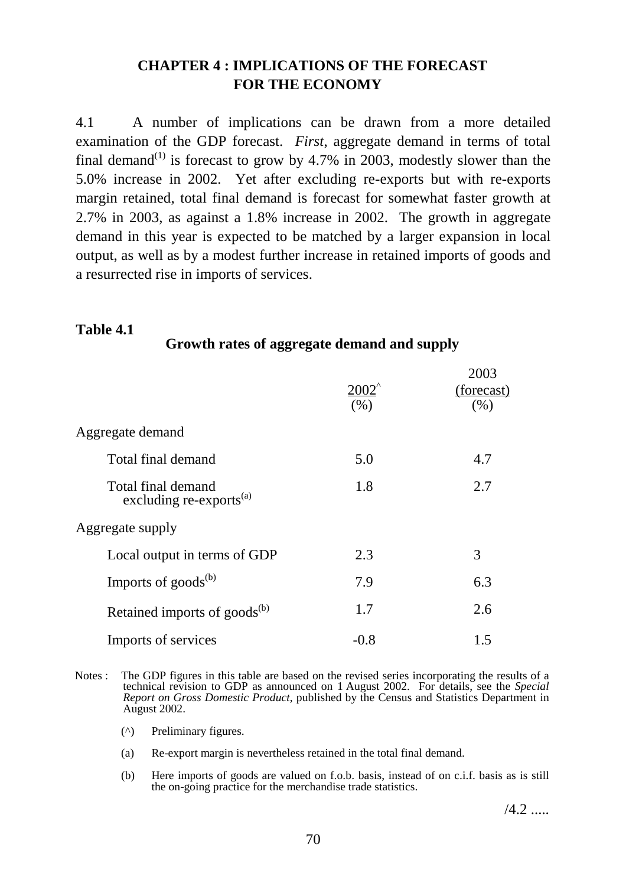# CHAPTER 4 : IMPLICATIONS OF THE FORECAST FOR THE ECONOMY

4.1 A number of implications can be drawn from a more detailed examination of the GDP forecast. *First*, aggregate demand in terms of total final demand[(1)] is forecast to grow by 4.7% in 2003, modestly slower than the 5.0% increase in 2002. Yet after excluding re-exports but with re-exports margin retained, total final demand is forecast for somewhat faster growth at 2.7% in 2003, as against a 1.8% increase in 2002. The growth in aggregate demand in this year is expected to be matched by a larger expansion in local output, as well as by a modest further increase in retained imports of goods and a resurrected rise in imports of services.

**Table 4.1**

**Growth rates of aggregate demand and supply**

| | 2002^ (%) | 2003 (forecast) (%) |
|---|---|---|
| Aggregate demand | | |
| Total final demand | 5.0 | 4.7 |
| Total final demand excluding re-exports[(a)] | 1.8 | 2.7 |
| Aggregate supply | | |
| Local output in terms of GDP | 2.3 | 3 |
| Imports of goods[(b)] | 7.9 | 6.3 |
| Retained imports of goods[(b)] | 1.7 | 2.6 |
| Imports of services | -0.8 | 1.5 |

Notes : The GDP figures in this table are based on the revised series incorporating the results of a technical revision to GDP as announced on 1 August 2002. For details, see the *Special Report on Gross Domestic Product*, published by the Census and Statistics Department in August 2002.

(^) Preliminary figures.

(a) Re-export margin is nevertheless retained in the total final demand.

(b) Here imports of goods are valued on f.o.b. basis, instead of on c.i.f. basis as is still the on-going practice for the merchandise trade statistics.

/4.2 .....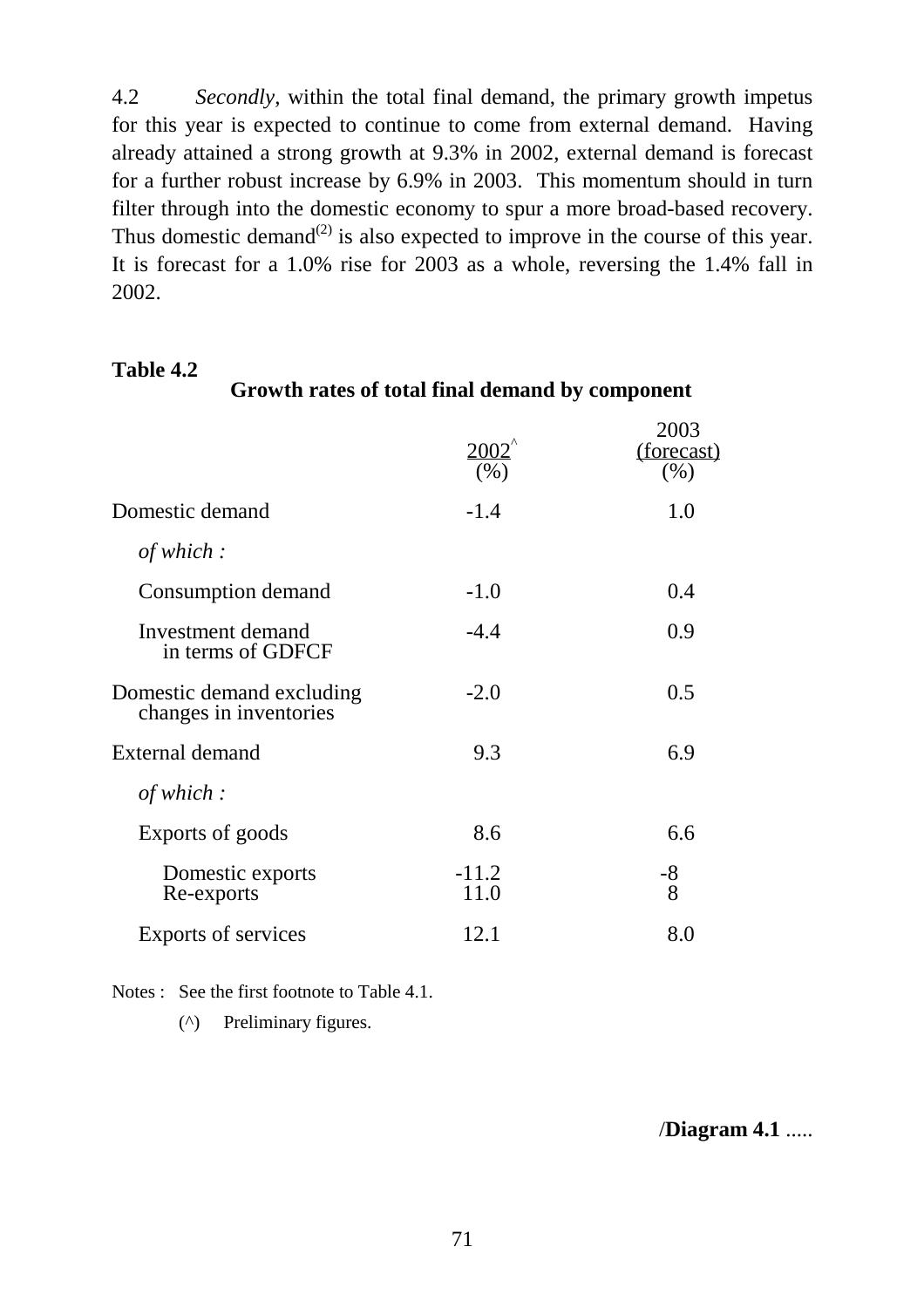4.2 *Secondly*, within the total final demand, the primary growth impetus for this year is expected to continue to come from external demand. Having already attained a strong growth at 9.3% in 2002, external demand is forecast for a further robust increase by 6.9% in 2003. This momentum should in turn filter through into the domestic economy to spur a more broad-based recovery. Thus domestic demand[(2)] is also expected to improve in the course of this year. It is forecast for a 1.0% rise for 2003 as a whole, reversing the 1.4% fall in 2002.

**Table 4.2**

**Growth rates of total final demand by component**

| | 2002^ (%) | 2003 (forecast) (%) |
|---|---|---|
| Domestic demand | -1.4 | 1.0 |
| *of which :* | | |
| Consumption demand | -1.0 | 0.4 |
| Investment demand in terms of GDFCF | -4.4 | 0.9 |
| Domestic demand excluding changes in inventories | -2.0 | 0.5 |
| External demand | 9.3 | 6.9 |
| *of which :* | | |
| Exports of goods | 8.6 | 6.6 |
| Domestic exports | -11.2 | -8 |
| Re-exports | 11.0 | 8 |
| Exports of services | 12.1 | 8.0 |

Notes : See the first footnote to Table 4.1.

(^) Preliminary figures.

/**Diagram 4.1** .....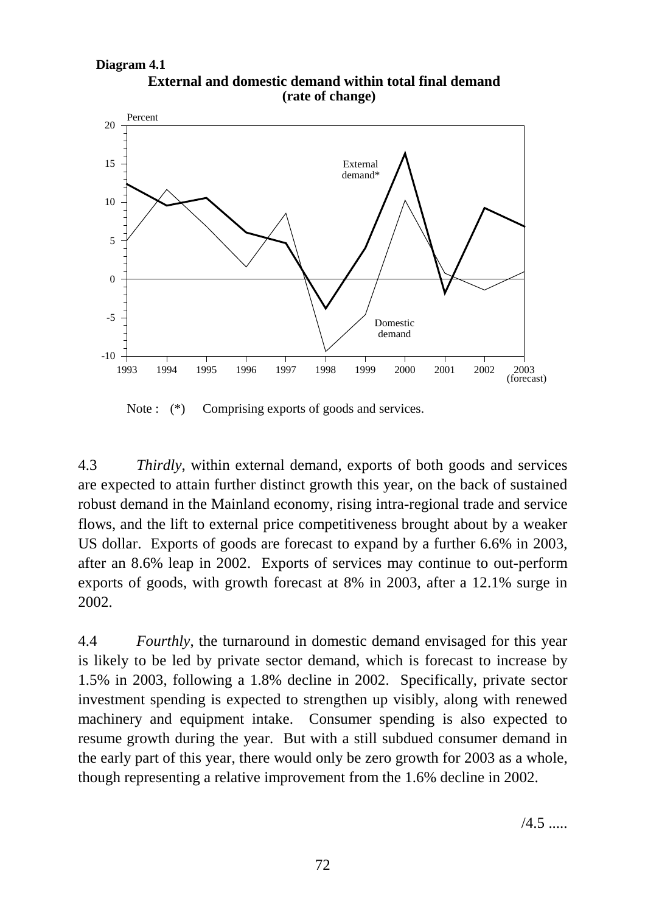**Diagram 4.1**

**External and domestic demand within total final demand (rate of change)**

Note : (*) Comprising exports of goods and services.

4.3 *Thirdly*, within external demand, exports of both goods and services are expected to attain further distinct growth this year, on the back of sustained robust demand in the Mainland economy, rising intra-regional trade and service flows, and the lift to external price competitiveness brought about by a weaker US dollar. Exports of goods are forecast to expand by a further 6.6% in 2003, after an 8.6% leap in 2002. Exports of services may continue to out-perform exports of goods, with growth forecast at 8% in 2003, after a 12.1% surge in 2002.

4.4 *Fourthly*, the turnaround in domestic demand envisaged for this year is likely to be led by private sector demand, which is forecast to increase by 1.5% in 2003, following a 1.8% decline in 2002. Specifically, private sector investment spending is expected to strengthen up visibly, along with renewed machinery and equipment intake. Consumer spending is also expected to resume growth during the year. But with a still subdued consumer demand in the early part of this year, there would only be zero growth for 2003 as a whole, though representing a relative improvement from the 1.6% decline in 2002.

/4.5 .....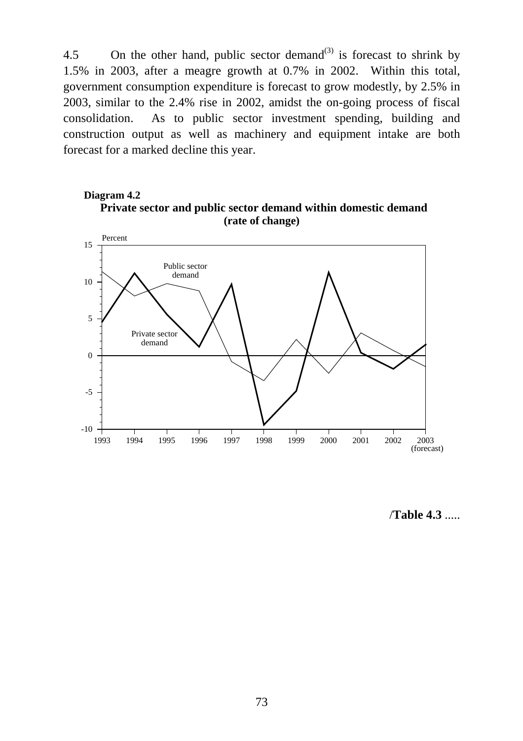4.5 On the other hand, public sector demand[3] is forecast to shrink by 1.5% in 2003, after a meagre growth at 0.7% in 2002. Within this total, government consumption expenditure is forecast to grow modestly, by 2.5% in 2003, similar to the 2.4% rise in 2002, amidst the on-going process of fiscal consolidation. As to public sector investment spending, building and construction output as well as machinery and equipment intake are both forecast for a marked decline this year.

**Diagram 4.2**

**Private sector and public sector demand within domestic demand (rate of change)**

/**Table 4.3** .....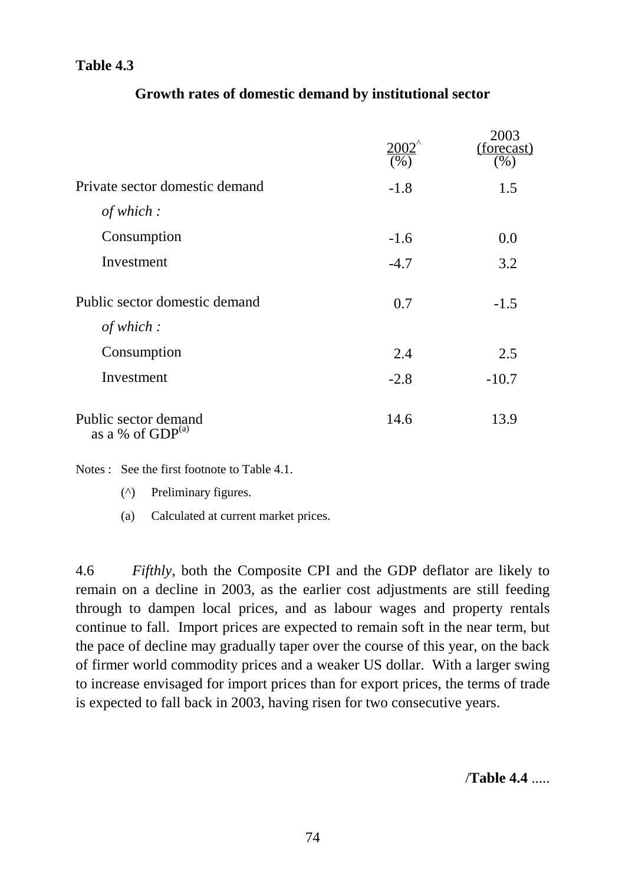**Table 4.3**

**Growth rates of domestic demand by institutional sector**

| | 2002^ (%) | 2003 (forecast) (%) |
|---|---|---|
| Private sector domestic demand | -1.8 | 1.5 |
| *of which :* | | |
| Consumption | -1.6 | 0.0 |
| Investment | -4.7 | 3.2 |
| Public sector domestic demand | 0.7 | -1.5 |
| *of which :* | | |
| Consumption | 2.4 | 2.5 |
| Investment | -2.8 | -10.7 |
| Public sector demand as a % of GDP[(a)] | 14.6 | 13.9 |

Notes : See the first footnote to Table 4.1.

(^) Preliminary figures.

(a) Calculated at current market prices.

4.6 *Fifthly*, both the Composite CPI and the GDP deflator are likely to remain on a decline in 2003, as the earlier cost adjustments are still feeding through to dampen local prices, and as labour wages and property rentals continue to fall. Import prices are expected to remain soft in the near term, but the pace of decline may gradually taper over the course of this year, on the back of firmer world commodity prices and a weaker US dollar. With a larger swing to increase envisaged for import prices than for export prices, the terms of trade is expected to fall back in 2003, having risen for two consecutive years.

/**Table 4.4** .....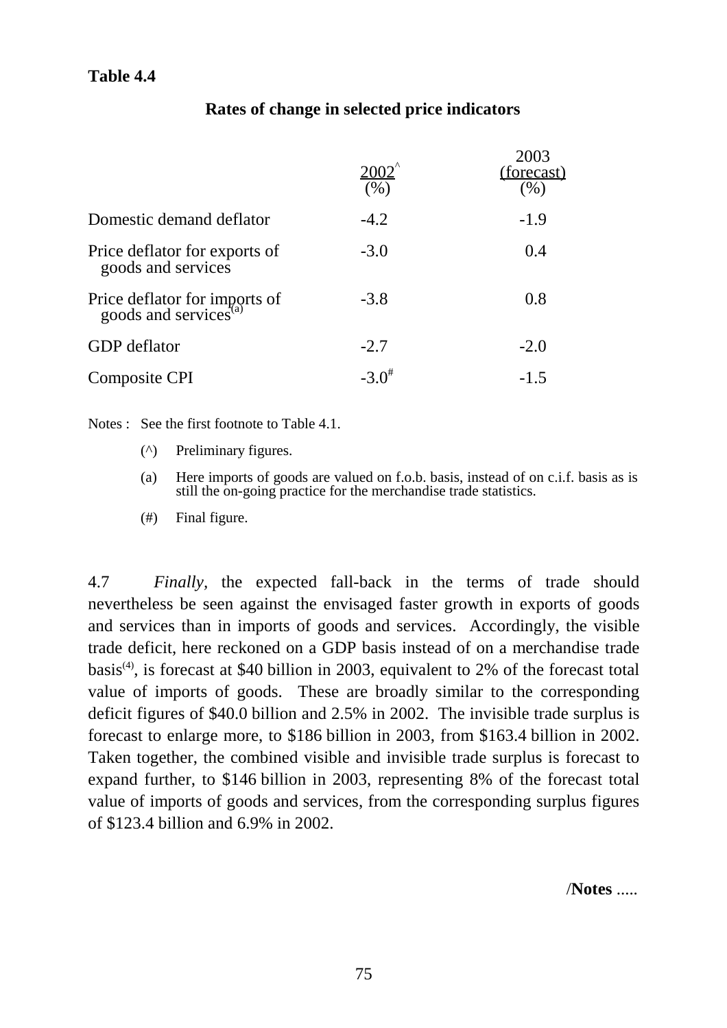**Table 4.4**

**Rates of change in selected price indicators**

| | 2002[^] (%) | 2003 (forecast) (%) |
|---|---|---|
| Domestic demand deflator | -4.2 | -1.9 |
| Price deflator for exports of goods and services | -3.0 | 0.4 |
| Price deflator for imports of goods and services[(a)] | -3.8 | 0.8 |
| GDP deflator | -2.7 | -2.0 |
| Composite CPI | -3.0[#] | -1.5 |

Notes : See the first footnote to Table 4.1.

(^) Preliminary figures.

(a) Here imports of goods are valued on f.o.b. basis, instead of on c.i.f. basis as is still the on-going practice for the merchandise trade statistics.

(#) Final figure.

4.7 *Finally*, the expected fall-back in the terms of trade should nevertheless be seen against the envisaged faster growth in exports of goods and services than in imports of goods and services. Accordingly, the visible trade deficit, here reckoned on a GDP basis instead of on a merchandise trade basis[(4)], is forecast at $40 billion in 2003, equivalent to 2% of the forecast total value of imports of goods. These are broadly similar to the corresponding deficit figures of $40.0 billion and 2.5% in 2002. The invisible trade surplus is forecast to enlarge more, to $186 billion in 2003, from $163.4 billion in 2002. Taken together, the combined visible and invisible trade surplus is forecast to expand further, to $146 billion in 2003, representing 8% of the forecast total value of imports of goods and services, from the corresponding surplus figures of $123.4 billion and 6.9% in 2002.

/**Notes** .....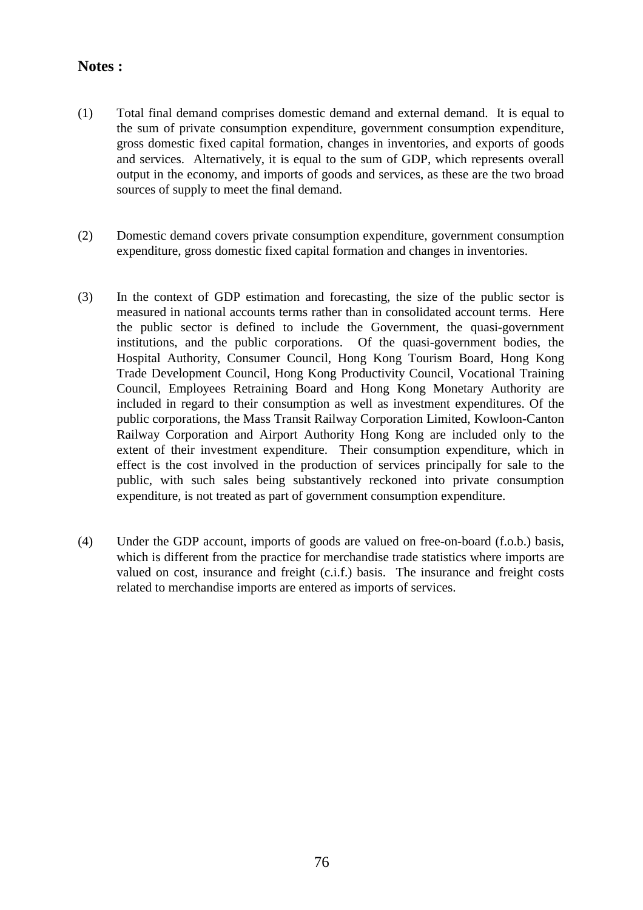**Notes :**

(1) Total final demand comprises domestic demand and external demand. It is equal to the sum of private consumption expenditure, government consumption expenditure, gross domestic fixed capital formation, changes in inventories, and exports of goods and services. Alternatively, it is equal to the sum of GDP, which represents overall output in the economy, and imports of goods and services, as these are the two broad sources of supply to meet the final demand.

(2) Domestic demand covers private consumption expenditure, government consumption expenditure, gross domestic fixed capital formation and changes in inventories.

(3) In the context of GDP estimation and forecasting, the size of the public sector is measured in national accounts terms rather than in consolidated account terms. Here the public sector is defined to include the Government, the quasi-government institutions, and the public corporations. Of the quasi-government bodies, the Hospital Authority, Consumer Council, Hong Kong Tourism Board, Hong Kong Trade Development Council, Hong Kong Productivity Council, Vocational Training Council, Employees Retraining Board and Hong Kong Monetary Authority are included in regard to their consumption as well as investment expenditures. Of the public corporations, the Mass Transit Railway Corporation Limited, Kowloon-Canton Railway Corporation and Airport Authority Hong Kong are included only to the extent of their investment expenditure. Their consumption expenditure, which in effect is the cost involved in the production of services principally for sale to the public, with such sales being substantively reckoned into private consumption expenditure, is not treated as part of government consumption expenditure.

(4) Under the GDP account, imports of goods are valued on free-on-board (f.o.b.) basis, which is different from the practice for merchandise trade statistics where imports are valued on cost, insurance and freight (c.i.f.) basis. The insurance and freight costs related to merchandise imports are entered as imports of services.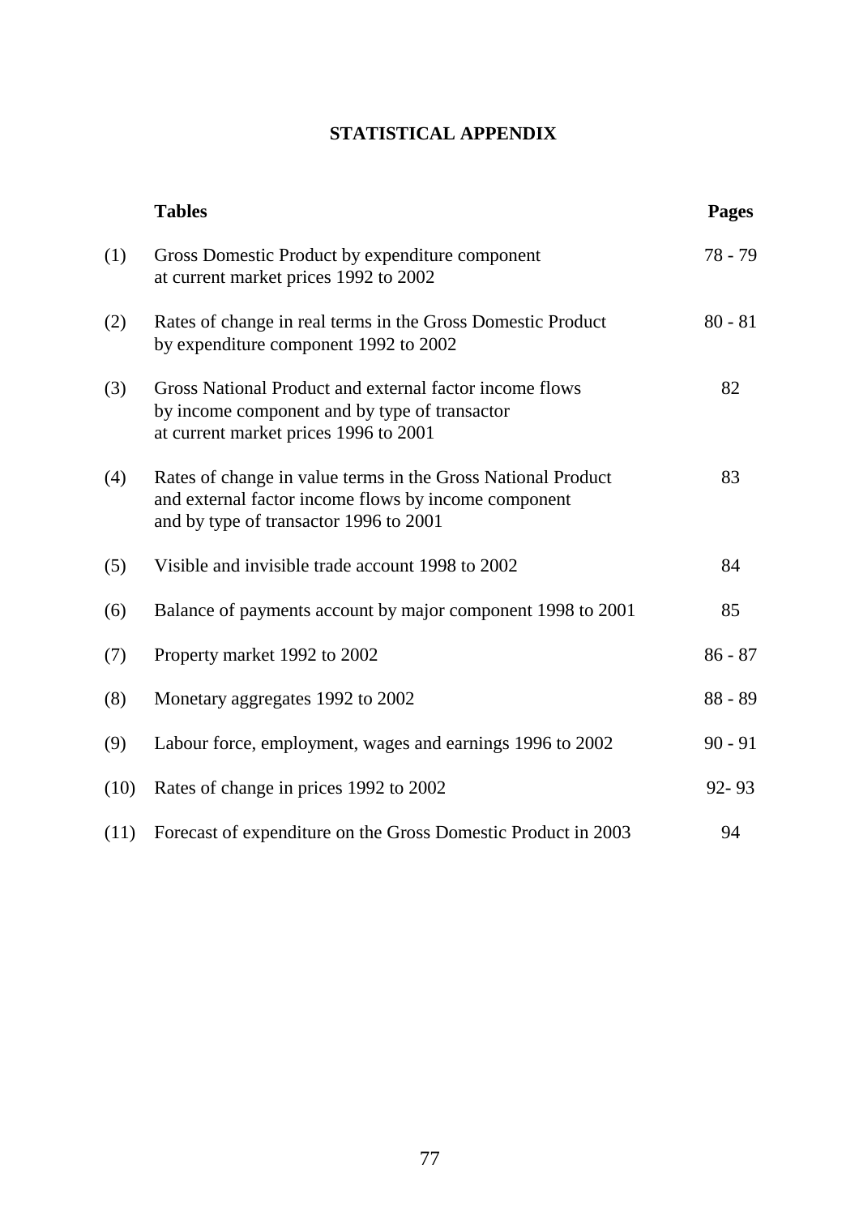# STATISTICAL APPENDIX

| | **Tables** | **Pages** |
|---|---|---|
| (1) | Gross Domestic Product by expenditure component at current market prices 1992 to 2002 | 78 - 79 |
| (2) | Rates of change in real terms in the Gross Domestic Product by expenditure component 1992 to 2002 | 80 - 81 |
| (3) | Gross National Product and external factor income flows by income component and by type of transactor at current market prices 1996 to 2001 | 82 |
| (4) | Rates of change in value terms in the Gross National Product and external factor income flows by income component and by type of transactor 1996 to 2001 | 83 |
| (5) | Visible and invisible trade account 1998 to 2002 | 84 |
| (6) | Balance of payments account by major component 1998 to 2001 | 85 |
| (7) | Property market 1992 to 2002 | 86 - 87 |
| (8) | Monetary aggregates 1992 to 2002 | 88 - 89 |
| (9) | Labour force, employment, wages and earnings 1996 to 2002 | 90 - 91 |
| (10) | Rates of change in prices 1992 to 2002 | 92- 93 |
| (11) | Forecast of expenditure on the Gross Domestic Product in 2003 | 94 |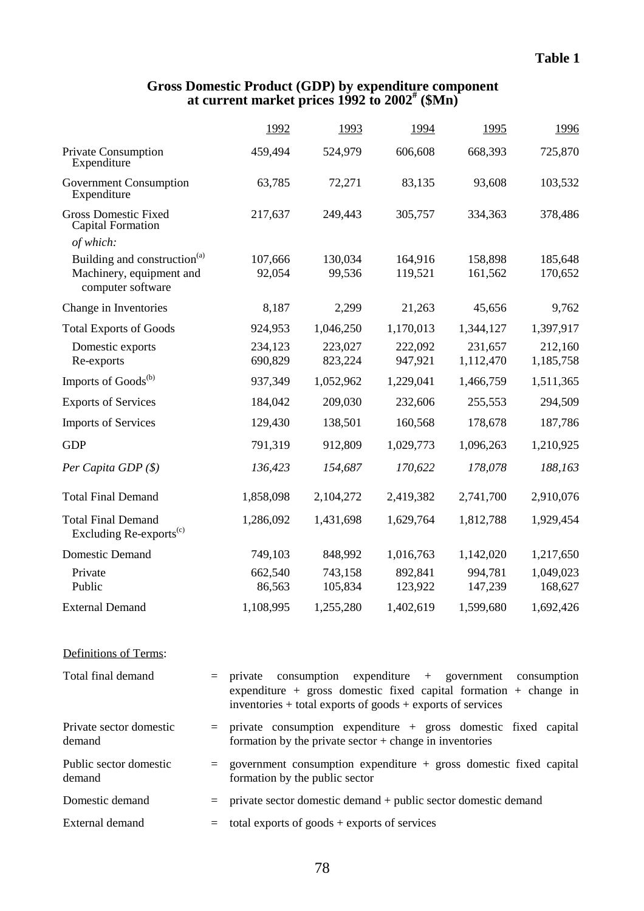**Table 1**

## Gross Domestic Product (GDP) by expenditure component at current market prices 1992 to 2002# ($Mn)

| | 1992 | 1993 | 1994 | 1995 | 1996 |
|---|---|---|---|---|---|
| Private Consumption Expenditure | 459,494 | 524,979 | 606,608 | 668,393 | 725,870 |
| Government Consumption Expenditure | 63,785 | 72,271 | 83,135 | 93,608 | 103,532 |
| Gross Domestic Fixed Capital Formation | 217,637 | 249,443 | 305,757 | 334,363 | 378,486 |
| *of which:* | | | | | |
| Building and construction[(a)] | 107,666 | 130,034 | 164,916 | 158,898 | 185,648 |
| Machinery, equipment and computer software | 92,054 | 99,536 | 119,521 | 161,562 | 170,652 |
| Change in Inventories | 8,187 | 2,299 | 21,263 | 45,656 | 9,762 |
| Total Exports of Goods | 924,953 | 1,046,250 | 1,170,013 | 1,344,127 | 1,397,917 |
| Domestic exports | 234,123 | 223,027 | 222,092 | 231,657 | 212,160 |
| Re-exports | 690,829 | 823,224 | 947,921 | 1,112,470 | 1,185,758 |
| Imports of Goods[(b)] | 937,349 | 1,052,962 | 1,229,041 | 1,466,759 | 1,511,365 |
| Exports of Services | 184,042 | 209,030 | 232,606 | 255,553 | 294,509 |
| Imports of Services | 129,430 | 138,501 | 160,568 | 178,678 | 187,786 |
| GDP | 791,319 | 912,809 | 1,029,773 | 1,096,263 | 1,210,925 |
| *Per Capita GDP ($)* | *136,423* | *154,687* | *170,622* | *178,078* | *188,163* |
| Total Final Demand | 1,858,098 | 2,104,272 | 2,419,382 | 2,741,700 | 2,910,076 |
| Total Final Demand Excluding Re-exports[(c)] | 1,286,092 | 1,431,698 | 1,629,764 | 1,812,788 | 1,929,454 |
| Domestic Demand | 749,103 | 848,992 | 1,016,763 | 1,142,020 | 1,217,650 |
| Private | 662,540 | 743,158 | 892,841 | 994,781 | 1,049,023 |
| Public | 86,563 | 105,834 | 123,922 | 147,239 | 168,627 |
| External Demand | 1,108,995 | 1,255,280 | 1,402,619 | 1,599,680 | 1,692,426 |

Definitions of Terms:

| | | |
|---|---|---|
| Total final demand | = | private consumption expenditure + government consumption expenditure + gross domestic fixed capital formation + change in inventories + total exports of goods + exports of services |
| Private sector domestic demand | = | private consumption expenditure + gross domestic fixed capital formation by the private sector + change in inventories |
| Public sector domestic demand | = | government consumption expenditure + gross domestic fixed capital formation by the public sector |
| Domestic demand | = | private sector domestic demand + public sector domestic demand |
| External demand | = | total exports of goods + exports of services |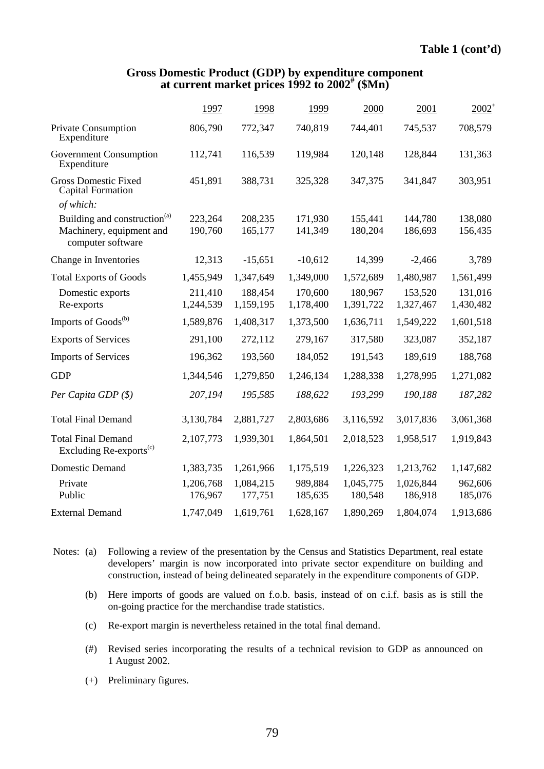**Table 1 (cont'd)**

## Gross Domestic Product (GDP) by expenditure component at current market prices 1992 to 2002[#] ($Mn)

| | 1997 | 1998 | 1999 | 2000 | 2001 | 2002[+] |
|---|---|---|---|---|---|---|
| Private Consumption Expenditure | 806,790 | 772,347 | 740,819 | 744,401 | 745,537 | 708,579 |
| Government Consumption Expenditure | 112,741 | 116,539 | 119,984 | 120,148 | 128,844 | 131,363 |
| Gross Domestic Fixed Capital Formation | 451,891 | 388,731 | 325,328 | 347,375 | 341,847 | 303,951 |
| *of which:* | | | | | | |
| Building and construction[(a)] | 223,264 | 208,235 | 171,930 | 155,441 | 144,780 | 138,080 |
| Machinery, equipment and computer software | 190,760 | 165,177 | 141,349 | 180,204 | 186,693 | 156,435 |
| Change in Inventories | 12,313 | -15,651 | -10,612 | 14,399 | -2,466 | 3,789 |
| Total Exports of Goods | 1,455,949 | 1,347,649 | 1,349,000 | 1,572,689 | 1,480,987 | 1,561,499 |
| Domestic exports | 211,410 | 188,454 | 170,600 | 180,967 | 153,520 | 131,016 |
| Re-exports | 1,244,539 | 1,159,195 | 1,178,400 | 1,391,722 | 1,327,467 | 1,430,482 |
| Imports of Goods[(b)] | 1,589,876 | 1,408,317 | 1,373,500 | 1,636,711 | 1,549,222 | 1,601,518 |
| Exports of Services | 291,100 | 272,112 | 279,167 | 317,580 | 323,087 | 352,187 |
| Imports of Services | 196,362 | 193,560 | 184,052 | 191,543 | 189,619 | 188,768 |
| GDP | 1,344,546 | 1,279,850 | 1,246,134 | 1,288,338 | 1,278,995 | 1,271,082 |
| *Per Capita GDP ($)* | *207,194* | *195,585* | *188,622* | *193,299* | *190,188* | *187,282* |
| Total Final Demand | 3,130,784 | 2,881,727 | 2,803,686 | 3,116,592 | 3,017,836 | 3,061,368 |
| Total Final Demand Excluding Re-exports[(c)] | 2,107,773 | 1,939,301 | 1,864,501 | 2,018,523 | 1,958,517 | 1,919,843 |
| Domestic Demand | 1,383,735 | 1,261,966 | 1,175,519 | 1,226,323 | 1,213,762 | 1,147,682 |
| Private | 1,206,768 | 1,084,215 | 989,884 | 1,045,775 | 1,026,844 | 962,606 |
| Public | 176,967 | 177,751 | 185,635 | 180,548 | 186,918 | 185,076 |
| External Demand | 1,747,049 | 1,619,761 | 1,628,167 | 1,890,269 | 1,804,074 | 1,913,686 |

Notes:
- (a) Following a review of the presentation by the Census and Statistics Department, real estate developers' margin is now incorporated into private sector expenditure on building and construction, instead of being delineated separately in the expenditure components of GDP.
- (b) Here imports of goods are valued on f.o.b. basis, instead of on c.i.f. basis as is still the on-going practice for the merchandise trade statistics.
- (c) Re-export margin is nevertheless retained in the total final demand.
- (#) Revised series incorporating the results of a technical revision to GDP as announced on 1 August 2002.
- (+) Preliminary figures.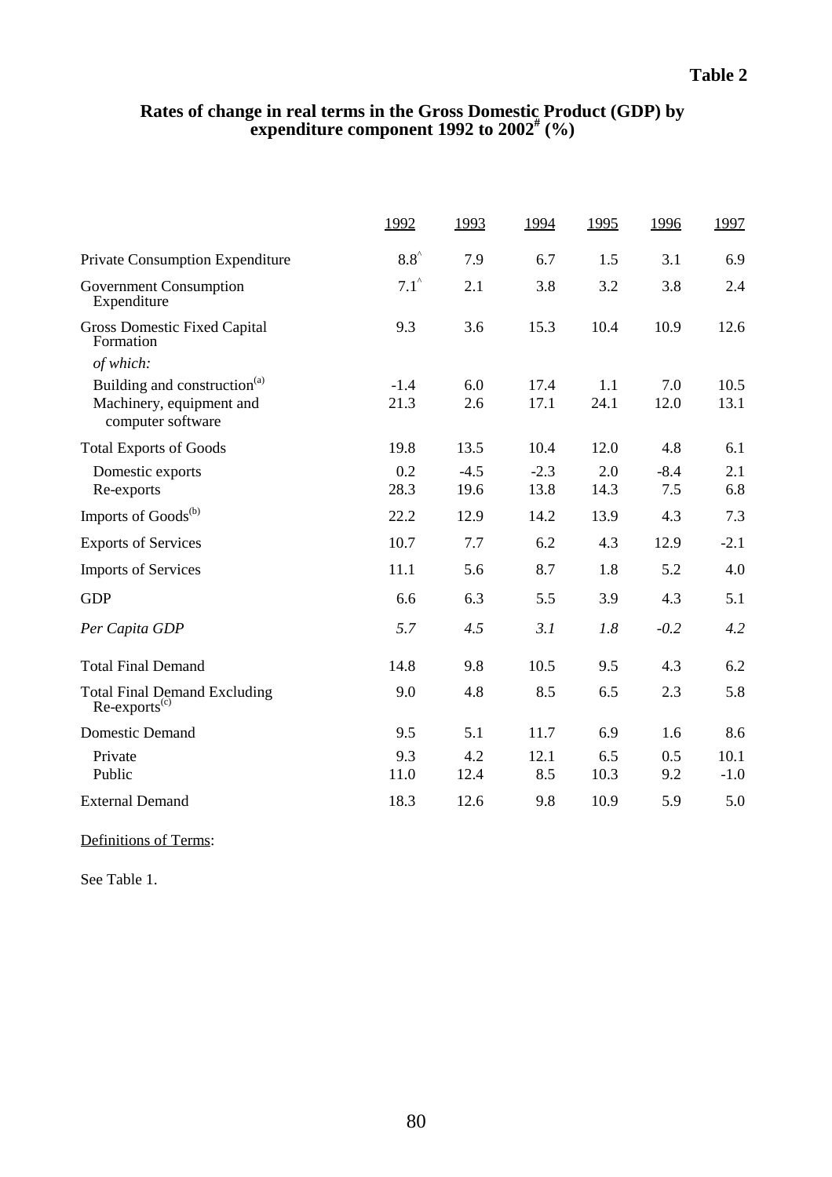**Table 2**

## Rates of change in real terms in the Gross Domestic Product (GDP) by expenditure component 1992 to 2002[#] (%)

| | 1992 | 1993 | 1994 | 1995 | 1996 | 1997 |
|---|---|---|---|---|---|---|
| Private Consumption Expenditure | 8.8[^] | 7.9 | 6.7 | 1.5 | 3.1 | 6.9 |
| Government Consumption Expenditure | 7.1[^] | 2.1 | 3.8 | 3.2 | 3.8 | 2.4 |
| Gross Domestic Fixed Capital Formation | 9.3 | 3.6 | 15.3 | 10.4 | 10.9 | 12.6 |
| *of which:* | | | | | | |
| Building and construction[(a)] | -1.4 | 6.0 | 17.4 | 1.1 | 7.0 | 10.5 |
| Machinery, equipment and computer software | 21.3 | 2.6 | 17.1 | 24.1 | 12.0 | 13.1 |
| Total Exports of Goods | 19.8 | 13.5 | 10.4 | 12.0 | 4.8 | 6.1 |
| Domestic exports | 0.2 | -4.5 | -2.3 | 2.0 | -8.4 | 2.1 |
| Re-exports | 28.3 | 19.6 | 13.8 | 14.3 | 7.5 | 6.8 |
| Imports of Goods[(b)] | 22.2 | 12.9 | 14.2 | 13.9 | 4.3 | 7.3 |
| Exports of Services | 10.7 | 7.7 | 6.2 | 4.3 | 12.9 | -2.1 |
| Imports of Services | 11.1 | 5.6 | 8.7 | 1.8 | 5.2 | 4.0 |
| GDP | 6.6 | 6.3 | 5.5 | 3.9 | 4.3 | 5.1 |
| *Per Capita GDP* | *5.7* | *4.5* | *3.1* | *1.8* | *-0.2* | *4.2* |
| Total Final Demand | 14.8 | 9.8 | 10.5 | 9.5 | 4.3 | 6.2 |
| Total Final Demand Excluding Re-exports[(c)] | 9.0 | 4.8 | 8.5 | 6.5 | 2.3 | 5.8 |
| Domestic Demand | 9.5 | 5.1 | 11.7 | 6.9 | 1.6 | 8.6 |
| Private | 9.3 | 4.2 | 12.1 | 6.5 | 0.5 | 10.1 |
| Public | 11.0 | 12.4 | 8.5 | 10.3 | 9.2 | -1.0 |
| External Demand | 18.3 | 12.6 | 9.8 | 10.9 | 5.9 | 5.0 |

Definitions of Terms:

See Table 1.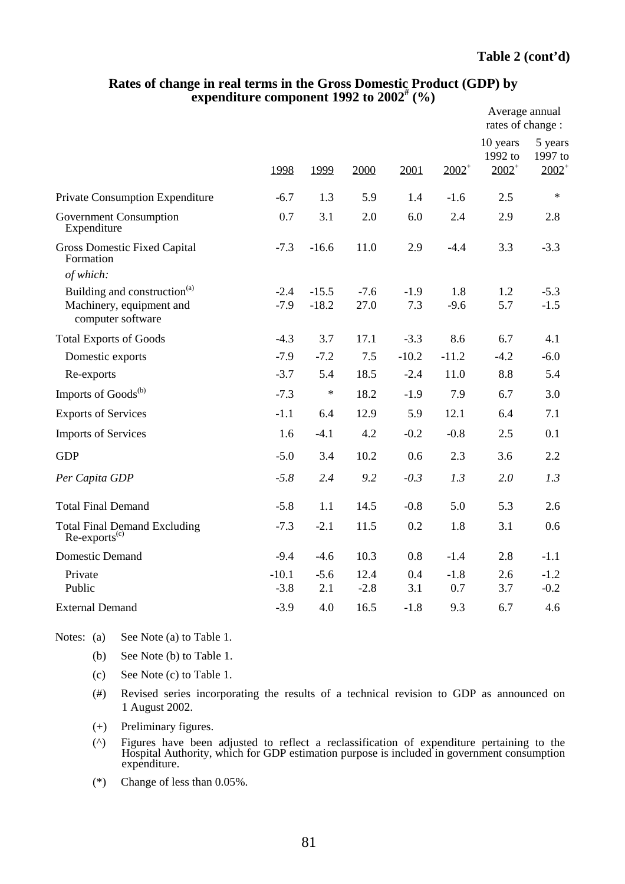**Table 2 (cont'd)**

## Rates of change in real terms in the Gross Domestic Product (GDP) by expenditure component 1992 to 2002[#] (%)

| | 1998 | 1999 | 2000 | 2001 | 2002[+] | Average annual rates of change : 10 years 1992 to 2002[+] | 5 years 1997 to 2002[+] |
|---|---|---|---|---|---|---|---|
| Private Consumption Expenditure | -6.7 | 1.3 | 5.9 | 1.4 | -1.6 | 2.5 | * |
| Government Consumption Expenditure | 0.7 | 3.1 | 2.0 | 6.0 | 2.4 | 2.9 | 2.8 |
| Gross Domestic Fixed Capital Formation | -7.3 | -16.6 | 11.0 | 2.9 | -4.4 | 3.3 | -3.3 |
| *of which:* | | | | | | | |
| Building and construction[(a)] | -2.4 | -15.5 | -7.6 | -1.9 | 1.8 | 1.2 | -5.3 |
| Machinery, equipment and computer software | -7.9 | -18.2 | 27.0 | 7.3 | -9.6 | 5.7 | -1.5 |
| Total Exports of Goods | -4.3 | 3.7 | 17.1 | -3.3 | 8.6 | 6.7 | 4.1 |
| Domestic exports | -7.9 | -7.2 | 7.5 | -10.2 | -11.2 | -4.2 | -6.0 |
| Re-exports | -3.7 | 5.4 | 18.5 | -2.4 | 11.0 | 8.8 | 5.4 |
| Imports of Goods[(b)] | -7.3 | * | 18.2 | -1.9 | 7.9 | 6.7 | 3.0 |
| Exports of Services | -1.1 | 6.4 | 12.9 | 5.9 | 12.1 | 6.4 | 7.1 |
| Imports of Services | 1.6 | -4.1 | 4.2 | -0.2 | -0.8 | 2.5 | 0.1 |
| GDP | -5.0 | 3.4 | 10.2 | 0.6 | 2.3 | 3.6 | 2.2 |
| *Per Capita GDP* | *-5.8* | *2.4* | *9.2* | *-0.3* | *1.3* | *2.0* | *1.3* |
| Total Final Demand | -5.8 | 1.1 | 14.5 | -0.8 | 5.0 | 5.3 | 2.6 |
| Total Final Demand Excluding Re-exports[(c)] | -7.3 | -2.1 | 11.5 | 0.2 | 1.8 | 3.1 | 0.6 |
| Domestic Demand | -9.4 | -4.6 | 10.3 | 0.8 | -1.4 | 2.8 | -1.1 |
| Private | -10.1 | -5.6 | 12.4 | 0.4 | -1.8 | 2.6 | -1.2 |
| Public | -3.8 | 2.1 | -2.8 | 3.1 | 0.7 | 3.7 | -0.2 |
| External Demand | -3.9 | 4.0 | 16.5 | -1.8 | 9.3 | 6.7 | 4.6 |

Notes:
- (a) See Note (a) to Table 1.
- (b) See Note (b) to Table 1.
- (c) See Note (c) to Table 1.
- (#) Revised series incorporating the results of a technical revision to GDP as announced on 1 August 2002.
- (+) Preliminary figures.
- (^) Figures have been adjusted to reflect a reclassification of expenditure pertaining to the Hospital Authority, which for GDP estimation purpose is included in government consumption expenditure.
- (*) Change of less than 0.05%.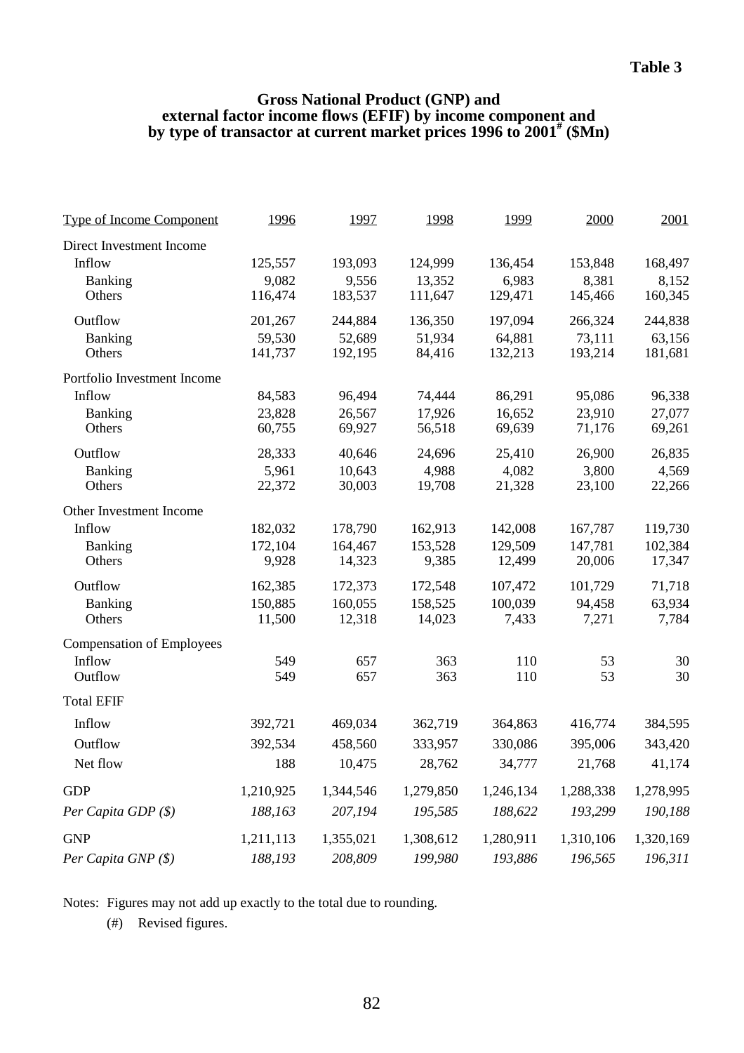**Table 3**

## Gross National Product (GNP) and external factor income flows (EFIF) by income component and by type of transactor at current market prices 1996 to 2001# ($Mn)

| Type of Income Component | 1996 | 1997 | 1998 | 1999 | 2000 | 2001 |
|---|---|---|---|---|---|---|
| Direct Investment Income | | | | | | |
| Inflow | 125,557 | 193,093 | 124,999 | 136,454 | 153,848 | 168,497 |
| Banking | 9,082 | 9,556 | 13,352 | 6,983 | 8,381 | 8,152 |
| Others | 116,474 | 183,537 | 111,647 | 129,471 | 145,466 | 160,345 |
| Outflow | 201,267 | 244,884 | 136,350 | 197,094 | 266,324 | 244,838 |
| Banking | 59,530 | 52,689 | 51,934 | 64,881 | 73,111 | 63,156 |
| Others | 141,737 | 192,195 | 84,416 | 132,213 | 193,214 | 181,681 |
| Portfolio Investment Income | | | | | | |
| Inflow | 84,583 | 96,494 | 74,444 | 86,291 | 95,086 | 96,338 |
| Banking | 23,828 | 26,567 | 17,926 | 16,652 | 23,910 | 27,077 |
| Others | 60,755 | 69,927 | 56,518 | 69,639 | 71,176 | 69,261 |
| Outflow | 28,333 | 40,646 | 24,696 | 25,410 | 26,900 | 26,835 |
| Banking | 5,961 | 10,643 | 4,988 | 4,082 | 3,800 | 4,569 |
| Others | 22,372 | 30,003 | 19,708 | 21,328 | 23,100 | 22,266 |
| Other Investment Income | | | | | | |
| Inflow | 182,032 | 178,790 | 162,913 | 142,008 | 167,787 | 119,730 |
| Banking | 172,104 | 164,467 | 153,528 | 129,509 | 147,781 | 102,384 |
| Others | 9,928 | 14,323 | 9,385 | 12,499 | 20,006 | 17,347 |
| Outflow | 162,385 | 172,373 | 172,548 | 107,472 | 101,729 | 71,718 |
| Banking | 150,885 | 160,055 | 158,525 | 100,039 | 94,458 | 63,934 |
| Others | 11,500 | 12,318 | 14,023 | 7,433 | 7,271 | 7,784 |
| Compensation of Employees | | | | | | |
| Inflow | 549 | 657 | 363 | 110 | 53 | 30 |
| Outflow | 549 | 657 | 363 | 110 | 53 | 30 |
| Total EFIF | | | | | | |
| Inflow | 392,721 | 469,034 | 362,719 | 364,863 | 416,774 | 384,595 |
| Outflow | 392,534 | 458,560 | 333,957 | 330,086 | 395,006 | 343,420 |
| Net flow | 188 | 10,475 | 28,762 | 34,777 | 21,768 | 41,174 |
| GDP | 1,210,925 | 1,344,546 | 1,279,850 | 1,246,134 | 1,288,338 | 1,278,995 |
| *Per Capita GDP ($)* | *188,163* | *207,194* | *195,585* | *188,622* | *193,299* | *190,188* |
| GNP | 1,211,113 | 1,355,021 | 1,308,612 | 1,280,911 | 1,310,106 | 1,320,169 |
| *Per Capita GNP ($)* | *188,193* | *208,809* | *199,980* | *193,886* | *196,565* | *196,311* |

Notes: Figures may not add up exactly to the total due to rounding.

(#) Revised figures.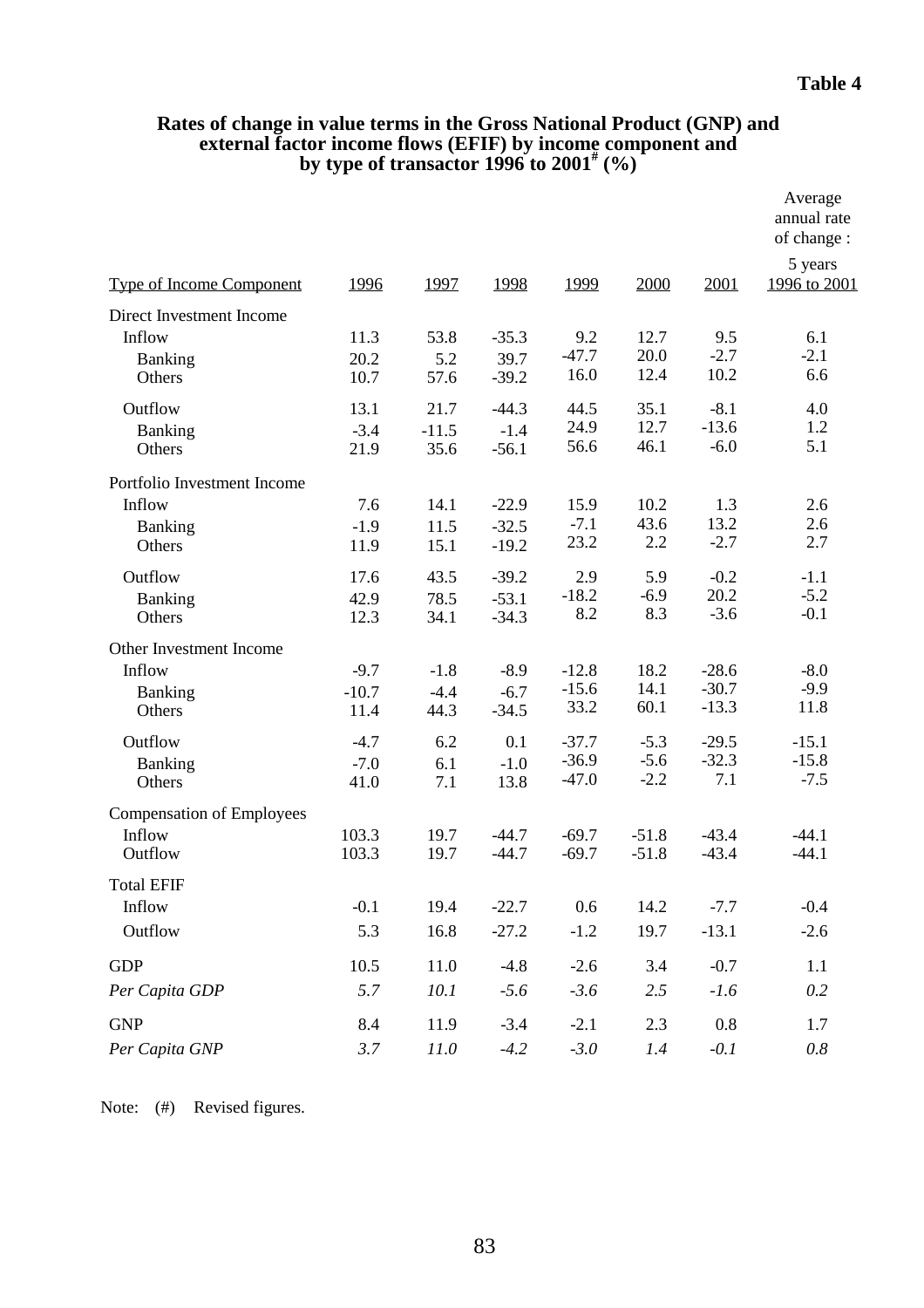**Table 4**

**Rates of change in value terms in the Gross National Product (GNP) and external factor income flows (EFIF) by income component and by type of transactor 1996 to 2001# (%)**

| Type of Income Component | 1996 | 1997 | 1998 | 1999 | 2000 | 2001 | Average annual rate of change : 5 years 1996 to 2001 |
|---|---|---|---|---|---|---|---|
| Direct Investment Income | | | | | | | |
| Inflow | 11.3 | 53.8 | -35.3 | 9.2 | 12.7 | 9.5 | 6.1 |
| Banking | 20.2 | 5.2 | 39.7 | -47.7 | 20.0 | -2.7 | -2.1 |
| Others | 10.7 | 57.6 | -39.2 | 16.0 | 12.4 | 10.2 | 6.6 |
| Outflow | 13.1 | 21.7 | -44.3 | 44.5 | 35.1 | -8.1 | 4.0 |
| Banking | -3.4 | -11.5 | -1.4 | 24.9 | 12.7 | -13.6 | 1.2 |
| Others | 21.9 | 35.6 | -56.1 | 56.6 | 46.1 | -6.0 | 5.1 |
| Portfolio Investment Income | | | | | | | |
| Inflow | 7.6 | 14.1 | -22.9 | 15.9 | 10.2 | 1.3 | 2.6 |
| Banking | -1.9 | 11.5 | -32.5 | -7.1 | 43.6 | 13.2 | 2.6 |
| Others | 11.9 | 15.1 | -19.2 | 23.2 | 2.2 | -2.7 | 2.7 |
| Outflow | 17.6 | 43.5 | -39.2 | 2.9 | 5.9 | -0.2 | -1.1 |
| Banking | 42.9 | 78.5 | -53.1 | -18.2 | -6.9 | 20.2 | -5.2 |
| Others | 12.3 | 34.1 | -34.3 | 8.2 | 8.3 | -3.6 | -0.1 |
| Other Investment Income | | | | | | | |
| Inflow | -9.7 | -1.8 | -8.9 | -12.8 | 18.2 | -28.6 | -8.0 |
| Banking | -10.7 | -4.4 | -6.7 | -15.6 | 14.1 | -30.7 | -9.9 |
| Others | 11.4 | 44.3 | -34.5 | 33.2 | 60.1 | -13.3 | 11.8 |
| Outflow | -4.7 | 6.2 | 0.1 | -37.7 | -5.3 | -29.5 | -15.1 |
| Banking | -7.0 | 6.1 | -1.0 | -36.9 | -5.6 | -32.3 | -15.8 |
| Others | 41.0 | 7.1 | 13.8 | -47.0 | -2.2 | 7.1 | -7.5 |
| Compensation of Employees | | | | | | | |
| Inflow | 103.3 | 19.7 | -44.7 | -69.7 | -51.8 | -43.4 | -44.1 |
| Outflow | 103.3 | 19.7 | -44.7 | -69.7 | -51.8 | -43.4 | -44.1 |
| Total EFIF | | | | | | | |
| Inflow | -0.1 | 19.4 | -22.7 | 0.6 | 14.2 | -7.7 | -0.4 |
| Outflow | 5.3 | 16.8 | -27.2 | -1.2 | 19.7 | -13.1 | -2.6 |
| GDP | 10.5 | 11.0 | -4.8 | -2.6 | 3.4 | -0.7 | 1.1 |
| *Per Capita GDP* | *5.7* | *10.1* | *-5.6* | *-3.6* | *2.5* | *-1.6* | *0.2* |
| GNP | 8.4 | 11.9 | -3.4 | -2.1 | 2.3 | 0.8 | 1.7 |
| *Per Capita GNP* | *3.7* | *11.0* | *-4.2* | *-3.0* | *1.4* | *-0.1* | *0.8* |

Note: (#) Revised figures.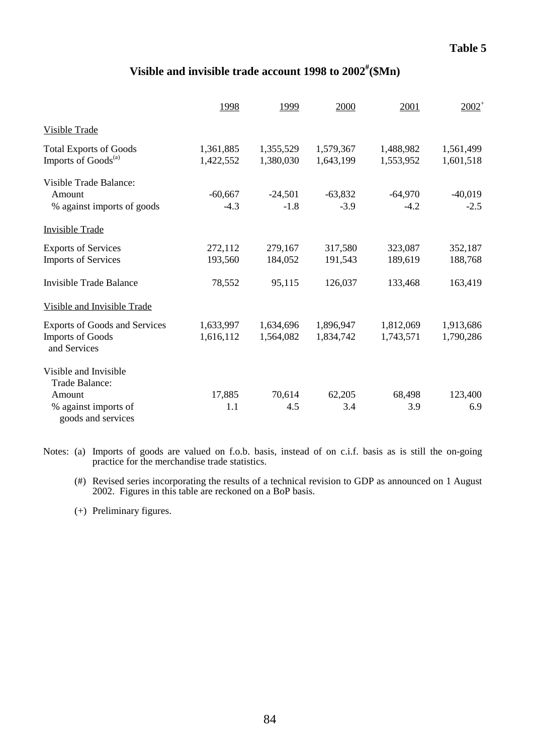**Table 5**

## Visible and invisible trade account 1998 to 2002[#] ($Mn)

| | 1998 | 1999 | 2000 | 2001 | 2002[+] |
|---|---|---|---|---|---|
| Visible Trade | | | | | |
| Total Exports of Goods | 1,361,885 | 1,355,529 | 1,579,367 | 1,488,982 | 1,561,499 |
| Imports of Goods[(a)] | 1,422,552 | 1,380,030 | 1,643,199 | 1,553,952 | 1,601,518 |
| Visible Trade Balance: | | | | | |
| Amount | -60,667 | -24,501 | -63,832 | -64,970 | -40,019 |
| % against imports of goods | -4.3 | -1.8 | -3.9 | -4.2 | -2.5 |
| Invisible Trade | | | | | |
| Exports of Services | 272,112 | 279,167 | 317,580 | 323,087 | 352,187 |
| Imports of Services | 193,560 | 184,052 | 191,543 | 189,619 | 188,768 |
| Invisible Trade Balance | 78,552 | 95,115 | 126,037 | 133,468 | 163,419 |
| Visible and Invisible Trade | | | | | |
| Exports of Goods and Services | 1,633,997 | 1,634,696 | 1,896,947 | 1,812,069 | 1,913,686 |
| Imports of Goods and Services | 1,616,112 | 1,564,082 | 1,834,742 | 1,743,571 | 1,790,286 |
| Visible and Invisible Trade Balance: | | | | | |
| Amount | 17,885 | 70,614 | 62,205 | 68,498 | 123,400 |
| % against imports of goods and services | 1.1 | 4.5 | 3.4 | 3.9 | 6.9 |

Notes: (a) Imports of goods are valued on f.o.b. basis, instead of on c.i.f. basis as is still the on-going practice for the merchandise trade statistics.

(#) Revised series incorporating the results of a technical revision to GDP as announced on 1 August 2002. Figures in this table are reckoned on a BoP basis.

(+) Preliminary figures.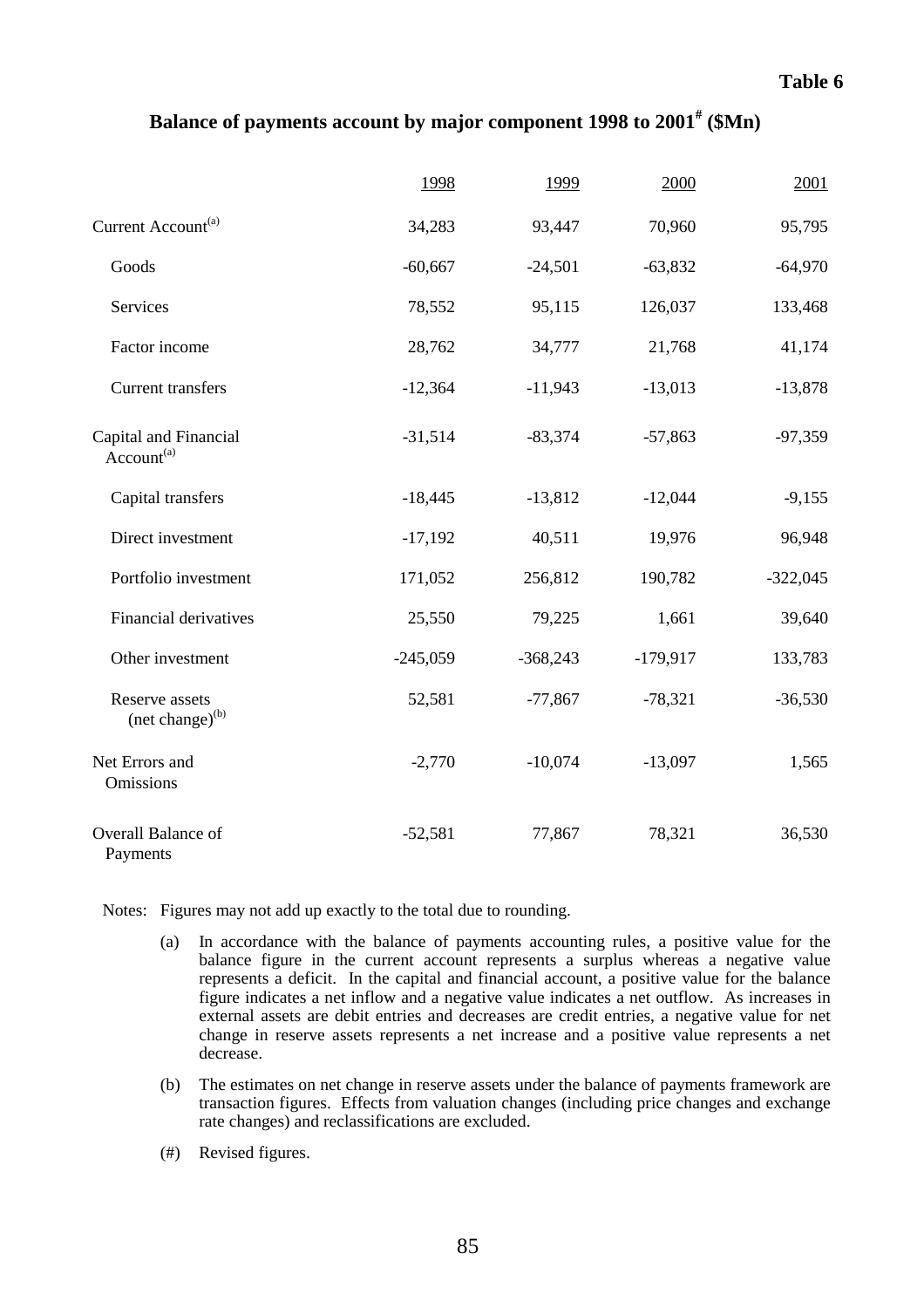**Table 6**

## Balance of payments account by major component 1998 to 2001[#] ($Mn)

| | 1998 | 1999 | 2000 | 2001 |
|---|---|---|---|---|
| Current Account[(a)] | 34,283 | 93,447 | 70,960 | 95,795 |
| Goods | -60,667 | -24,501 | -63,832 | -64,970 |
| Services | 78,552 | 95,115 | 126,037 | 133,468 |
| Factor income | 28,762 | 34,777 | 21,768 | 41,174 |
| Current transfers | -12,364 | -11,943 | -13,013 | -13,878 |
| Capital and Financial Account[(a)] | -31,514 | -83,374 | -57,863 | -97,359 |
| Capital transfers | -18,445 | -13,812 | -12,044 | -9,155 |
| Direct investment | -17,192 | 40,511 | 19,976 | 96,948 |
| Portfolio investment | 171,052 | 256,812 | 190,782 | -322,045 |
| Financial derivatives | 25,550 | 79,225 | 1,661 | 39,640 |
| Other investment | -245,059 | -368,243 | -179,917 | 133,783 |
| Reserve assets (net change)[(b)] | 52,581 | -77,867 | -78,321 | -36,530 |
| Net Errors and Omissions | -2,770 | -10,074 | -13,097 | 1,565 |
| Overall Balance of Payments | -52,581 | 77,867 | 78,321 | 36,530 |

Notes: Figures may not add up exactly to the total due to rounding.

(a) In accordance with the balance of payments accounting rules, a positive value for the balance figure in the current account represents a surplus whereas a negative value represents a deficit. In the capital and financial account, a positive value for the balance figure indicates a net inflow and a negative value indicates a net outflow. As increases in external assets are debit entries and decreases are credit entries, a negative value for net change in reserve assets represents a net increase and a positive value represents a net decrease.

(b) The estimates on net change in reserve assets under the balance of payments framework are transaction figures. Effects from valuation changes (including price changes and exchange rate changes) and reclassifications are excluded.

(#) Revised figures.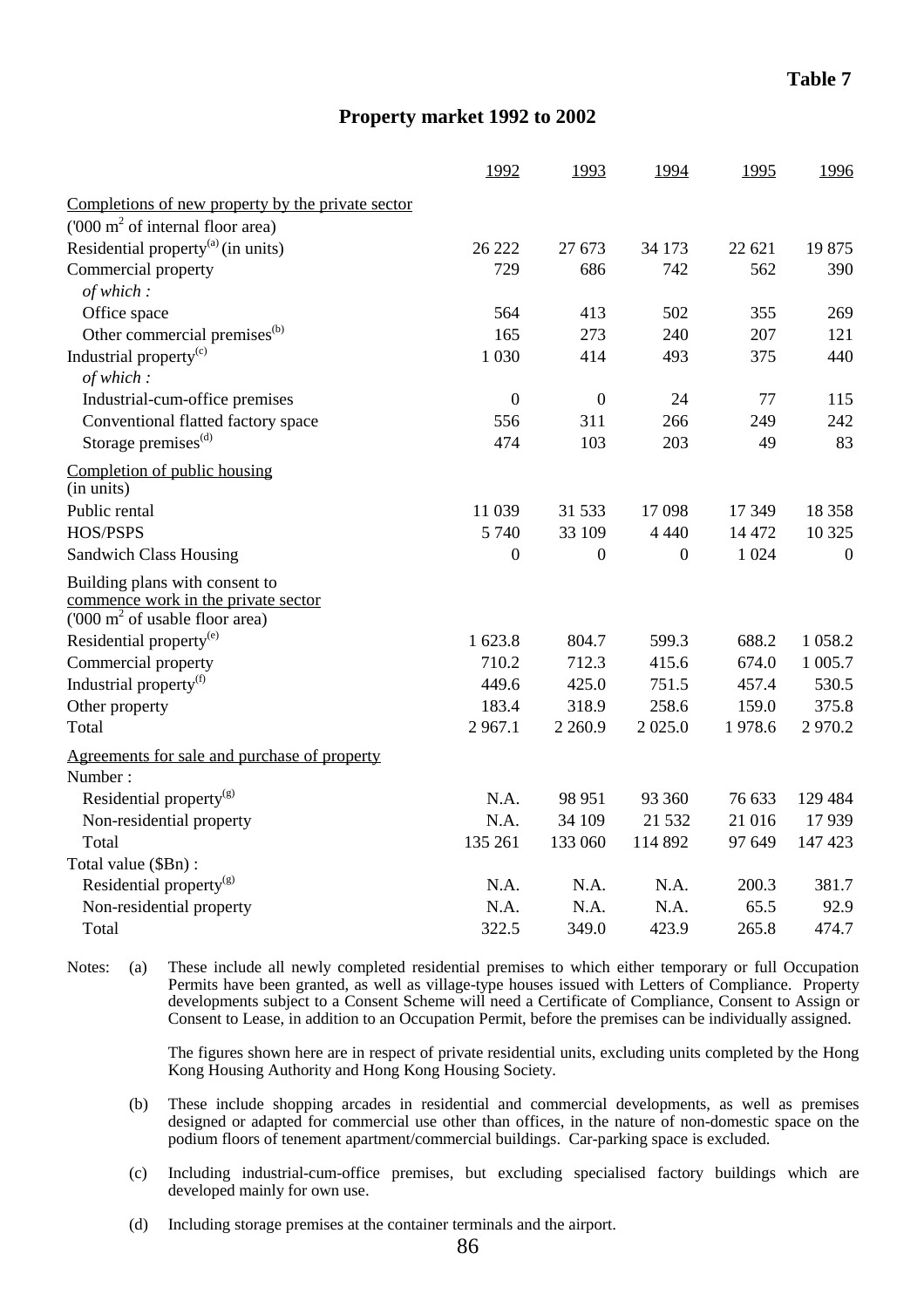**Table 7**

## Property market 1992 to 2002

| | 1992 | 1993 | 1994 | 1995 | 1996 |
|---|---|---|---|---|---|
| Completions of new property by the private sector ('000 $m^2$ of internal floor area) | | | | | |
| Residential property[(a)] (in units) | 26 222 | 27 673 | 34 173 | 22 621 | 19 875 |
| Commercial property | 729 | 686 | 742 | 562 | 390 |
| *of which :* | | | | | |
| Office space | 564 | 413 | 502 | 355 | 269 |
| Other commercial premises[(b)] | 165 | 273 | 240 | 207 | 121 |
| Industrial property[(c)] | 1 030 | 414 | 493 | 375 | 440 |
| *of which :* | | | | | |
| Industrial-cum-office premises | 0 | 0 | 24 | 77 | 115 |
| Conventional flatted factory space | 556 | 311 | 266 | 249 | 242 |
| Storage premises[(d)] | 474 | 103 | 203 | 49 | 83 |
| Completion of public housing (in units) | | | | | |
| Public rental | 11 039 | 31 533 | 17 098 | 17 349 | 18 358 |
| HOS/PSPS | 5 740 | 33 109 | 4 440 | 14 472 | 10 325 |
| Sandwich Class Housing | 0 | 0 | 0 | 1 024 | 0 |
| Building plans with consent to commence work in the private sector ('000 $m^2$ of usable floor area) | | | | | |
| Residential property[(e)] | 1 623.8 | 804.7 | 599.3 | 688.2 | 1 058.2 |
| Commercial property | 710.2 | 712.3 | 415.6 | 674.0 | 1 005.7 |
| Industrial property[(f)] | 449.6 | 425.0 | 751.5 | 457.4 | 530.5 |
| Other property | 183.4 | 318.9 | 258.6 | 159.0 | 375.8 |
| Total | 2 967.1 | 2 260.9 | 2 025.0 | 1 978.6 | 2 970.2 |
| Agreements for sale and purchase of property | | | | | |
| Number : | | | | | |
| Residential property[(g)] | N.A. | 98 951 | 93 360 | 76 633 | 129 484 |
| Non-residential property | N.A. | 34 109 | 21 532 | 21 016 | 17 939 |
| Total | 135 261 | 133 060 | 114 892 | 97 649 | 147 423 |
| Total value ($Bn) : | | | | | |
| Residential property[(g)] | N.A. | N.A. | N.A. | 200.3 | 381.7 |
| Non-residential property | N.A. | N.A. | N.A. | 65.5 | 92.9 |
| Total | 322.5 | 349.0 | 423.9 | 265.8 | 474.7 |

Notes: (a) These include all newly completed residential premises to which either temporary or full Occupation Permits have been granted, as well as village-type houses issued with Letters of Compliance. Property developments subject to a Consent Scheme will need a Certificate of Compliance, Consent to Assign or Consent to Lease, in addition to an Occupation Permit, before the premises can be individually assigned.

The figures shown here are in respect of private residential units, excluding units completed by the Hong Kong Housing Authority and Hong Kong Housing Society.

(b) These include shopping arcades in residential and commercial developments, as well as premises designed or adapted for commercial use other than offices, in the nature of non-domestic space on the podium floors of tenement apartment/commercial buildings. Car-parking space is excluded.

(c) Including industrial-cum-office premises, but excluding specialised factory buildings which are developed mainly for own use.

(d) Including storage premises at the container terminals and the airport.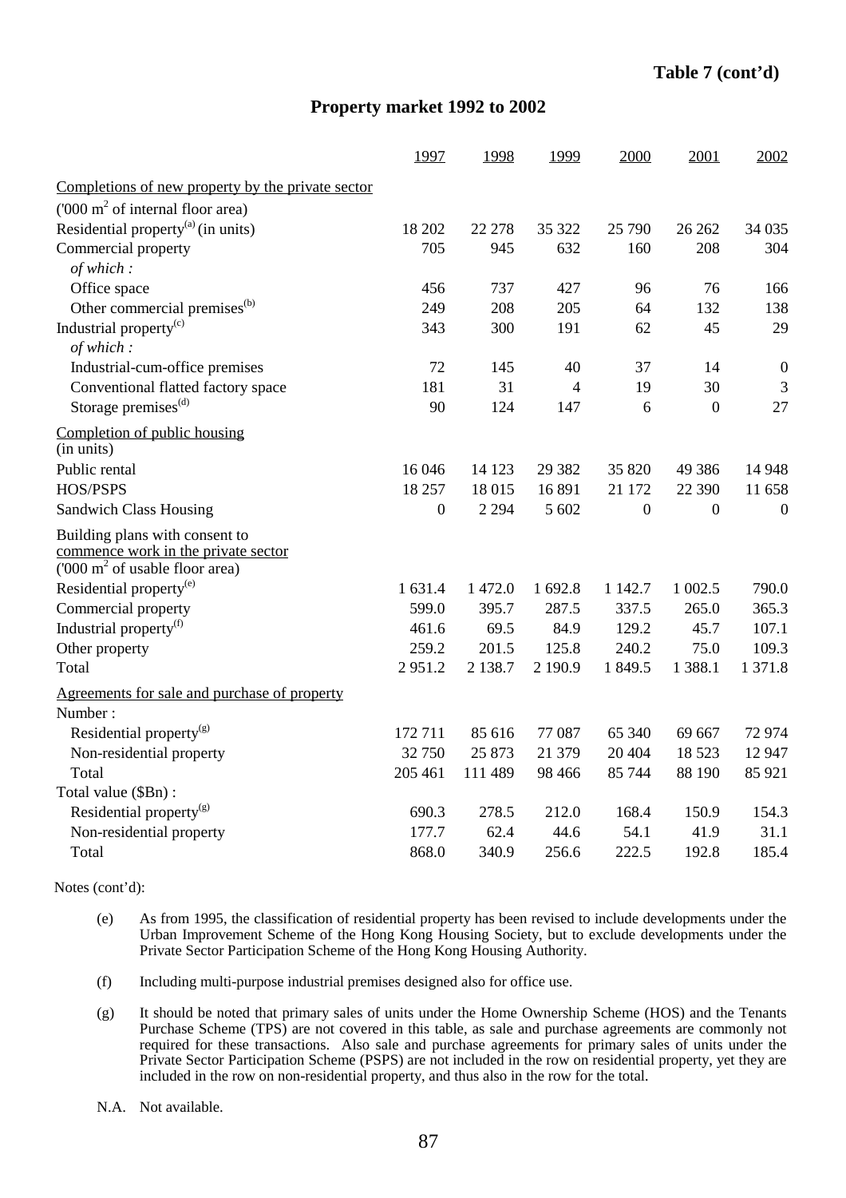**Table 7 (cont'd)**

## Property market 1992 to 2002

| | 1997 | 1998 | 1999 | 2000 | 2001 | 2002 |
|---|---|---|---|---|---|---|
| Completions of new property by the private sector | | | | | | |
| ('000 m$^2$ of internal floor area) | | | | | | |
| Residential property[(a)] (in units) | 18 202 | 22 278 | 35 322 | 25 790 | 26 262 | 34 035 |
| Commercial property | 705 | 945 | 632 | 160 | 208 | 304 |
| *of which :* | | | | | | |
| Office space | 456 | 737 | 427 | 96 | 76 | 166 |
| Other commercial premises[(b)] | 249 | 208 | 205 | 64 | 132 | 138 |
| Industrial property[(c)] | 343 | 300 | 191 | 62 | 45 | 29 |
| *of which :* | | | | | | |
| Industrial-cum-office premises | 72 | 145 | 40 | 37 | 14 | 0 |
| Conventional flatted factory space | 181 | 31 | 4 | 19 | 30 | 3 |
| Storage premises[(d)] | 90 | 124 | 147 | 6 | 0 | 27 |
| Completion of public housing (in units) | | | | | | |
| Public rental | 16 046 | 14 123 | 29 382 | 35 820 | 49 386 | 14 948 |
| HOS/PSPS | 18 257 | 18 015 | 16 891 | 21 172 | 22 390 | 11 658 |
| Sandwich Class Housing | 0 | 2 294 | 5 602 | 0 | 0 | 0 |
| Building plans with consent to commence work in the private sector ('000 m$^2$ of usable floor area) | | | | | | |
| Residential property[(e)] | 1 631.4 | 1 472.0 | 1 692.8 | 1 142.7 | 1 002.5 | 790.0 |
| Commercial property | 599.0 | 395.7 | 287.5 | 337.5 | 265.0 | 365.3 |
| Industrial property[(f)] | 461.6 | 69.5 | 84.9 | 129.2 | 45.7 | 107.1 |
| Other property | 259.2 | 201.5 | 125.8 | 240.2 | 75.0 | 109.3 |
| Total | 2 951.2 | 2 138.7 | 2 190.9 | 1 849.5 | 1 388.1 | 1 371.8 |
| Agreements for sale and purchase of property | | | | | | |
| Number : | | | | | | |
| Residential property[(g)] | 172 711 | 85 616 | 77 087 | 65 340 | 69 667 | 72 974 |
| Non-residential property | 32 750 | 25 873 | 21 379 | 20 404 | 18 523 | 12 947 |
| Total | 205 461 | 111 489 | 98 466 | 85 744 | 88 190 | 85 921 |
| Total value ($Bn) : | | | | | | |
| Residential property[(g)] | 690.3 | 278.5 | 212.0 | 168.4 | 150.9 | 154.3 |
| Non-residential property | 177.7 | 62.4 | 44.6 | 54.1 | 41.9 | 31.1 |
| Total | 868.0 | 340.9 | 256.6 | 222.5 | 192.8 | 185.4 |

Notes (cont'd):

(e) As from 1995, the classification of residential property has been revised to include developments under the Urban Improvement Scheme of the Hong Kong Housing Society, but to exclude developments under the Private Sector Participation Scheme of the Hong Kong Housing Authority.

(f) Including multi-purpose industrial premises designed also for office use.

(g) It should be noted that primary sales of units under the Home Ownership Scheme (HOS) and the Tenants Purchase Scheme (TPS) are not covered in this table, as sale and purchase agreements are commonly not required for these transactions. Also sale and purchase agreements for primary sales of units under the Private Sector Participation Scheme (PSPS) are not included in the row on residential property, yet they are included in the row on non-residential property, and thus also in the row for the total.

N.A. Not available.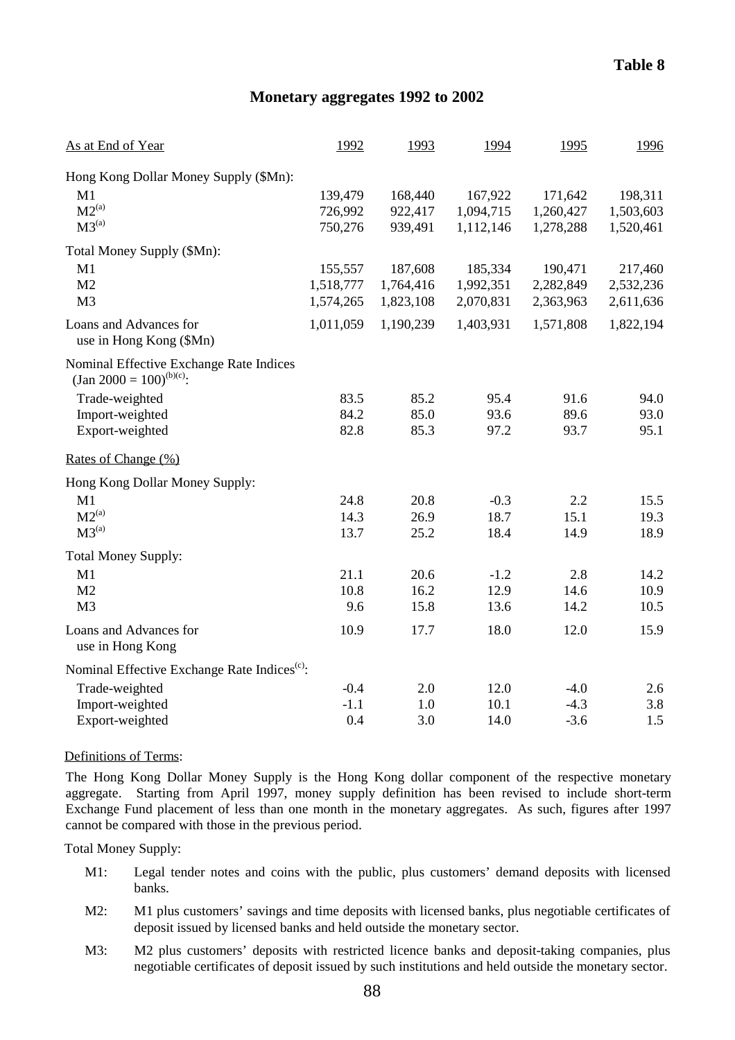**Table 8**

## Monetary aggregates 1992 to 2002

| As at End of Year | 1992 | 1993 | 1994 | 1995 | 1996 |
|---|---|---|---|---|---|
| Hong Kong Dollar Money Supply ($Mn): | | | | | |
| M1 | 139,479 | 168,440 | 167,922 | 171,642 | 198,311 |
| M2[(a)] | 726,992 | 922,417 | 1,094,715 | 1,260,427 | 1,503,603 |
| M3[(a)] | 750,276 | 939,491 | 1,112,146 | 1,278,288 | 1,520,461 |
| Total Money Supply ($Mn): | | | | | |
| M1 | 155,557 | 187,608 | 185,334 | 190,471 | 217,460 |
| M2 | 1,518,777 | 1,764,416 | 1,992,351 | 2,282,849 | 2,532,236 |
| M3 | 1,574,265 | 1,823,108 | 2,070,831 | 2,363,963 | 2,611,636 |
| Loans and Advances for use in Hong Kong ($Mn) | 1,011,059 | 1,190,239 | 1,403,931 | 1,571,808 | 1,822,194 |
| Nominal Effective Exchange Rate Indices (Jan 2000 = 100)[(b)(c)]: | | | | | |
| Trade-weighted | 83.5 | 85.2 | 95.4 | 91.6 | 94.0 |
| Import-weighted | 84.2 | 85.0 | 93.6 | 89.6 | 93.0 |
| Export-weighted | 82.8 | 85.3 | 97.2 | 93.7 | 95.1 |
| Rates of Change (%) | | | | | |
| Hong Kong Dollar Money Supply: | | | | | |
| M1 | 24.8 | 20.8 | -0.3 | 2.2 | 15.5 |
| M2[(a)] | 14.3 | 26.9 | 18.7 | 15.1 | 19.3 |
| M3[(a)] | 13.7 | 25.2 | 18.4 | 14.9 | 18.9 |
| Total Money Supply: | | | | | |
| M1 | 21.1 | 20.6 | -1.2 | 2.8 | 14.2 |
| M2 | 10.8 | 16.2 | 12.9 | 14.6 | 10.9 |
| M3 | 9.6 | 15.8 | 13.6 | 14.2 | 10.5 |
| Loans and Advances for use in Hong Kong | 10.9 | 17.7 | 18.0 | 12.0 | 15.9 |
| Nominal Effective Exchange Rate Indices[(c)]: | | | | | |
| Trade-weighted | -0.4 | 2.0 | 12.0 | -4.0 | 2.6 |
| Import-weighted | -1.1 | 1.0 | 10.1 | -4.3 | 3.8 |
| Export-weighted | 0.4 | 3.0 | 14.0 | -3.6 | 1.5 |

Definitions of Terms:

The Hong Kong Dollar Money Supply is the Hong Kong dollar component of the respective monetary aggregate. Starting from April 1997, money supply definition has been revised to include short-term Exchange Fund placement of less than one month in the monetary aggregates. As such, figures after 1997 cannot be compared with those in the previous period.

Total Money Supply:

- M1: Legal tender notes and coins with the public, plus customers' demand deposits with licensed banks.
- M2: M1 plus customers' savings and time deposits with licensed banks, plus negotiable certificates of deposit issued by licensed banks and held outside the monetary sector.
- M3: M2 plus customers' deposits with restricted licence banks and deposit-taking companies, plus negotiable certificates of deposit issued by such institutions and held outside the monetary sector.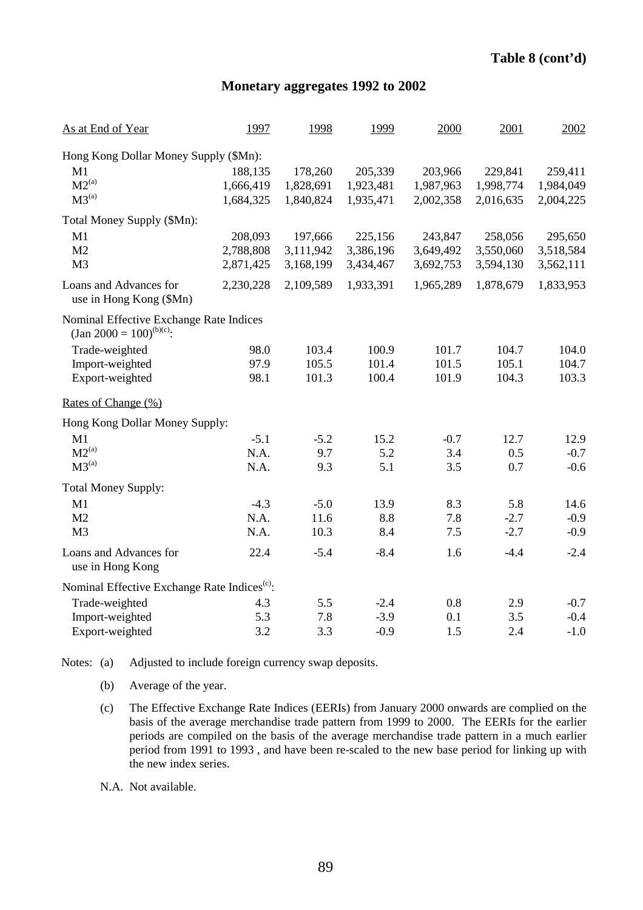**Table 8 (cont'd)**

## Monetary aggregates 1992 to 2002

| As at End of Year | 1997 | 1998 | 1999 | 2000 | 2001 | 2002 |
|---|---|---|---|---|---|---|
| Hong Kong Dollar Money Supply ($Mn): | | | | | | |
| M1 | 188,135 | 178,260 | 205,339 | 203,966 | 229,841 | 259,411 |
| M2[(a)] | 1,666,419 | 1,828,691 | 1,923,481 | 1,987,963 | 1,998,774 | 1,984,049 |
| M3[(a)] | 1,684,325 | 1,840,824 | 1,935,471 | 2,002,358 | 2,016,635 | 2,004,225 |
| Total Money Supply ($Mn): | | | | | | |
| M1 | 208,093 | 197,666 | 225,156 | 243,847 | 258,056 | 295,650 |
| M2 | 2,788,808 | 3,111,942 | 3,386,196 | 3,649,492 | 3,550,060 | 3,518,584 |
| M3 | 2,871,425 | 3,168,199 | 3,434,467 | 3,692,753 | 3,594,130 | 3,562,111 |
| Loans and Advances for use in Hong Kong ($Mn) | 2,230,228 | 2,109,589 | 1,933,391 | 1,965,289 | 1,878,679 | 1,833,953 |
| Nominal Effective Exchange Rate Indices (Jan 2000 = 100)[(b)(c)]: | | | | | | |
| Trade-weighted | 98.0 | 103.4 | 100.9 | 101.7 | 104.7 | 104.0 |
| Import-weighted | 97.9 | 105.5 | 101.4 | 101.5 | 105.1 | 104.7 |
| Export-weighted | 98.1 | 101.3 | 100.4 | 101.9 | 104.3 | 103.3 |
| Rates of Change (%) | | | | | | |
| Hong Kong Dollar Money Supply: | | | | | | |
| M1 | -5.1 | -5.2 | 15.2 | -0.7 | 12.7 | 12.9 |
| M2[(a)] | N.A. | 9.7 | 5.2 | 3.4 | 0.5 | -0.7 |
| M3[(a)] | N.A. | 9.3 | 5.1 | 3.5 | 0.7 | -0.6 |
| Total Money Supply: | | | | | | |
| M1 | -4.3 | -5.0 | 13.9 | 8.3 | 5.8 | 14.6 |
| M2 | N.A. | 11.6 | 8.8 | 7.8 | -2.7 | -0.9 |
| M3 | N.A. | 10.3 | 8.4 | 7.5 | -2.7 | -0.9 |
| Loans and Advances for use in Hong Kong | 22.4 | -5.4 | -8.4 | 1.6 | -4.4 | -2.4 |
| Nominal Effective Exchange Rate Indices[(c)]: | | | | | | |
| Trade-weighted | 4.3 | 5.5 | -2.4 | 0.8 | 2.9 | -0.7 |
| Import-weighted | 5.3 | 7.8 | -3.9 | 0.1 | 3.5 | -0.4 |
| Export-weighted | 3.2 | 3.3 | -0.9 | 1.5 | 2.4 | -1.0 |

Notes: (a) Adjusted to include foreign currency swap deposits.

(b) Average of the year.

(c) The Effective Exchange Rate Indices (EERIs) from January 2000 onwards are complied on the basis of the average merchandise trade pattern from 1999 to 2000. The EERIs for the earlier periods are compiled on the basis of the average merchandise trade pattern in a much earlier period from 1991 to 1993 , and have been re-scaled to the new base period for linking up with the new index series.

N.A. Not available.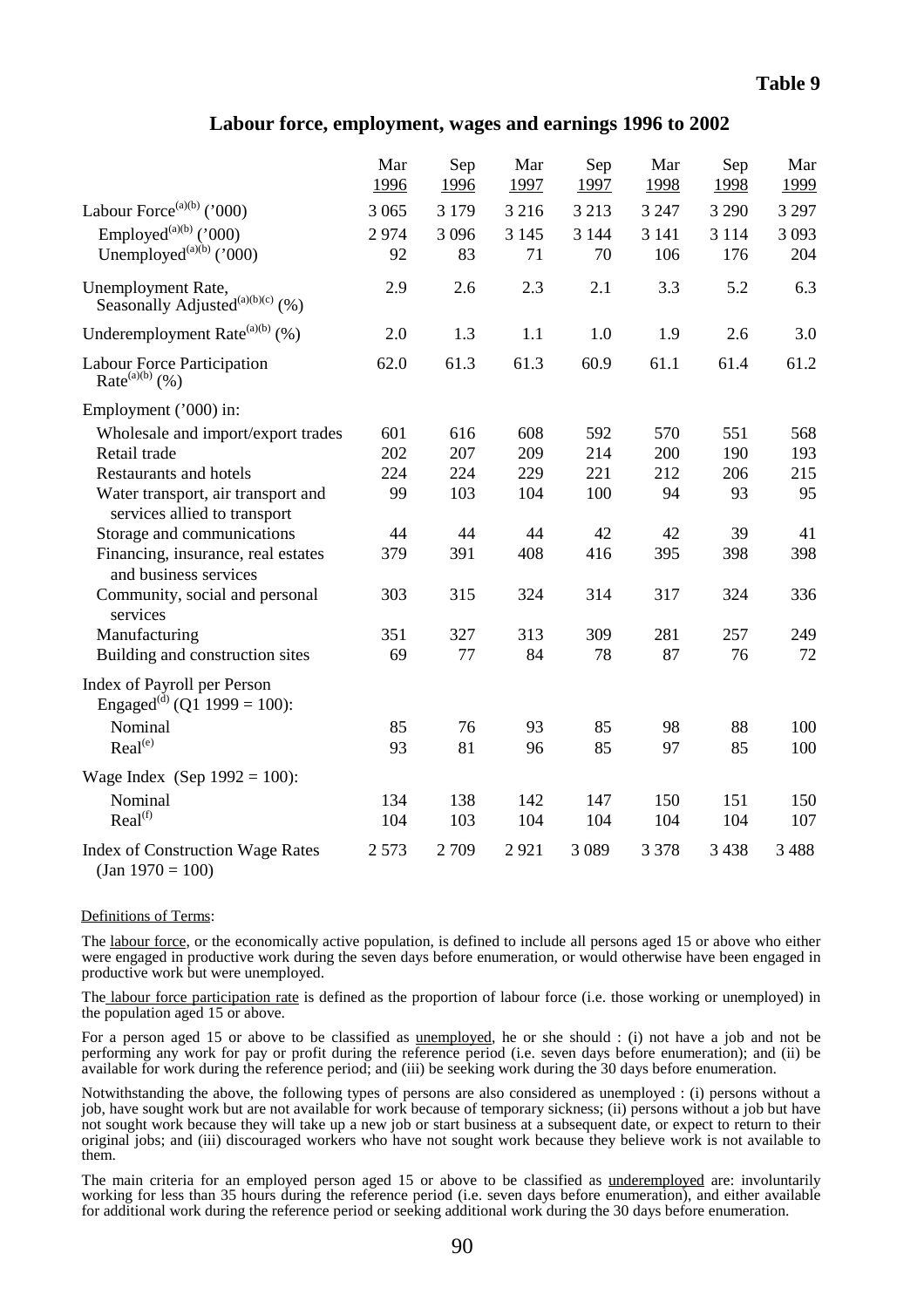**Table 9**

## Labour force, employment, wages and earnings 1996 to 2002

| | Mar 1996 | Sep 1996 | Mar 1997 | Sep 1997 | Mar 1998 | Sep 1998 | Mar 1999 |
|---|---|---|---|---|---|---|---|
| Labour Force[(a)(b)] ('000) | 3 065 | 3 179 | 3 216 | 3 213 | 3 247 | 3 290 | 3 297 |
| Employed[(a)(b)] ('000) | 2 974 | 3 096 | 3 145 | 3 144 | 3 141 | 3 114 | 3 093 |
| Unemployed[(a)(b)] ('000) | 92 | 83 | 71 | 70 | 106 | 176 | 204 |
| Unemployment Rate, Seasonally Adjusted[(a)(b)(c)] (%) | 2.9 | 2.6 | 2.3 | 2.1 | 3.3 | 5.2 | 6.3 |
| Underemployment Rate[(a)(b)] (%) | 2.0 | 1.3 | 1.1 | 1.0 | 1.9 | 2.6 | 3.0 |
| Labour Force Participation Rate[(a)(b)] (%) | 62.0 | 61.3 | 61.3 | 60.9 | 61.1 | 61.4 | 61.2 |
| Employment ('000) in: | | | | | | | |
| Wholesale and import/export trades | 601 | 616 | 608 | 592 | 570 | 551 | 568 |
| Retail trade | 202 | 207 | 209 | 214 | 200 | 190 | 193 |
| Restaurants and hotels | 224 | 224 | 229 | 221 | 212 | 206 | 215 |
| Water transport, air transport and services allied to transport | 99 | 103 | 104 | 100 | 94 | 93 | 95 |
| Storage and communications | 44 | 44 | 44 | 42 | 42 | 39 | 41 |
| Financing, insurance, real estates and business services | 379 | 391 | 408 | 416 | 395 | 398 | 398 |
| Community, social and personal services | 303 | 315 | 324 | 314 | 317 | 324 | 336 |
| Manufacturing | 351 | 327 | 313 | 309 | 281 | 257 | 249 |
| Building and construction sites | 69 | 77 | 84 | 78 | 87 | 76 | 72 |
| Index of Payroll per Person Engaged[(d)] (Q1 1999 = 100): | | | | | | | |
| Nominal | 85 | 76 | 93 | 85 | 98 | 88 | 100 |
| Real[(e)] | 93 | 81 | 96 | 85 | 97 | 85 | 100 |
| Wage Index (Sep 1992 = 100): | | | | | | | |
| Nominal | 134 | 138 | 142 | 147 | 150 | 151 | 150 |
| Real[(f)] | 104 | 103 | 104 | 104 | 104 | 104 | 107 |
| Index of Construction Wage Rates (Jan 1970 = 100) | 2 573 | 2 709 | 2 921 | 3 089 | 3 378 | 3 438 | 3 488 |

Definitions of Terms:

The labour force, or the economically active population, is defined to include all persons aged 15 or above who either were engaged in productive work during the seven days before enumeration, or would otherwise have been engaged in productive work but were unemployed.

The labour force participation rate is defined as the proportion of labour force (i.e. those working or unemployed) in the population aged 15 or above.

For a person aged 15 or above to be classified as unemployed, he or she should : (i) not have a job and not be performing any work for pay or profit during the reference period (i.e. seven days before enumeration); and (ii) be available for work during the reference period; and (iii) be seeking work during the 30 days before enumeration.

Notwithstanding the above, the following types of persons are also considered as unemployed : (i) persons without a job, have sought work but are not available for work because of temporary sickness; (ii) persons without a job but have not sought work because they will take up a new job or start business at a subsequent date, or expect to return to their original jobs; and (iii) discouraged workers who have not sought work because they believe work is not available to them.

The main criteria for an employed person aged 15 or above to be classified as underemployed are: involuntarily working for less than 35 hours during the reference period (i.e. seven days before enumeration), and either available for additional work during the reference period or seeking additional work during the 30 days before enumeration.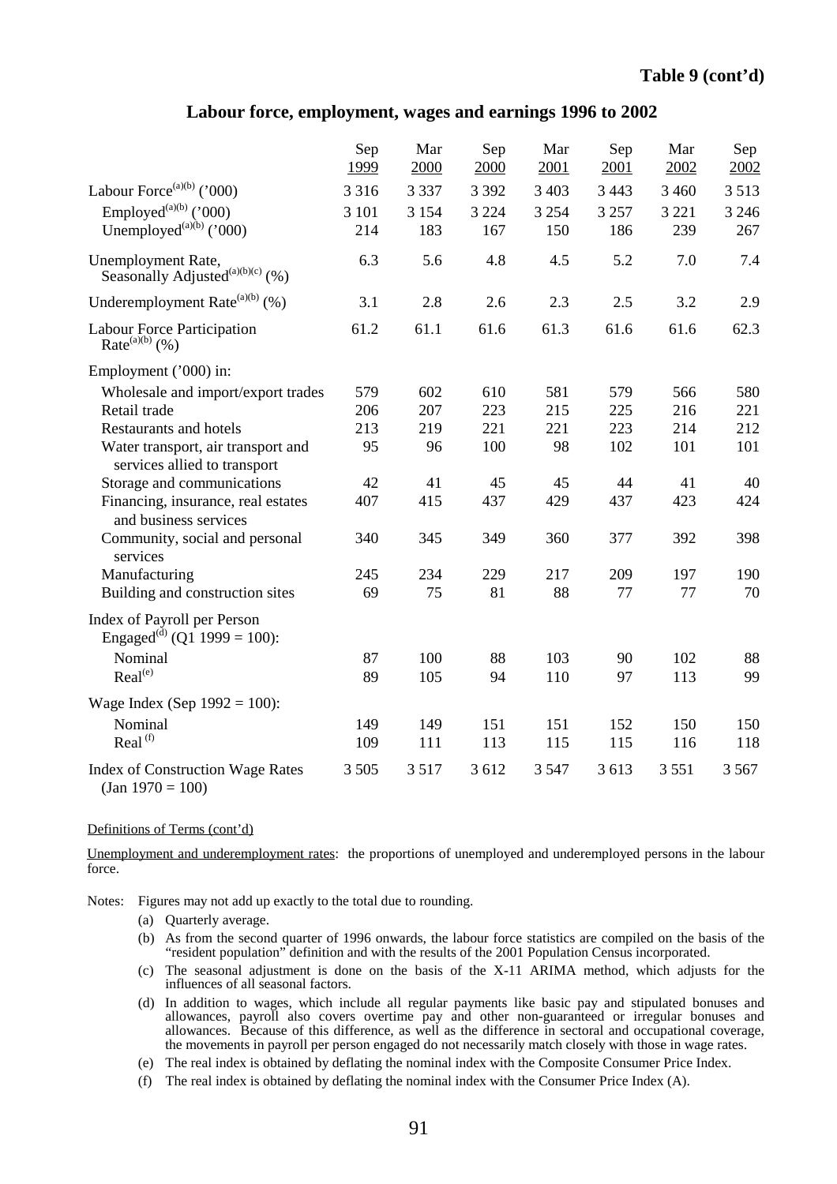**Table 9 (cont'd)**

## Labour force, employment, wages and earnings 1996 to 2002

| | Sep 1999 | Mar 2000 | Sep 2000 | Mar 2001 | Sep 2001 | Mar 2002 | Sep 2002 |
|---|---|---|---|---|---|---|---|
| Labour Force[(a)(b)] ('000) | 3 316 | 3 337 | 3 392 | 3 403 | 3 443 | 3 460 | 3 513 |
| Employed[(a)(b)] ('000) | 3 101 | 3 154 | 3 224 | 3 254 | 3 257 | 3 221 | 3 246 |
| Unemployed[(a)(b)] ('000) | 214 | 183 | 167 | 150 | 186 | 239 | 267 |
| Unemployment Rate, Seasonally Adjusted[(a)(b)(c)] (%) | 6.3 | 5.6 | 4.8 | 4.5 | 5.2 | 7.0 | 7.4 |
| Underemployment Rate[(a)(b)] (%) | 3.1 | 2.8 | 2.6 | 2.3 | 2.5 | 3.2 | 2.9 |
| Labour Force Participation Rate[(a)(b)] (%) | 61.2 | 61.1 | 61.6 | 61.3 | 61.6 | 61.6 | 62.3 |
| Employment ('000) in: | | | | | | | |
| Wholesale and import/export trades | 579 | 602 | 610 | 581 | 579 | 566 | 580 |
| Retail trade | 206 | 207 | 223 | 215 | 225 | 216 | 221 |
| Restaurants and hotels | 213 | 219 | 221 | 221 | 223 | 214 | 212 |
| Water transport, air transport and services allied to transport | 95 | 96 | 100 | 98 | 102 | 101 | 101 |
| Storage and communications | 42 | 41 | 45 | 45 | 44 | 41 | 40 |
| Financing, insurance, real estates and business services | 407 | 415 | 437 | 429 | 437 | 423 | 424 |
| Community, social and personal services | 340 | 345 | 349 | 360 | 377 | 392 | 398 |
| Manufacturing | 245 | 234 | 229 | 217 | 209 | 197 | 190 |
| Building and construction sites | 69 | 75 | 81 | 88 | 77 | 77 | 70 |
| Index of Payroll per Person Engaged[(d)] (Q1 1999 = 100): | | | | | | | |
| Nominal | 87 | 100 | 88 | 103 | 90 | 102 | 88 |
| Real[(e)] | 89 | 105 | 94 | 110 | 97 | 113 | 99 |
| Wage Index (Sep 1992 = 100): | | | | | | | |
| Nominal | 149 | 149 | 151 | 151 | 152 | 150 | 150 |
| Real[(f)] | 109 | 111 | 113 | 115 | 115 | 116 | 118 |
| Index of Construction Wage Rates (Jan 1970 = 100) | 3 505 | 3 517 | 3 612 | 3 547 | 3 613 | 3 551 | 3 567 |

Definitions of Terms (cont'd)

Unemployment and underemployment rates: the proportions of unemployed and underemployed persons in the labour force.

Notes: Figures may not add up exactly to the total due to rounding.

(a) Quarterly average.

(b) As from the second quarter of 1996 onwards, the labour force statistics are compiled on the basis of the "resident population" definition and with the results of the 2001 Population Census incorporated.

(c) The seasonal adjustment is done on the basis of the X-11 ARIMA method, which adjusts for the influences of all seasonal factors.

(d) In addition to wages, which include all regular payments like basic pay and stipulated bonuses and allowances, payroll also covers overtime pay and other non-guaranteed or irregular bonuses and allowances. Because of this difference, as well as the difference in sectoral and occupational coverage, the movements in payroll per person engaged do not necessarily match closely with those in wage rates.

(e) The real index is obtained by deflating the nominal index with the Composite Consumer Price Index.

(f) The real index is obtained by deflating the nominal index with the Consumer Price Index (A).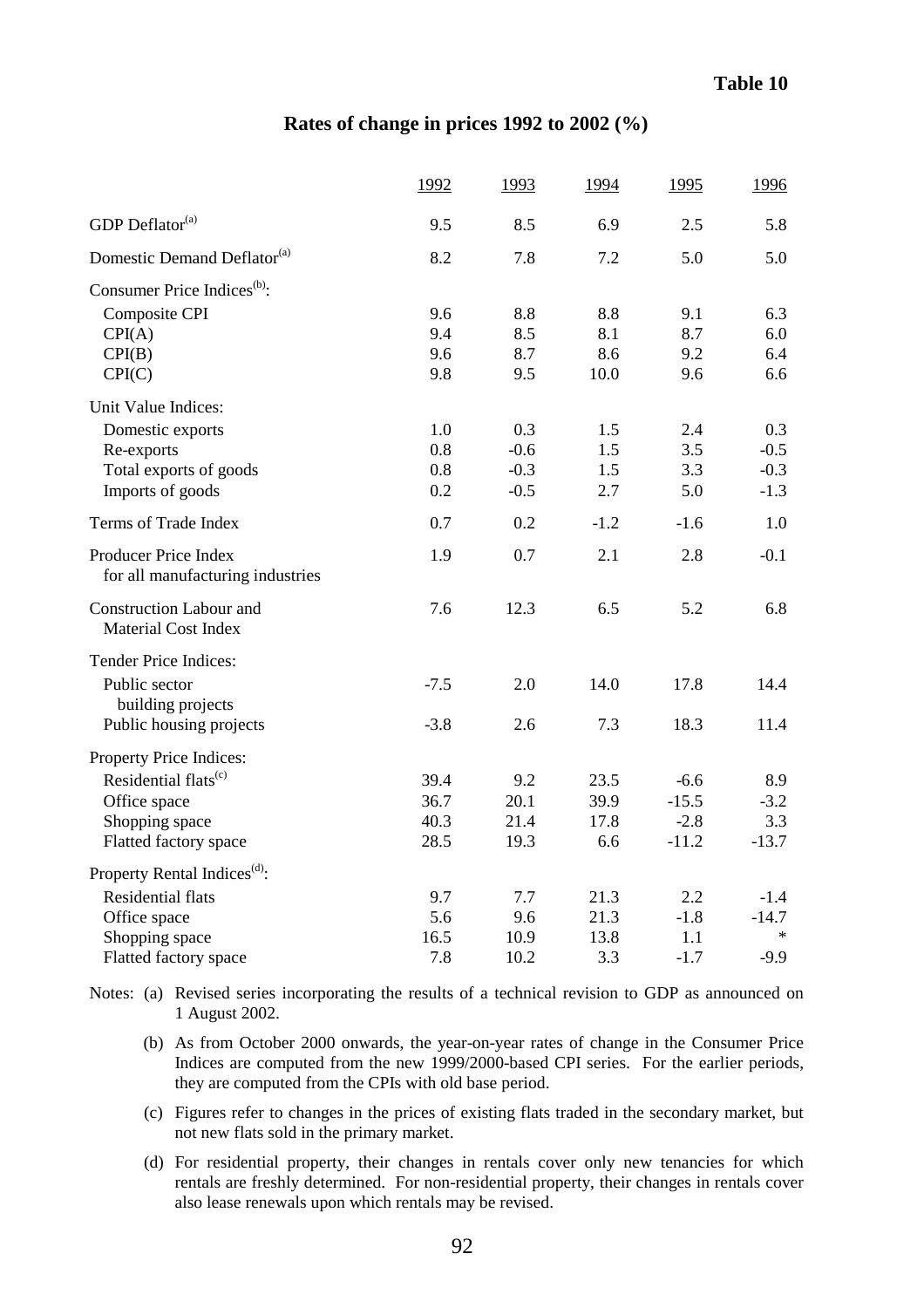**Table 10**

## Rates of change in prices 1992 to 2002 (%)

| | 1992 | 1993 | 1994 | 1995 | 1996 |
|---|---|---|---|---|---|
| GDP Deflator[(a)] | 9.5 | 8.5 | 6.9 | 2.5 | 5.8 |
| Domestic Demand Deflator[(a)] | 8.2 | 7.8 | 7.2 | 5.0 | 5.0 |
| Consumer Price Indices[(b)]: | | | | | |
| Composite CPI | 9.6 | 8.8 | 8.8 | 9.1 | 6.3 |
| CPI(A) | 9.4 | 8.5 | 8.1 | 8.7 | 6.0 |
| CPI(B) | 9.6 | 8.7 | 8.6 | 9.2 | 6.4 |
| CPI(C) | 9.8 | 9.5 | 10.0 | 9.6 | 6.6 |
| Unit Value Indices: | | | | | |
| Domestic exports | 1.0 | 0.3 | 1.5 | 2.4 | 0.3 |
| Re-exports | 0.8 | -0.6 | 1.5 | 3.5 | -0.5 |
| Total exports of goods | 0.8 | -0.3 | 1.5 | 3.3 | -0.3 |
| Imports of goods | 0.2 | -0.5 | 2.7 | 5.0 | -1.3 |
| Terms of Trade Index | 0.7 | 0.2 | -1.2 | -1.6 | 1.0 |
| Producer Price Index for all manufacturing industries | 1.9 | 0.7 | 2.1 | 2.8 | -0.1 |
| Construction Labour and Material Cost Index | 7.6 | 12.3 | 6.5 | 5.2 | 6.8 |
| Tender Price Indices: | | | | | |
| Public sector building projects | -7.5 | 2.0 | 14.0 | 17.8 | 14.4 |
| Public housing projects | -3.8 | 2.6 | 7.3 | 18.3 | 11.4 |
| Property Price Indices: | | | | | |
| Residential flats[(c)] | 39.4 | 9.2 | 23.5 | -6.6 | 8.9 |
| Office space | 36.7 | 20.1 | 39.9 | -15.5 | -3.2 |
| Shopping space | 40.3 | 21.4 | 17.8 | -2.8 | 3.3 |
| Flatted factory space | 28.5 | 19.3 | 6.6 | -11.2 | -13.7 |
| Property Rental Indices[(d)]: | | | | | |
| Residential flats | 9.7 | 7.7 | 21.3 | 2.2 | -1.4 |
| Office space | 5.6 | 9.6 | 21.3 | -1.8 | -14.7 |
| Shopping space | 16.5 | 10.9 | 13.8 | 1.1 | * |
| Flatted factory space | 7.8 | 10.2 | 3.3 | -1.7 | -9.9 |

Notes: (a) Revised series incorporating the results of a technical revision to GDP as announced on 1 August 2002.

(b) As from October 2000 onwards, the year-on-year rates of change in the Consumer Price Indices are computed from the new 1999/2000-based CPI series. For the earlier periods, they are computed from the CPIs with old base period.

(c) Figures refer to changes in the prices of existing flats traded in the secondary market, but not new flats sold in the primary market.

(d) For residential property, their changes in rentals cover only new tenancies for which rentals are freshly determined. For non-residential property, their changes in rentals cover also lease renewals upon which rentals may be revised.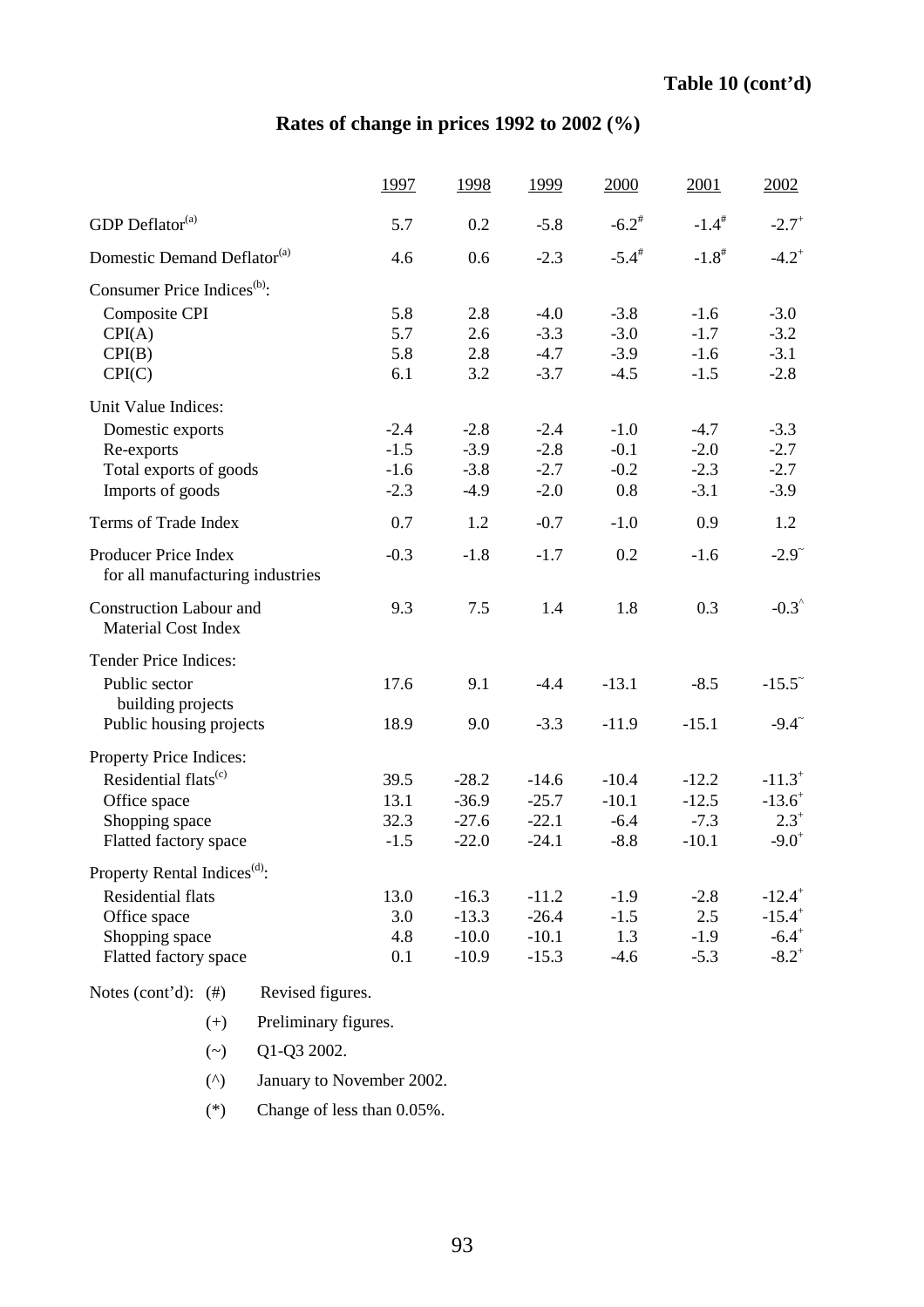**Table 10 (cont'd)**

## Rates of change in prices 1992 to 2002 (%)

| | 1997 | 1998 | 1999 | 2000 | 2001 | 2002 |
|---|---|---|---|---|---|---|
| GDP Deflator[(a)] | 5.7 | 0.2 | -5.8 | -6.2[#] | -1.4[#] | -2.7[+] |
| Domestic Demand Deflator[(a)] | 4.6 | 0.6 | -2.3 | -5.4[#] | -1.8[#] | -4.2[+] |
| Consumer Price Indices[(b)]: | | | | | | |
| Composite CPI | 5.8 | 2.8 | -4.0 | -3.8 | -1.6 | -3.0 |
| CPI(A) | 5.7 | 2.6 | -3.3 | -3.0 | -1.7 | -3.2 |
| CPI(B) | 5.8 | 2.8 | -4.7 | -3.9 | -1.6 | -3.1 |
| CPI(C) | 6.1 | 3.2 | -3.7 | -4.5 | -1.5 | -2.8 |
| Unit Value Indices: | | | | | | |
| Domestic exports | -2.4 | -2.8 | -2.4 | -1.0 | -4.7 | -3.3 |
| Re-exports | -1.5 | -3.9 | -2.8 | -0.1 | -2.0 | -2.7 |
| Total exports of goods | -1.6 | -3.8 | -2.7 | -0.2 | -2.3 | -2.7 |
| Imports of goods | -2.3 | -4.9 | -2.0 | 0.8 | -3.1 | -3.9 |
| Terms of Trade Index | 0.7 | 1.2 | -0.7 | -1.0 | 0.9 | 1.2 |
| Producer Price Index for all manufacturing industries | -0.3 | -1.8 | -1.7 | 0.2 | -1.6 | -2.9[~] |
| Construction Labour and Material Cost Index | 9.3 | 7.5 | 1.4 | 1.8 | 0.3 | -0.3[^] |
| Tender Price Indices: | | | | | | |
| Public sector building projects | 17.6 | 9.1 | -4.4 | -13.1 | -8.5 | -15.5[~] |
| Public housing projects | 18.9 | 9.0 | -3.3 | -11.9 | -15.1 | -9.4[~] |
| Property Price Indices: | | | | | | |
| Residential flats[(c)] | 39.5 | -28.2 | -14.6 | -10.4 | -12.2 | -11.3[+] |
| Office space | 13.1 | -36.9 | -25.7 | -10.1 | -12.5 | -13.6[+] |
| Shopping space | 32.3 | -27.6 | -22.1 | -6.4 | -7.3 | 2.3[+] |
| Flatted factory space | -1.5 | -22.0 | -24.1 | -8.8 | -10.1 | -9.0[+] |
| Property Rental Indices[(d)]: | | | | | | |
| Residential flats | 13.0 | -16.3 | -11.2 | -1.9 | -2.8 | -12.4[+] |
| Office space | 3.0 | -13.3 | -26.4 | -1.5 | 2.5 | -15.4[+] |
| Shopping space | 4.8 | -10.0 | -10.1 | 1.3 | -1.9 | -6.4[+] |
| Flatted factory space | 0.1 | -10.9 | -15.3 | -4.6 | -5.3 | -8.2[+] |

Notes (cont'd):
- (#) Revised figures.
- (+) Preliminary figures.
- (~) Q1-Q3 2002.
- (^) January to November 2002.
- (*) Change of less than 0.05%.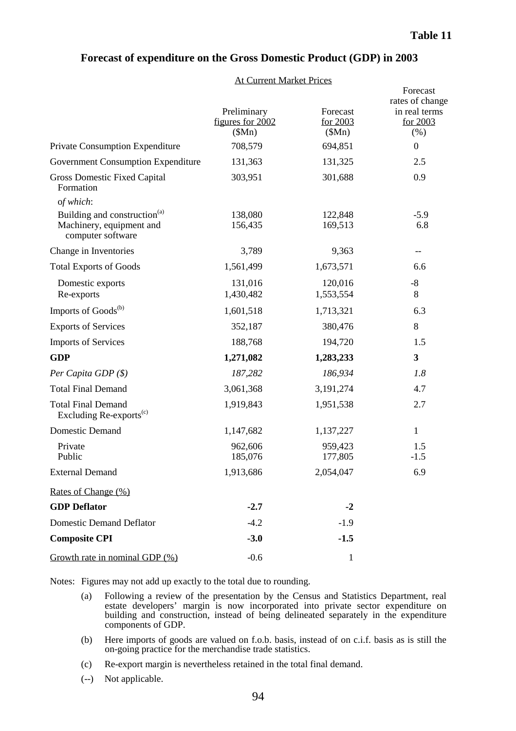**Table 11**

## Forecast of expenditure on the Gross Domestic Product (GDP) in 2003

| | At Current Market Prices | | |
|---|---|---|---|
| | Preliminary figures for 2002 ($Mn) | Forecast for 2003 ($Mn) | Forecast rates of change in real terms for 2003 (%) |
| Private Consumption Expenditure | 708,579 | 694,851 | 0 |
| Government Consumption Expenditure | 131,363 | 131,325 | 2.5 |
| Gross Domestic Fixed Capital Formation | 303,951 | 301,688 | 0.9 |
| *of which*: | | | |
| Building and construction[(a)] | 138,080 | 122,848 | -5.9 |
| Machinery, equipment and computer software | 156,435 | 169,513 | 6.8 |
| Change in Inventories | 3,789 | 9,363 | -- |
| Total Exports of Goods | 1,561,499 | 1,673,571 | 6.6 |
| Domestic exports | 131,016 | 120,016 | -8 |
| Re-exports | 1,430,482 | 1,553,554 | 8 |
| Imports of Goods[(b)] | 1,601,518 | 1,713,321 | 6.3 |
| Exports of Services | 352,187 | 380,476 | 8 |
| Imports of Services | 188,768 | 194,720 | 1.5 |
| **GDP** | **1,271,082** | **1,283,233** | **3** |
| *Per Capita GDP ($)* | *187,282* | *186,934* | *1.8* |
| Total Final Demand | 3,061,368 | 3,191,274 | 4.7 |
| Total Final Demand Excluding Re-exports[(c)] | 1,919,843 | 1,951,538 | 2.7 |
| Domestic Demand | 1,147,682 | 1,137,227 | 1 |
| Private | 962,606 | 959,423 | 1.5 |
| Public | 185,076 | 177,805 | -1.5 |
| External Demand | 1,913,686 | 2,054,047 | 6.9 |
| Rates of Change (%) | | | |
| **GDP Deflator** | **-2.7** | **-2** | |
| Domestic Demand Deflator | -4.2 | -1.9 | |
| **Composite CPI** | **-3.0** | **-1.5** | |
| Growth rate in nominal GDP (%) | -0.6 | 1 | |

Notes: Figures may not add up exactly to the total due to rounding.

(a) Following a review of the presentation by the Census and Statistics Department, real estate developers' margin is now incorporated into private sector expenditure on building and construction, instead of being delineated separately in the expenditure components of GDP.

(b) Here imports of goods are valued on f.o.b. basis, instead of on c.i.f. basis as is still the on-going practice for the merchandise trade statistics.

(c) Re-export margin is nevertheless retained in the total final demand.

(--) Not applicable.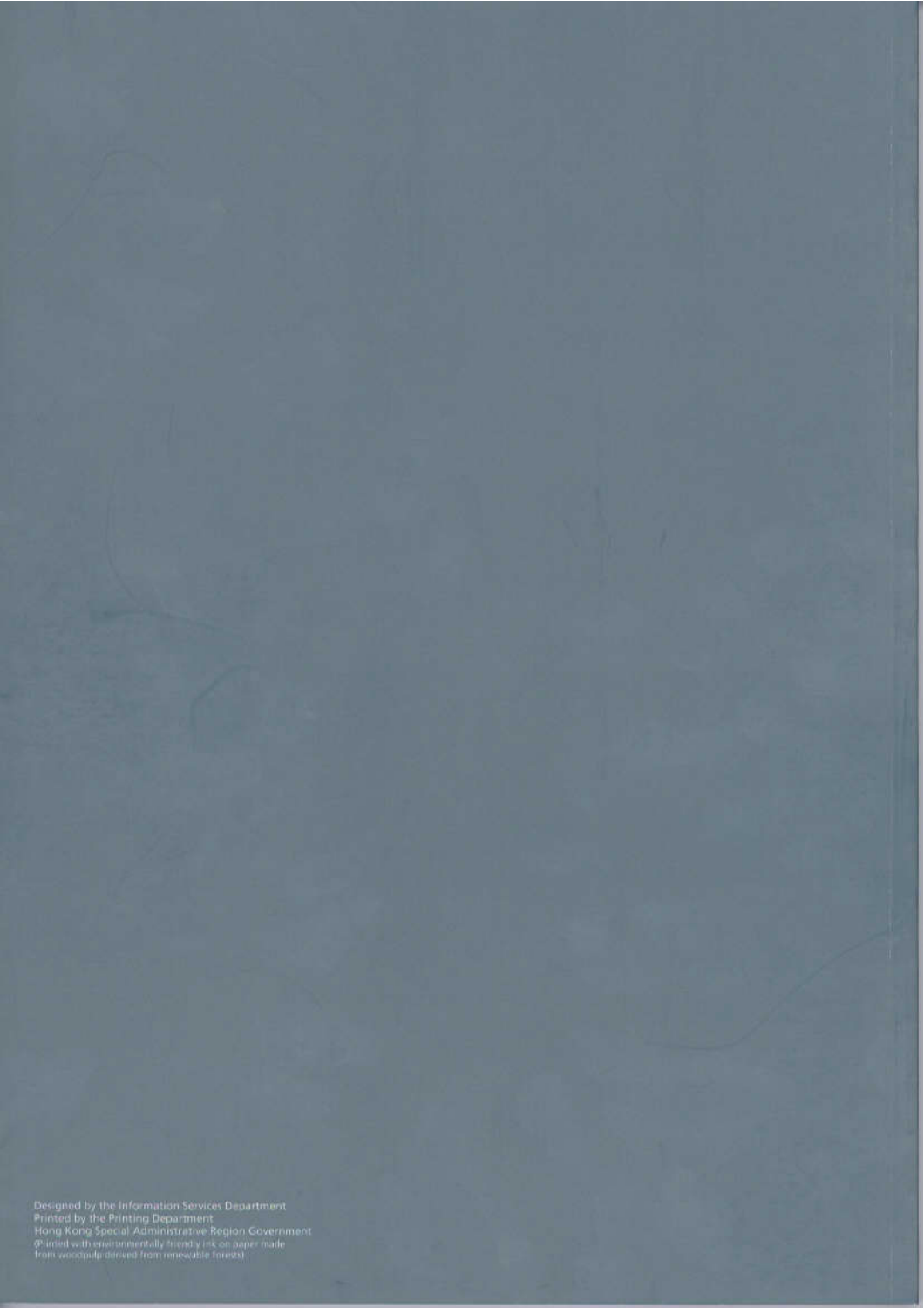Designed by the Information Services Department
Printed by the Printing Department
Hong Kong Special Administrative Region Government
(Printed with environmentally friendly ink on paper made from woodpulp derived from renewable forests)